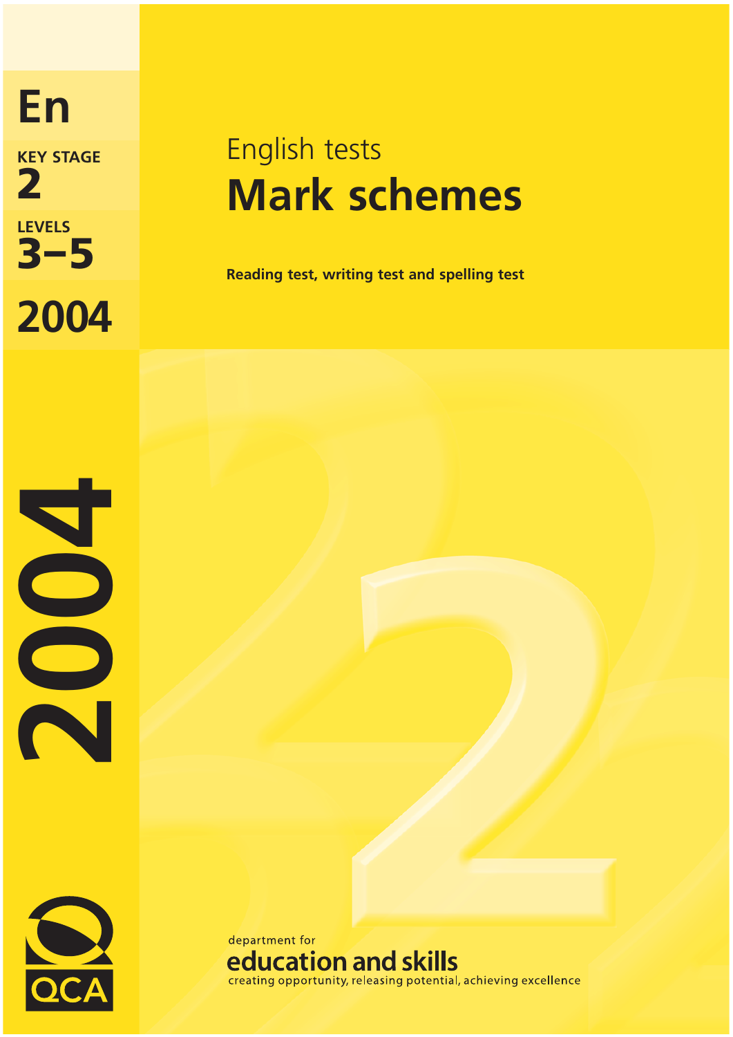En

KEY STAGE
2

LEVELS
3–5

2004

# English tests

# Mark schemes

**Reading test, writing test and spelling test**

2004

QCA

department for
education and skills
creating opportunity, releasing potential, achieving excellence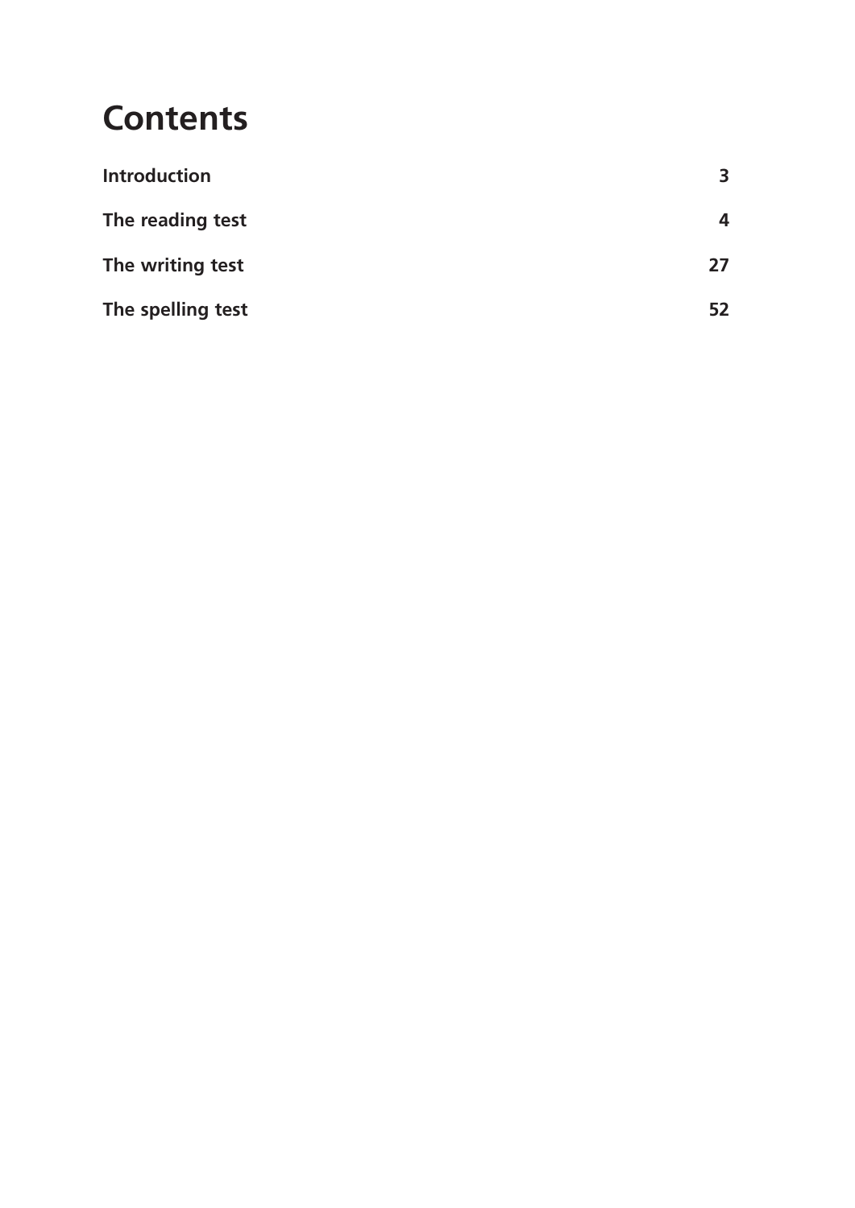# Contents

| | |
|---|---|
| **Introduction** | **3** |
| **The reading test** | **4** |
| **The writing test** | **27** |
| **The spelling test** | **52** |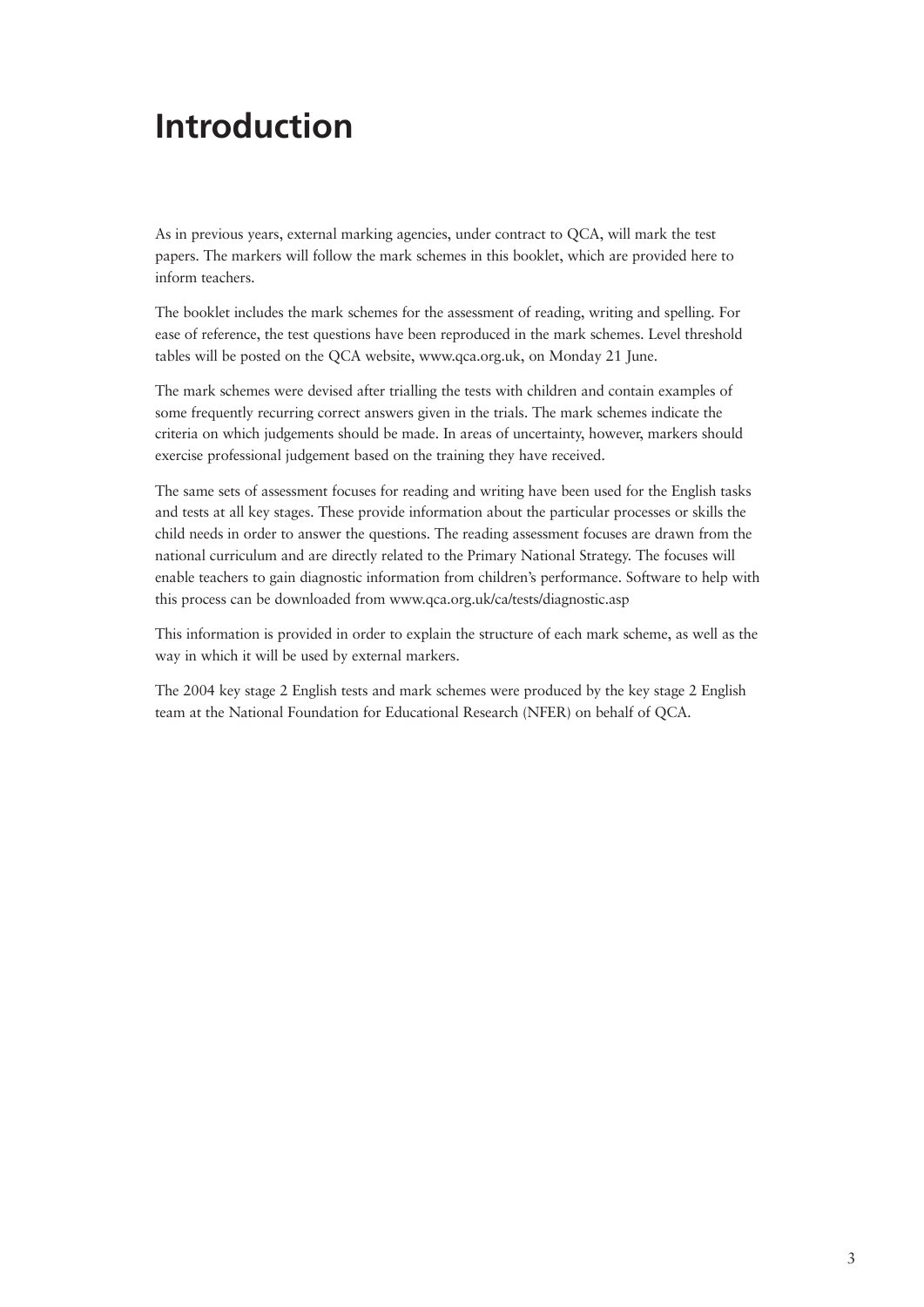# Introduction

As in previous years, external marking agencies, under contract to QCA, will mark the test papers. The markers will follow the mark schemes in this booklet, which are provided here to inform teachers.

The booklet includes the mark schemes for the assessment of reading, writing and spelling. For ease of reference, the test questions have been reproduced in the mark schemes. Level threshold tables will be posted on the QCA website, www.qca.org.uk, on Monday 21 June.

The mark schemes were devised after trialling the tests with children and contain examples of some frequently recurring correct answers given in the trials. The mark schemes indicate the criteria on which judgements should be made. In areas of uncertainty, however, markers should exercise professional judgement based on the training they have received.

The same sets of assessment focuses for reading and writing have been used for the English tasks and tests at all key stages. These provide information about the particular processes or skills the child needs in order to answer the questions. The reading assessment focuses are drawn from the national curriculum and are directly related to the Primary National Strategy. The focuses will enable teachers to gain diagnostic information from children's performance. Software to help with this process can be downloaded from www.qca.org.uk/ca/tests/diagnostic.asp

This information is provided in order to explain the structure of each mark scheme, as well as the way in which it will be used by external markers.

The 2004 key stage 2 English tests and mark schemes were produced by the key stage 2 English team at the National Foundation for Educational Research (NFER) on behalf of QCA.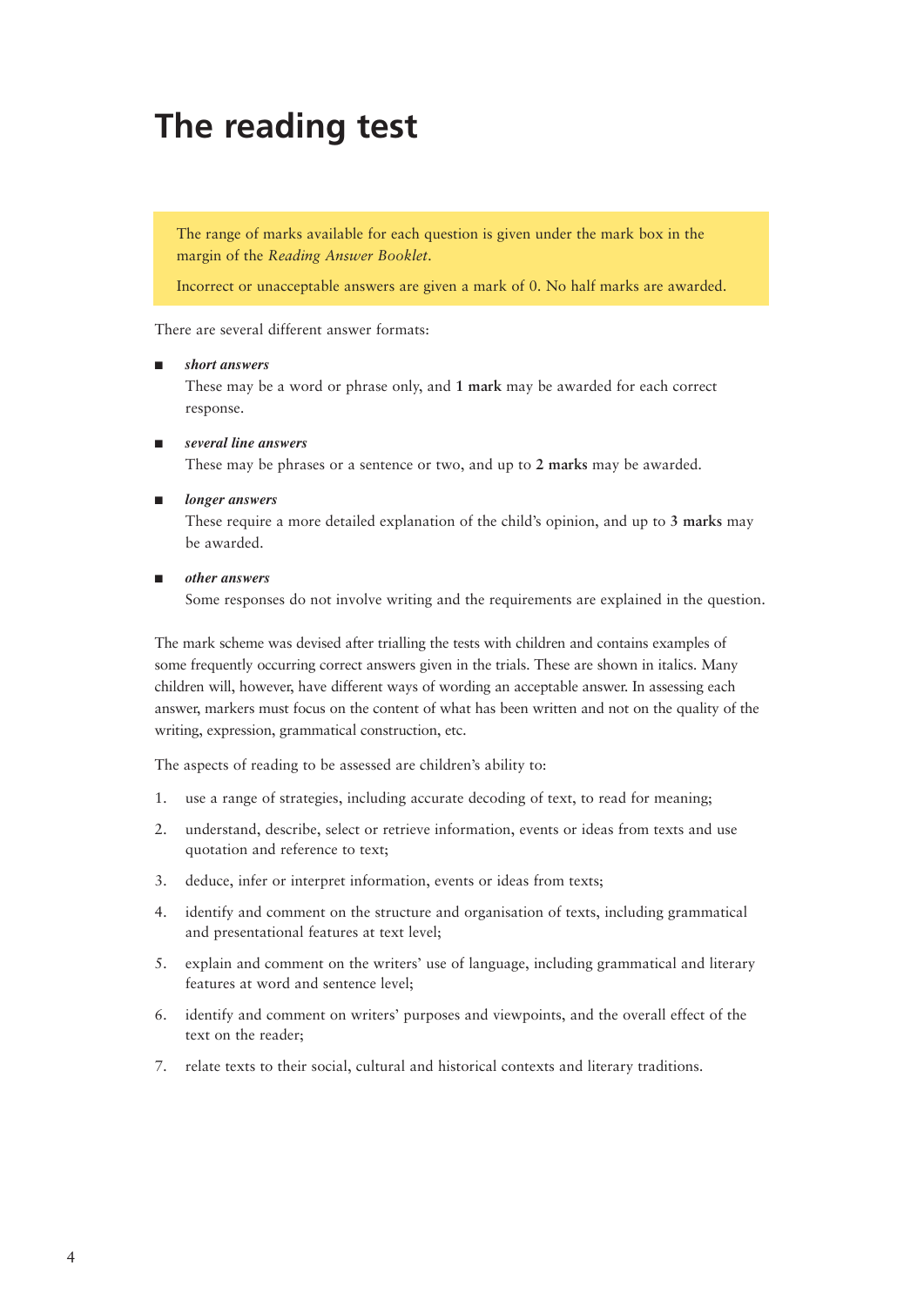# The reading test

The range of marks available for each question is given under the mark box in the margin of the *Reading Answer Booklet*.

Incorrect or unacceptable answers are given a mark of 0. No half marks are awarded.

There are several different answer formats:

- ***short answers***
  These may be a word or phrase only, and **1 mark** may be awarded for each correct response.

- ***several line answers***
  These may be phrases or a sentence or two, and up to **2 marks** may be awarded.

- ***longer answers***
  These require a more detailed explanation of the child's opinion, and up to **3 marks** may be awarded.

- ***other answers***
  Some responses do not involve writing and the requirements are explained in the question.

The mark scheme was devised after trialling the tests with children and contains examples of some frequently occurring correct answers given in the trials. These are shown in italics. Many children will, however, have different ways of wording an acceptable answer. In assessing each answer, markers must focus on the content of what has been written and not on the quality of the writing, expression, grammatical construction, etc.

The aspects of reading to be assessed are children's ability to:

1. use a range of strategies, including accurate decoding of text, to read for meaning;
2. understand, describe, select or retrieve information, events or ideas from texts and use quotation and reference to text;
3. deduce, infer or interpret information, events or ideas from texts;
4. identify and comment on the structure and organisation of texts, including grammatical and presentational features at text level;
5. explain and comment on the writers' use of language, including grammatical and literary features at word and sentence level;
6. identify and comment on writers' purposes and viewpoints, and the overall effect of the text on the reader;
7. relate texts to their social, cultural and historical contexts and literary traditions.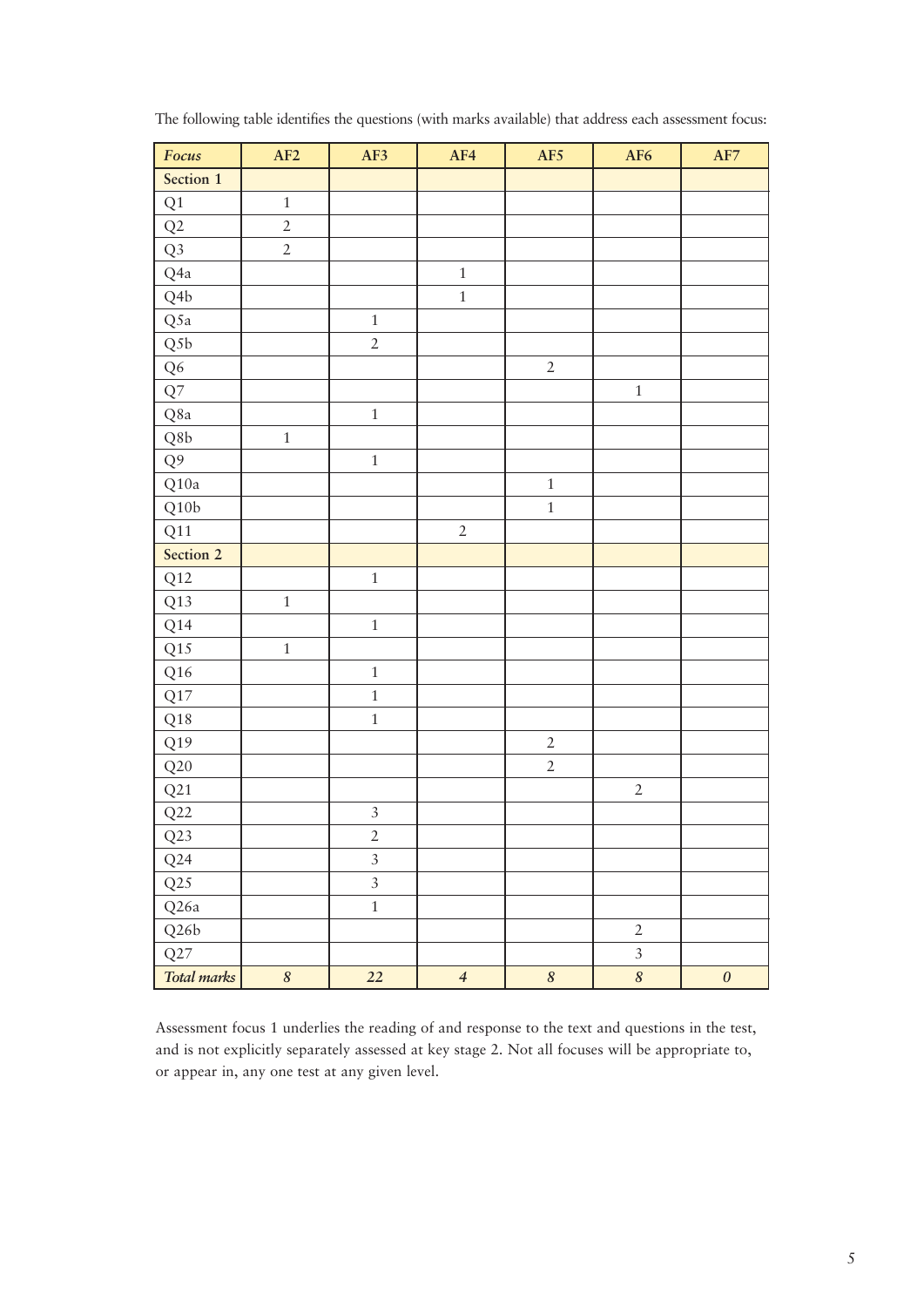The following table identifies the questions (with marks available) that address each assessment focus:

| *Focus* | AF2 | AF3 | AF4 | AF5 | AF6 | AF7 |
|---|---|---|---|---|---|---|
| **Section 1** | | | | | | |
| Q1 | 1 | | | | | |
| Q2 | 2 | | | | | |
| Q3 | 2 | | | | | |
| Q4a | | | 1 | | | |
| Q4b | | | 1 | | | |
| Q5a | | 1 | | | | |
| Q5b | | 2 | | | | |
| Q6 | | | | 2 | | |
| Q7 | | | | | 1 | |
| Q8a | | 1 | | | | |
| Q8b | 1 | | | | | |
| Q9 | | 1 | | | | |
| Q10a | | | | 1 | | |
| Q10b | | | | 1 | | |
| Q11 | | | 2 | | | |
| **Section 2** | | | | | | |
| Q12 | | 1 | | | | |
| Q13 | 1 | | | | | |
| Q14 | | 1 | | | | |
| Q15 | 1 | | | | | |
| Q16 | | 1 | | | | |
| Q17 | | 1 | | | | |
| Q18 | | 1 | | | | |
| Q19 | | | | 2 | | |
| Q20 | | | | 2 | | |
| Q21 | | | | | 2 | |
| Q22 | | 3 | | | | |
| Q23 | | 2 | | | | |
| Q24 | | 3 | | | | |
| Q25 | | 3 | | | | |
| Q26a | | 1 | | | | |
| Q26b | | | | | 2 | |
| Q27 | | | | | 3 | |
| *Total marks* | *8* | *22* | *4* | *8* | *8* | *0* |

Assessment focus 1 underlies the reading of and response to the text and questions in the test, and is not explicitly separately assessed at key stage 2. Not all focuses will be appropriate to, or appear in, any one test at any given level.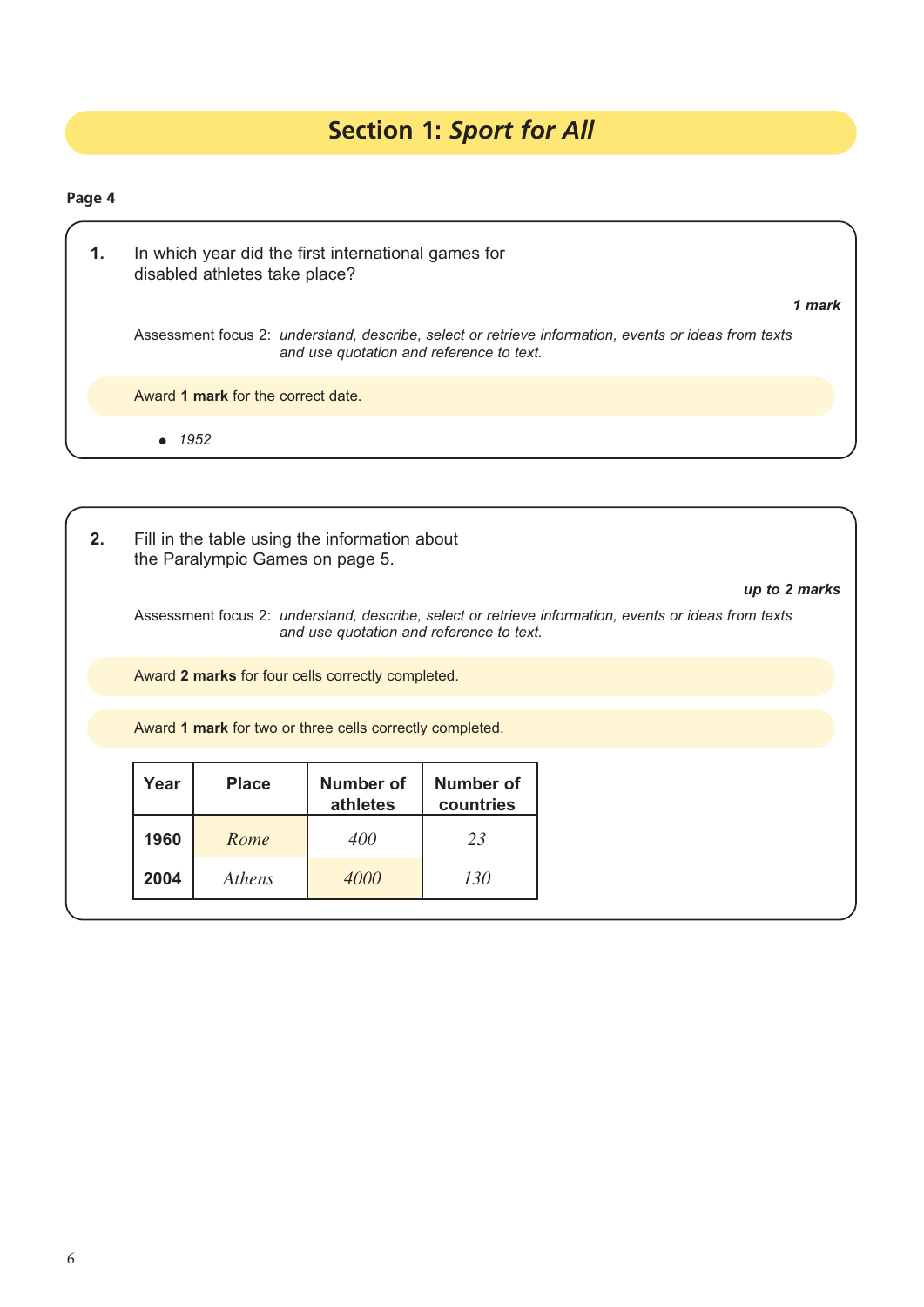# Section 1: *Sport for All*

**Page 4**

**1.** In which year did the first international games for disabled athletes take place?

***1 mark***

Assessment focus 2: *understand, describe, select or retrieve information, events or ideas from texts and use quotation and reference to text.*

Award **1 mark** for the correct date.

- *1952*

**2.** Fill in the table using the information about the Paralympic Games on page 5.

***up to 2 marks***

Assessment focus 2: *understand, describe, select or retrieve information, events or ideas from texts and use quotation and reference to text.*

Award **2 marks** for four cells correctly completed.

Award **1 mark** for two or three cells correctly completed.

| Year | Place | Number of athletes | Number of countries |
|---|---|---|---|
| **1960** | *Rome* | *400* | *23* |
| **2004** | *Athens* | *4000* | *130* |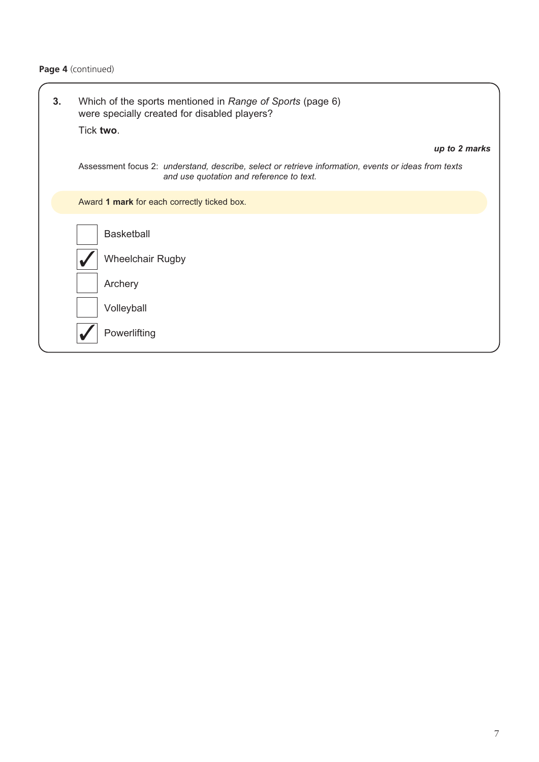**Page 4** (continued)

**3.** Which of the sports mentioned in *Range of Sports* (page 6) were specially created for disabled players?

Tick **two**.

***up to 2 marks***

Assessment focus 2: *understand, describe, select or retrieve information, events or ideas from texts and use quotation and reference to text.*

Award **1 mark** for each correctly ticked box.

- [ ] Basketball
- [x] Wheelchair Rugby
- [ ] Archery
- [ ] Volleyball
- [x] Powerlifting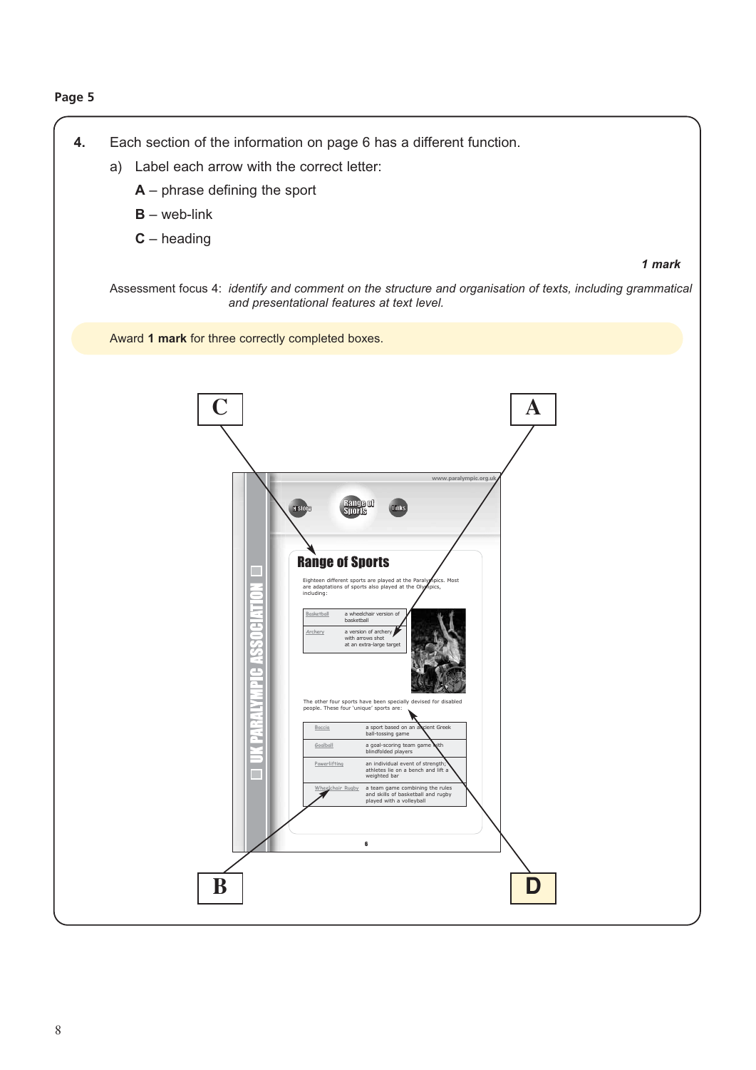Page 5

**4.** Each section of the information on page 6 has a different function.

a) Label each arrow with the correct letter:

**A** – phrase defining the sport

**B** – web-link

**C** – heading

***1 mark***

Assessment focus 4: *identify and comment on the structure and organisation of texts, including grammatical and presentational features at text level.*

Award **1 mark** for three correctly completed boxes.

C

A

www.paralympic.org.uk

History Range of Sports Links

UK PARALYMPIC ASSOCIATION

**Range of Sports**

Eighteen different sports are played at the Paralympics. Most are adaptations of sports also played at the Olympics, including:

| | |
|---|---|
| Basketball | a wheelchair version of basketball |
| Archery | a version of archery with arrows shot at an extra-large target |

The other four sports have been specially devised for disabled people. These four 'unique' sports are:

| | |
|---|---|
| Boccia | a sport based on an ancient Greek ball-tossing game |
| Goalball | a goal-scoring team game with blindfolded players |
| Powerlifting | an individual event of strength; athletes lie on a bench and lift a weighted bar |
| Wheelchair Rugby | a team game combining the rules and skills of basketball and rugby played with a volleyball |

6

B

D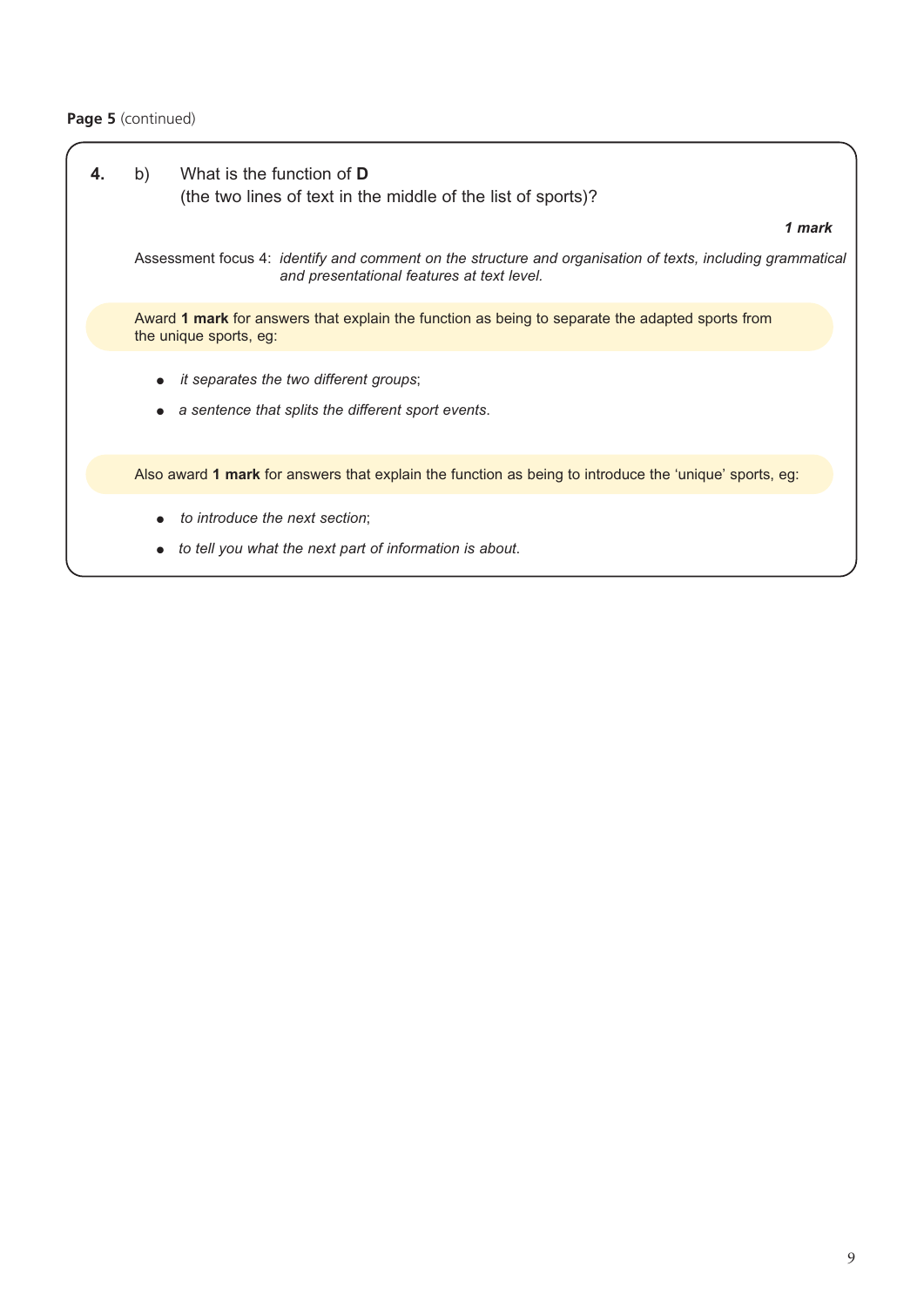**Page 5** (continued)

**4.** b) What is the function of **D**
(the two lines of text in the middle of the list of sports)?

***1 mark***

Assessment focus 4: *identify and comment on the structure and organisation of texts, including grammatical and presentational features at text level.*

Award **1 mark** for answers that explain the function as being to separate the adapted sports from the unique sports, eg:

- *it separates the two different groups*;
- *a sentence that splits the different sport events*.

Also award **1 mark** for answers that explain the function as being to introduce the 'unique' sports, eg:

- *to introduce the next section*;
- *to tell you what the next part of information is about*.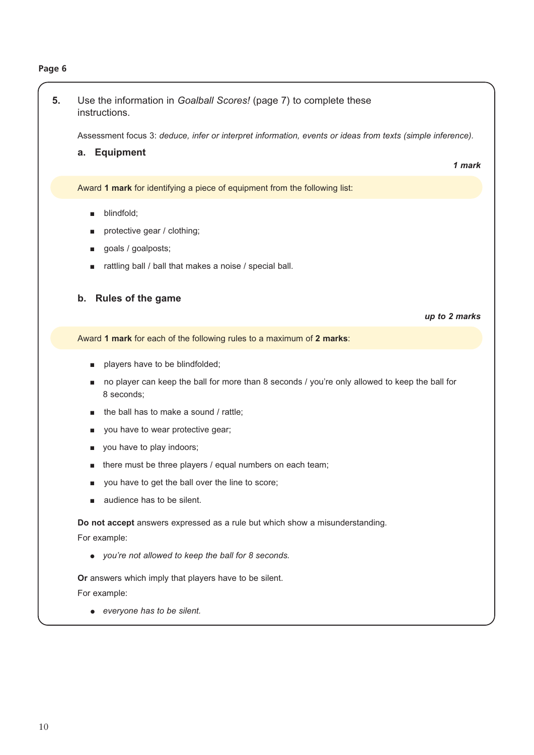**Page 6**

**5.** Use the information in *Goalball Scores!* (page 7) to complete these instructions.

Assessment focus 3: *deduce, infer or interpret information, events or ideas from texts (simple inference).*

**a. Equipment**

***1 mark***

Award **1 mark** for identifying a piece of equipment from the following list:

- blindfold;
- protective gear / clothing;
- goals / goalposts;
- rattling ball / ball that makes a noise / special ball.

**b. Rules of the game**

***up to 2 marks***

Award **1 mark** for each of the following rules to a maximum of **2 marks**:

- players have to be blindfolded;
- no player can keep the ball for more than 8 seconds / you're only allowed to keep the ball for 8 seconds;
- the ball has to make a sound / rattle;
- you have to wear protective gear;
- you have to play indoors;
- there must be three players / equal numbers on each team;
- you have to get the ball over the line to score;
- audience has to be silent.

**Do not accept** answers expressed as a rule but which show a misunderstanding.

For example:

- *you're not allowed to keep the ball for 8 seconds.*

**Or** answers which imply that players have to be silent.

For example:

- *everyone has to be silent.*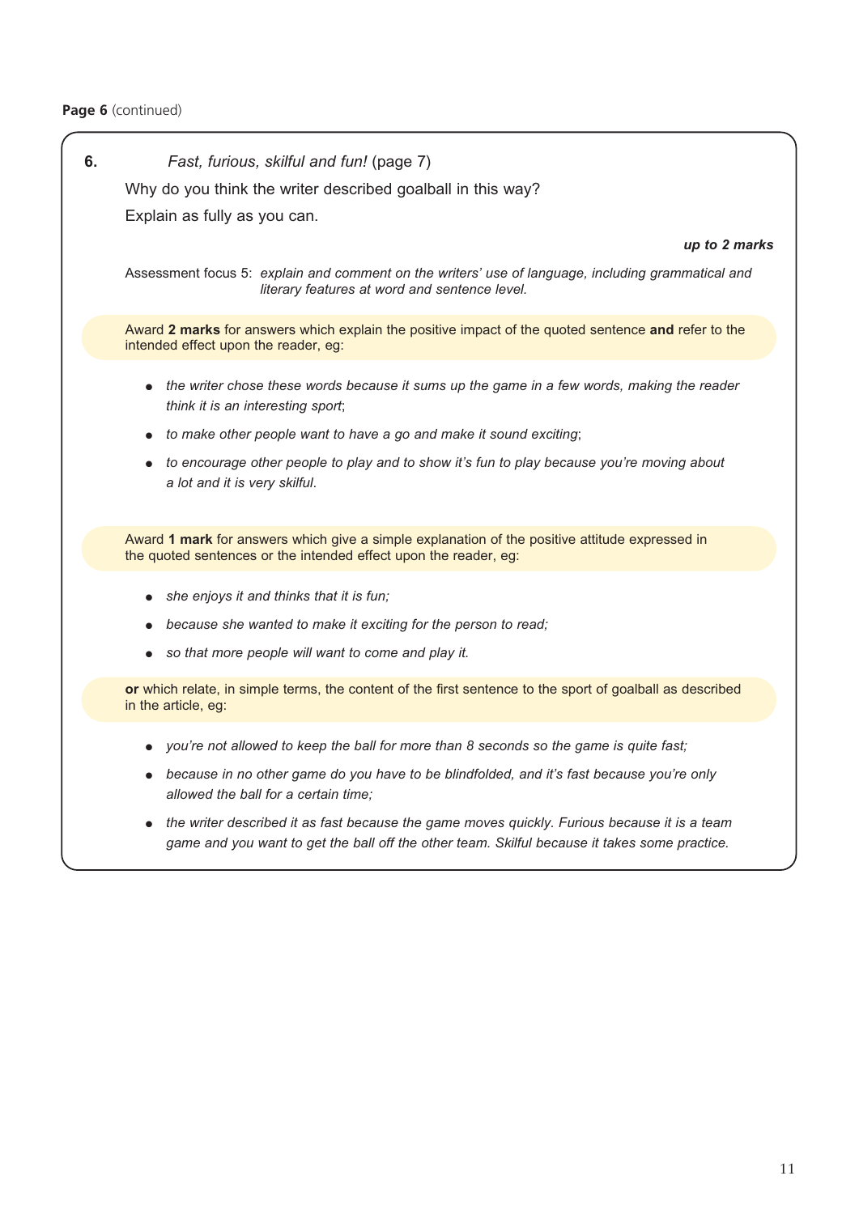**Page 6** (continued)

**6.** *Fast, furious, skilful and fun!* (page 7)

Why do you think the writer described goalball in this way?

Explain as fully as you can.

***up to 2 marks***

Assessment focus 5: *explain and comment on the writers' use of language, including grammatical and literary features at word and sentence level.*

Award **2 marks** for answers which explain the positive impact of the quoted sentence **and** refer to the intended effect upon the reader, eg:

- *the writer chose these words because it sums up the game in a few words, making the reader think it is an interesting sport*;
- *to make other people want to have a go and make it sound exciting*;
- *to encourage other people to play and to show it's fun to play because you're moving about a lot and it is very skilful*.

Award **1 mark** for answers which give a simple explanation of the positive attitude expressed in the quoted sentences or the intended effect upon the reader, eg:

- *she enjoys it and thinks that it is fun;*
- *because she wanted to make it exciting for the person to read;*
- *so that more people will want to come and play it.*

**or** which relate, in simple terms, the content of the first sentence to the sport of goalball as described in the article, eg:

- *you're not allowed to keep the ball for more than 8 seconds so the game is quite fast;*
- *because in no other game do you have to be blindfolded, and it's fast because you're only allowed the ball for a certain time;*
- *the writer described it as fast because the game moves quickly. Furious because it is a team game and you want to get the ball off the other team. Skilful because it takes some practice.*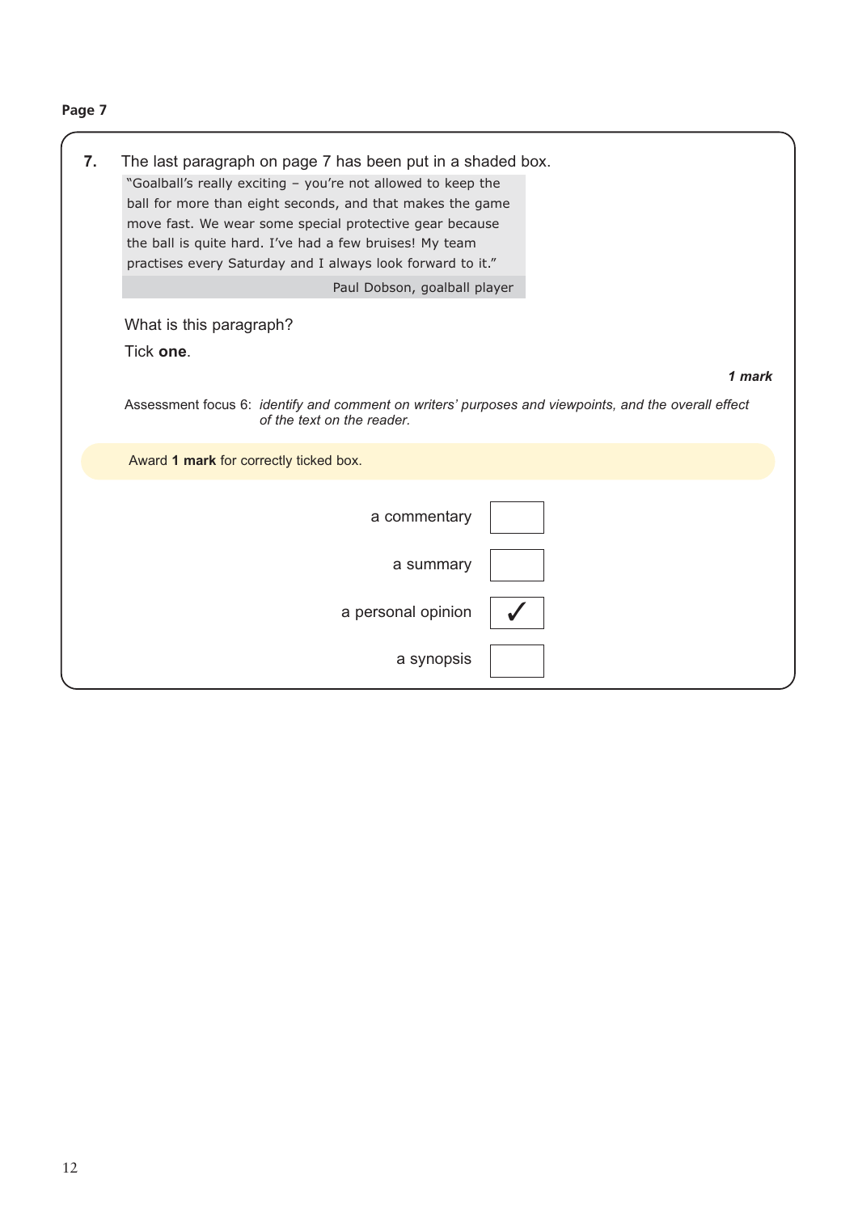**Page 7**

**7.** The last paragraph on page 7 has been put in a shaded box.

> "Goalball's really exciting – you're not allowed to keep the ball for more than eight seconds, and that makes the game move fast. We wear some special protective gear because the ball is quite hard. I've had a few bruises! My team practises every Saturday and I always look forward to it."
>
> Paul Dobson, goalball player

What is this paragraph?

Tick **one**.

***1 mark***

Assessment focus 6: *identify and comment on writers' purposes and viewpoints, and the overall effect of the text on the reader.*

Award **1 mark** for correctly ticked box.

| | |
|---|---|
| a commentary | ☐ |
| a summary | ☐ |
| a personal opinion | ✓ |
| a synopsis | ☐ |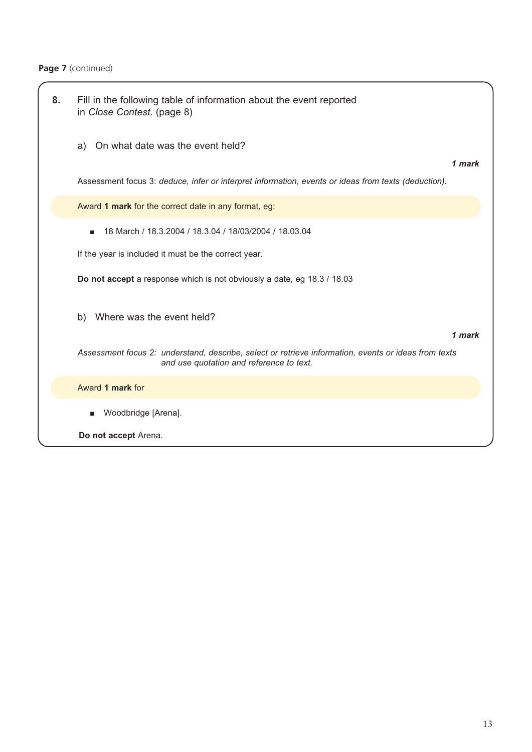**Page 7** (continued)

**8.** Fill in the following table of information about the event reported in *Close Contest.* (page 8)

a) On what date was the event held?

***1 mark***

Assessment focus 3: *deduce, infer or interpret information, events or ideas from texts (deduction).*

Award **1 mark** for the correct date in any format, eg:

- 18 March / 18.3.2004 / 18.3.04 / 18/03/2004 / 18.03.04

If the year is included it must be the correct year.

**Do not accept** a response which is not obviously a date, eg 18.3 / 18.03

b) Where was the event held?

***1 mark***

*Assessment focus 2: understand, describe, select or retrieve information, events or ideas from texts and use quotation and reference to text.*

Award **1 mark** for

- Woodbridge [Arena].

**Do not accept** Arena.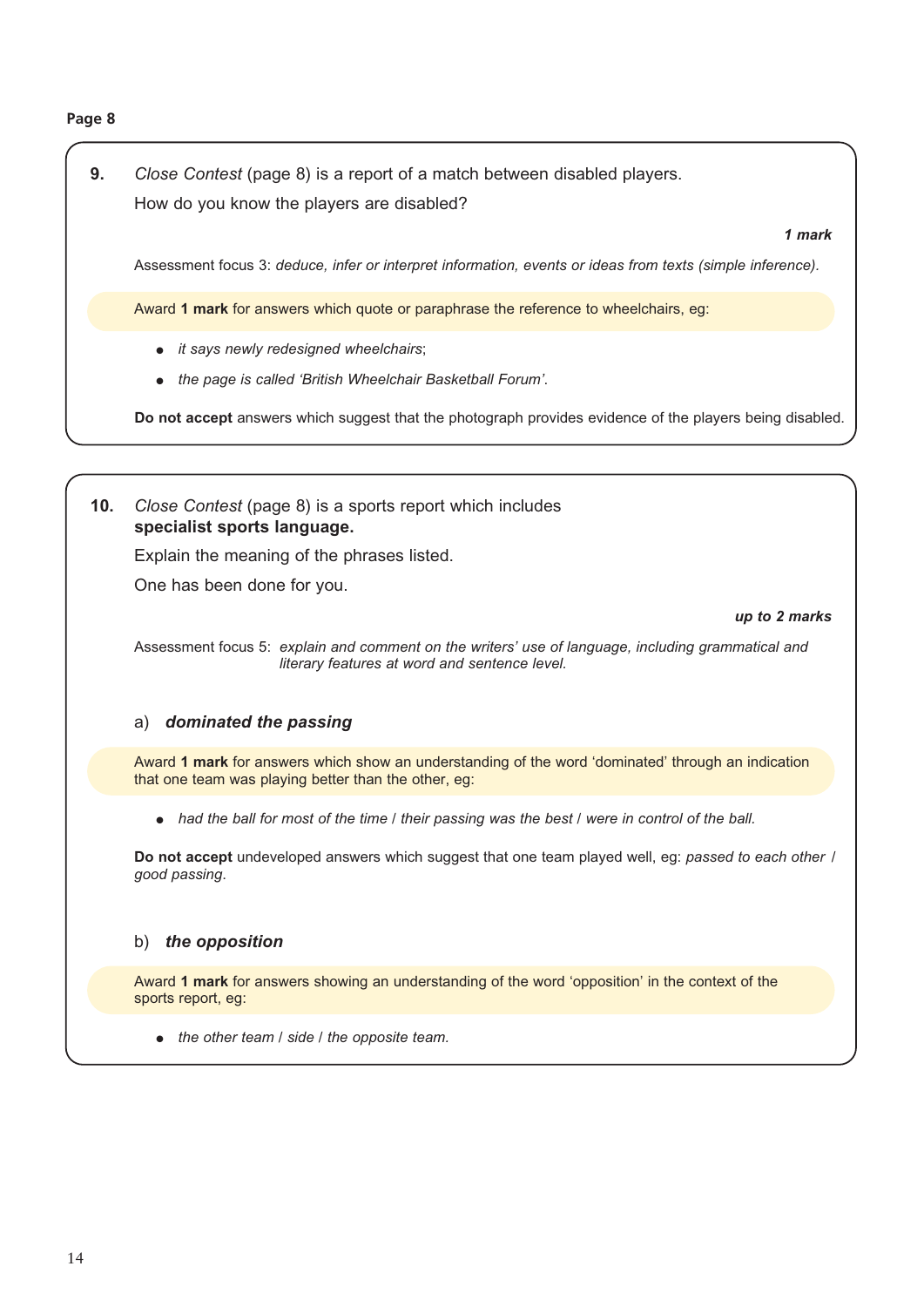**Page 8**

**9.** *Close Contest* (page 8) is a report of a match between disabled players.

How do you know the players are disabled?

***1 mark***

Assessment focus 3: *deduce, infer or interpret information, events or ideas from texts (simple inference).*

Award **1 mark** for answers which quote or paraphrase the reference to wheelchairs, eg:

- *it says newly redesigned wheelchairs*;
- *the page is called 'British Wheelchair Basketball Forum'.*

**Do not accept** answers which suggest that the photograph provides evidence of the players being disabled.

**10.** *Close Contest* (page 8) is a sports report which includes **specialist sports language.**

Explain the meaning of the phrases listed.

One has been done for you.

***up to 2 marks***

Assessment focus 5: *explain and comment on the writers' use of language, including grammatical and literary features at word and sentence level.*

a) ***dominated the passing***

Award **1 mark** for answers which show an understanding of the word 'dominated' through an indication that one team was playing better than the other, eg:

- *had the ball for most of the time / their passing was the best / were in control of the ball.*

**Do not accept** undeveloped answers which suggest that one team played well, eg: *passed to each other / good passing.*

b) ***the opposition***

Award **1 mark** for answers showing an understanding of the word 'opposition' in the context of the sports report, eg:

- *the other team / side / the opposite team.*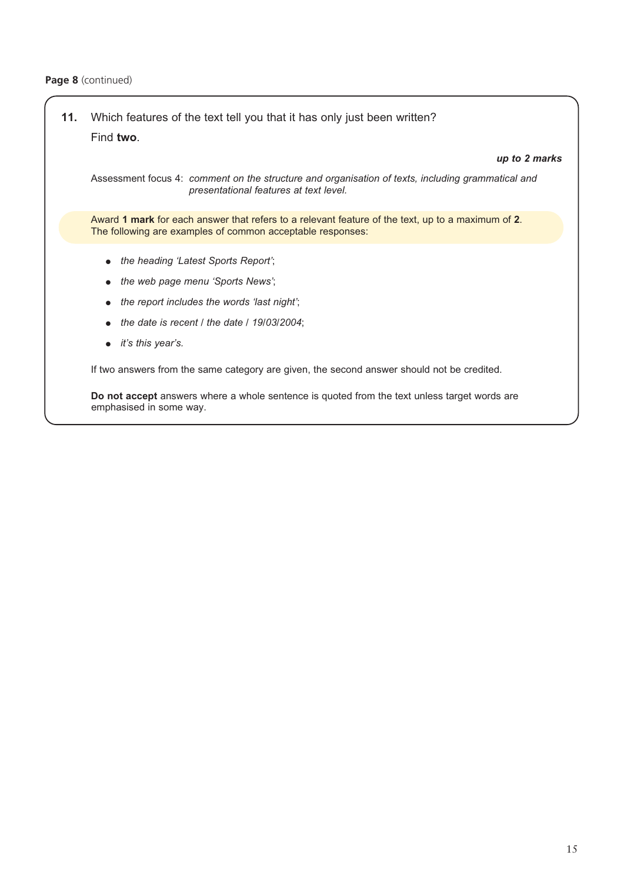**Page 8** (continued)

**11.** Which features of the text tell you that it has only just been written?

Find **two**.

***up to 2 marks***

Assessment focus 4: *comment on the structure and organisation of texts, including grammatical and presentational features at text level.*

Award **1 mark** for each answer that refers to a relevant feature of the text, up to a maximum of **2**. The following are examples of common acceptable responses:

- *the heading 'Latest Sports Report'*;
- *the web page menu 'Sports News'*;
- *the report includes the words 'last night'*;
- *the date is recent / the date / 19/03/2004*;
- *it's this year's.*

If two answers from the same category are given, the second answer should not be credited.

**Do not accept** answers where a whole sentence is quoted from the text unless target words are emphasised in some way.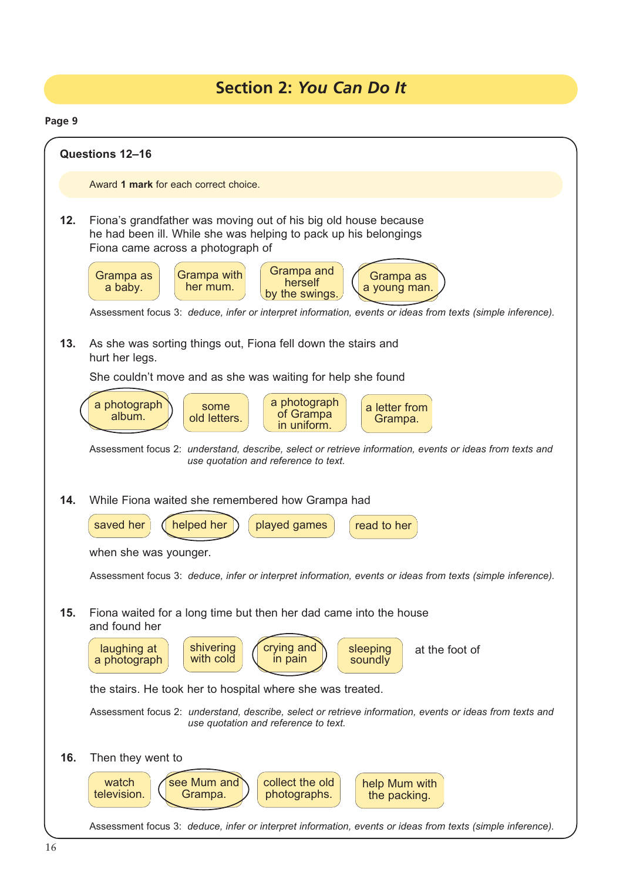## Section 2: *You Can Do It*

**Page 9**

### Questions 12–16

Award **1 mark** for each correct choice.

**12.** Fiona's grandfather was moving out of his big old house because he had been ill. While she was helping to pack up his belongings Fiona came across a photograph of

- Grampa as a baby.
- Grampa with her mum.
- Grampa and herself by the swings.
- **Grampa as a young man.** (circled)

Assessment focus 3: *deduce, infer or interpret information, events or ideas from texts (simple inference).*

**13.** As she was sorting things out, Fiona fell down the stairs and hurt her legs.

She couldn't move and as she was waiting for help she found

- **a photograph album.** (circled)
- some old letters.
- a photograph of Grampa in uniform.
- a letter from Grampa.

Assessment focus 2: *understand, describe, select or retrieve information, events or ideas from texts and use quotation and reference to text.*

**14.** While Fiona waited she remembered how Grampa had

- saved her
- **helped her** (circled)
- played games
- read to her

when she was younger.

Assessment focus 3: *deduce, infer or interpret information, events or ideas from texts (simple inference).*

**15.** Fiona waited for a long time but then her dad came into the house and found her

- laughing at a photograph
- shivering with cold
- **crying and in pain** (circled)
- sleeping soundly

at the foot of the stairs. He took her to hospital where she was treated.

Assessment focus 2: *understand, describe, select or retrieve information, events or ideas from texts and use quotation and reference to text.*

**16.** Then they went to

- watch television.
- **see Mum and Grampa.** (circled)
- collect the old photographs.
- help Mum with the packing.

Assessment focus 3: *deduce, infer or interpret information, events or ideas from texts (simple inference).*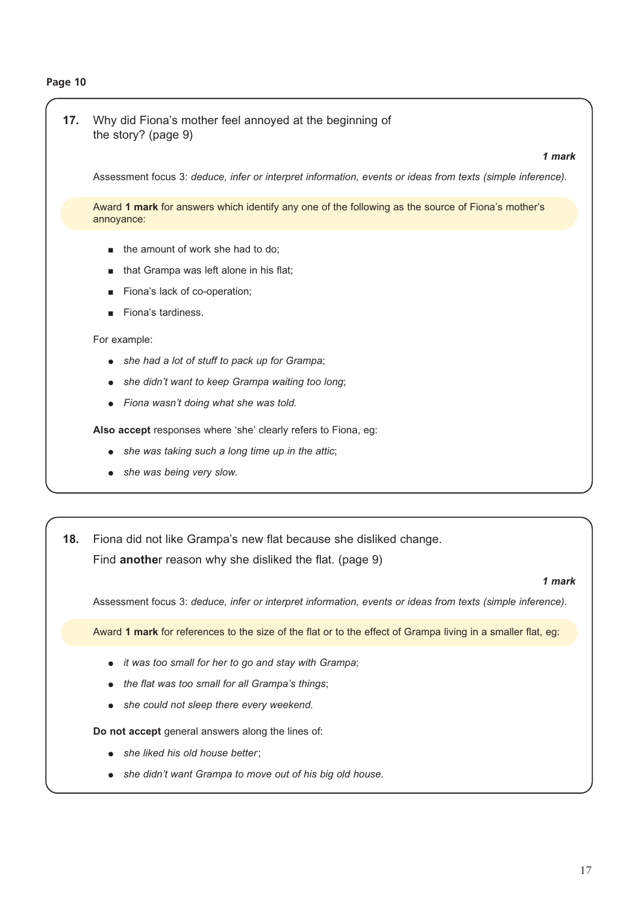**Page 10**

**17.** Why did Fiona's mother feel annoyed at the beginning of the story? (page 9)

***1 mark***

Assessment focus 3: *deduce, infer or interpret information, events or ideas from texts (simple inference).*

Award **1 mark** for answers which identify any one of the following as the source of Fiona's mother's annoyance:

- the amount of work she had to do;
- that Grampa was left alone in his flat;
- Fiona's lack of co-operation;
- Fiona's tardiness.

For example:

- *she had a lot of stuff to pack up for Grampa*;
- *she didn't want to keep Grampa waiting too long*;
- *Fiona wasn't doing what she was told.*

**Also accept** responses where 'she' clearly refers to Fiona, eg:

- *she was taking such a long time up in the attic*;
- *she was being very slow.*

**18.** Fiona did not like Grampa's new flat because she disliked change.

Find **another** reason why she disliked the flat. (page 9)

***1 mark***

Assessment focus 3: *deduce, infer or interpret information, events or ideas from texts (simple inference).*

Award **1 mark** for references to the size of the flat or to the effect of Grampa living in a smaller flat, eg:

- *it was too small for her to go and stay with Grampa*;
- *the flat was too small for all Grampa's things*;
- *she could not sleep there every weekend.*

**Do not accept** general answers along the lines of:

- *she liked his old house better*;
- *she didn't want Grampa to move out of his big old house.*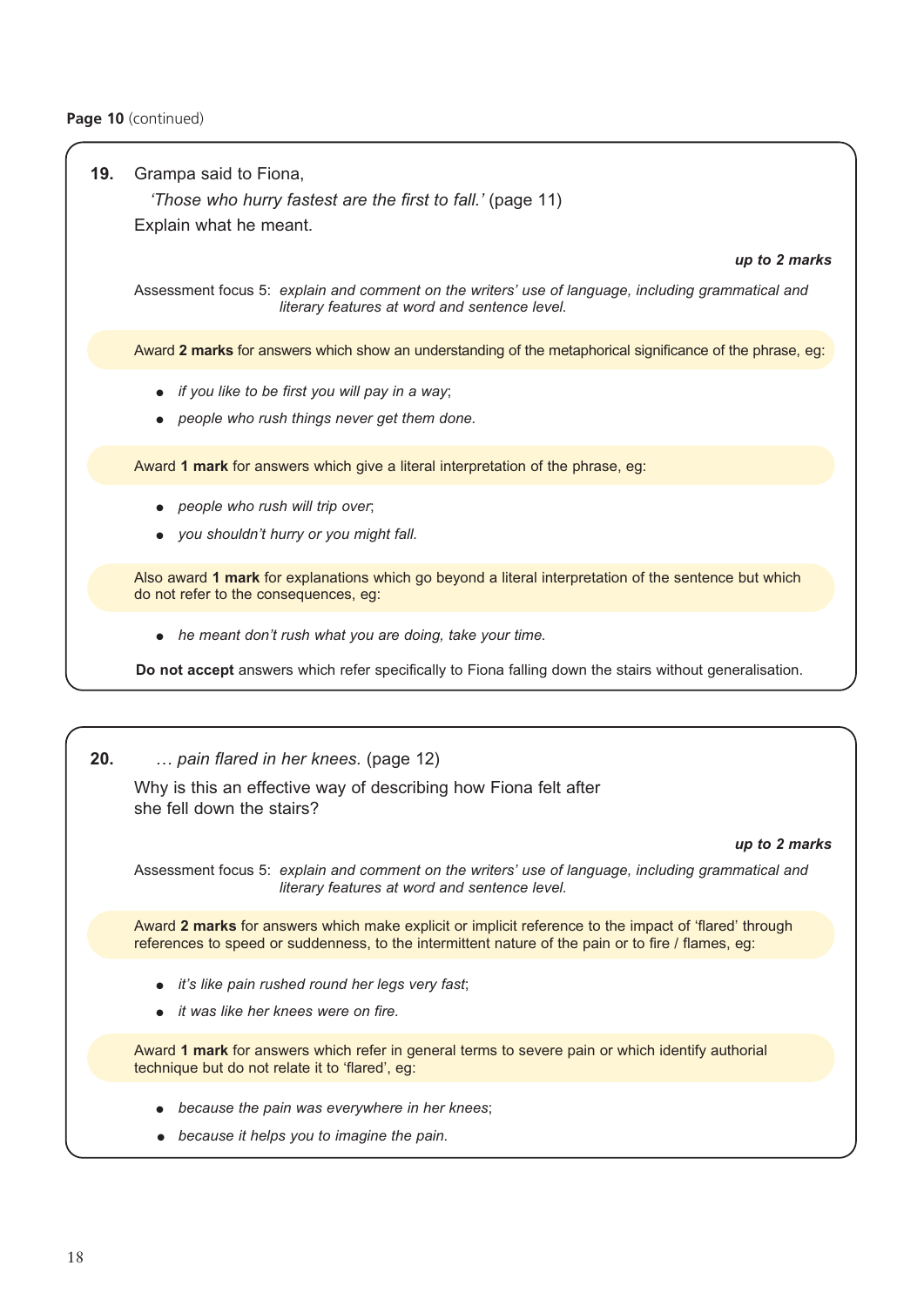**Page 10** (continued)

**19.** Grampa said to Fiona,

*'Those who hurry fastest are the first to fall.'* (page 11)

Explain what he meant.

***up to 2 marks***

Assessment focus 5: *explain and comment on the writers' use of language, including grammatical and literary features at word and sentence level.*

Award **2 marks** for answers which show an understanding of the metaphorical significance of the phrase, eg:

- *if you like to be first you will pay in a way*;
- *people who rush things never get them done.*

Award **1 mark** for answers which give a literal interpretation of the phrase, eg:

- *people who rush will trip over*;
- *you shouldn't hurry or you might fall.*

Also award **1 mark** for explanations which go beyond a literal interpretation of the sentence but which do not refer to the consequences, eg:

- *he meant don't rush what you are doing, take your time.*

**Do not accept** answers which refer specifically to Fiona falling down the stairs without generalisation.

**20.** *… pain flared in her knees.* (page 12)

Why is this an effective way of describing how Fiona felt after she fell down the stairs?

***up to 2 marks***

Assessment focus 5: *explain and comment on the writers' use of language, including grammatical and literary features at word and sentence level.*

Award **2 marks** for answers which make explicit or implicit reference to the impact of 'flared' through references to speed or suddenness, to the intermittent nature of the pain or to fire / flames, eg:

- *it's like pain rushed round her legs very fast*;
- *it was like her knees were on fire.*

Award **1 mark** for answers which refer in general terms to severe pain or which identify authorial technique but do not relate it to 'flared', eg:

- *because the pain was everywhere in her knees*;
- *because it helps you to imagine the pain.*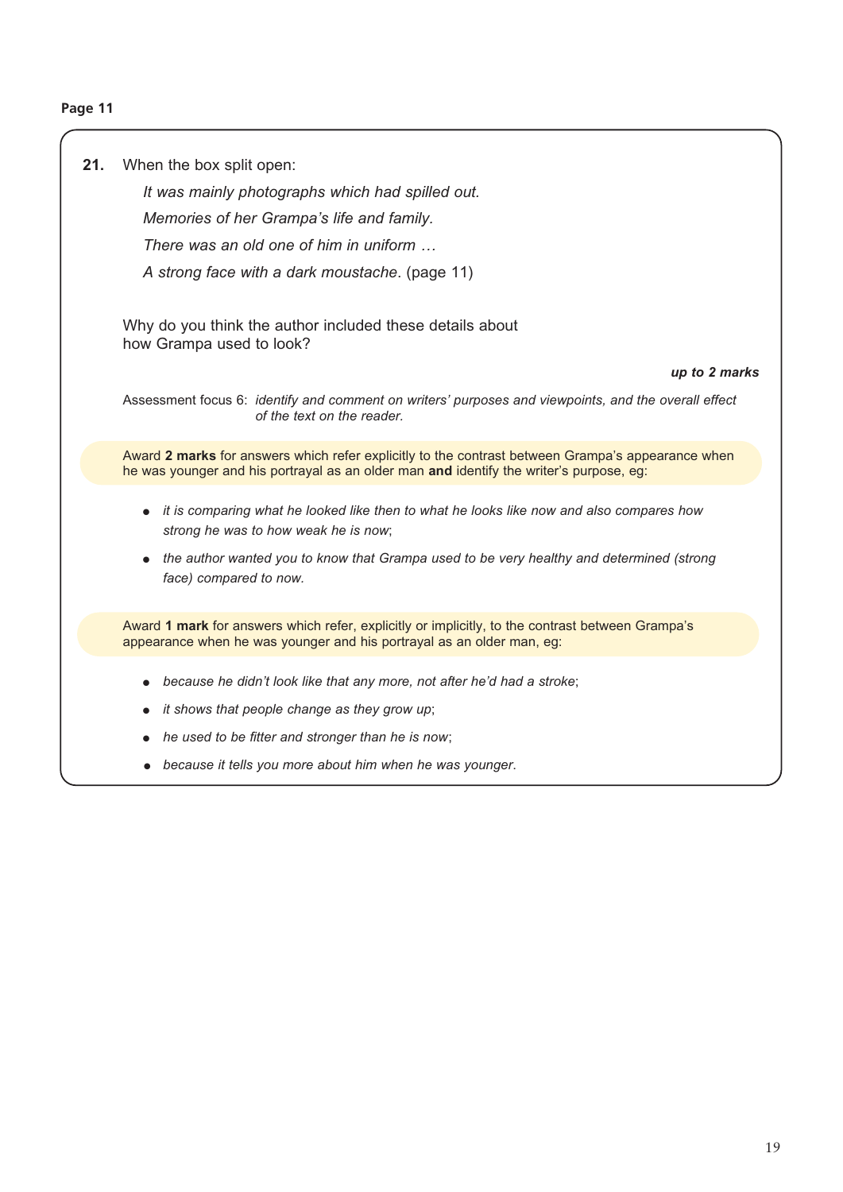**Page 11**

**21.** When the box split open:

*It was mainly photographs which had spilled out.*

*Memories of her Grampa's life and family.*

*There was an old one of him in uniform …*

*A strong face with a dark moustache*. (page 11)

Why do you think the author included these details about how Grampa used to look?

***up to 2 marks***

Assessment focus 6: *identify and comment on writers' purposes and viewpoints, and the overall effect of the text on the reader.*

Award **2 marks** for answers which refer explicitly to the contrast between Grampa's appearance when he was younger and his portrayal as an older man **and** identify the writer's purpose, eg:

- *it is comparing what he looked like then to what he looks like now and also compares how strong he was to how weak he is now*;
- *the author wanted you to know that Grampa used to be very healthy and determined (strong face) compared to now.*

Award **1 mark** for answers which refer, explicitly or implicitly, to the contrast between Grampa's appearance when he was younger and his portrayal as an older man, eg:

- *because he didn't look like that any more, not after he'd had a stroke*;
- *it shows that people change as they grow up*;
- *he used to be fitter and stronger than he is now*;
- *because it tells you more about him when he was younger.*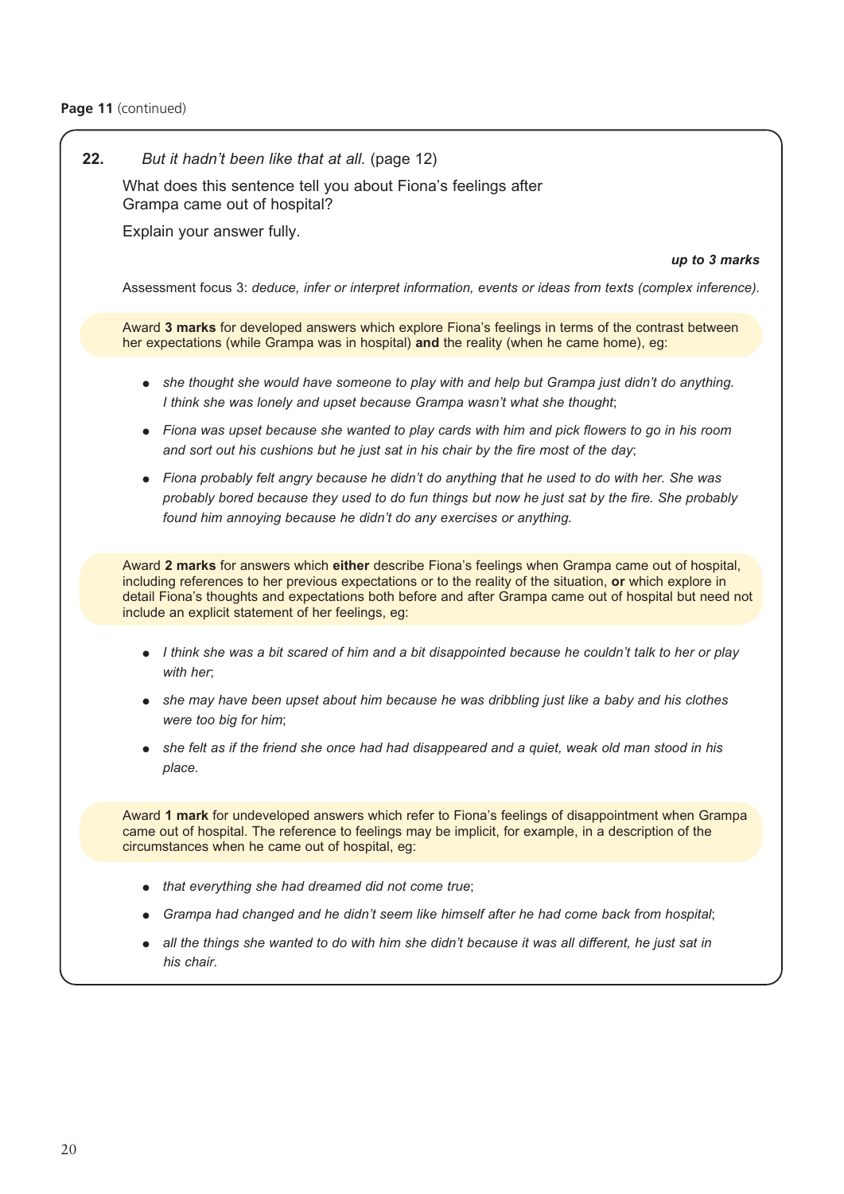**Page 11** (continued)

**22.** *But it hadn't been like that at all.* (page 12)

What does this sentence tell you about Fiona's feelings after Grampa came out of hospital?

Explain your answer fully.

***up to 3 marks***

Assessment focus 3: *deduce, infer or interpret information, events or ideas from texts (complex inference).*

Award **3 marks** for developed answers which explore Fiona's feelings in terms of the contrast between her expectations (while Grampa was in hospital) **and** the reality (when he came home), eg:

- *she thought she would have someone to play with and help but Grampa just didn't do anything. I think she was lonely and upset because Grampa wasn't what she thought*;
- *Fiona was upset because she wanted to play cards with him and pick flowers to go in his room and sort out his cushions but he just sat in his chair by the fire most of the day*;
- *Fiona probably felt angry because he didn't do anything that he used to do with her. She was probably bored because they used to do fun things but now he just sat by the fire. She probably found him annoying because he didn't do any exercises or anything.*

Award **2 marks** for answers which **either** describe Fiona's feelings when Grampa came out of hospital, including references to her previous expectations or to the reality of the situation, **or** which explore in detail Fiona's thoughts and expectations both before and after Grampa came out of hospital but need not include an explicit statement of her feelings, eg:

- *I think she was a bit scared of him and a bit disappointed because he couldn't talk to her or play with her*;
- *she may have been upset about him because he was dribbling just like a baby and his clothes were too big for him*;
- *she felt as if the friend she once had had disappeared and a quiet, weak old man stood in his place.*

Award **1 mark** for undeveloped answers which refer to Fiona's feelings of disappointment when Grampa came out of hospital. The reference to feelings may be implicit, for example, in a description of the circumstances when he came out of hospital, eg:

- *that everything she had dreamed did not come true*;
- *Grampa had changed and he didn't seem like himself after he had come back from hospital*;
- *all the things she wanted to do with him she didn't because it was all different, he just sat in his chair.*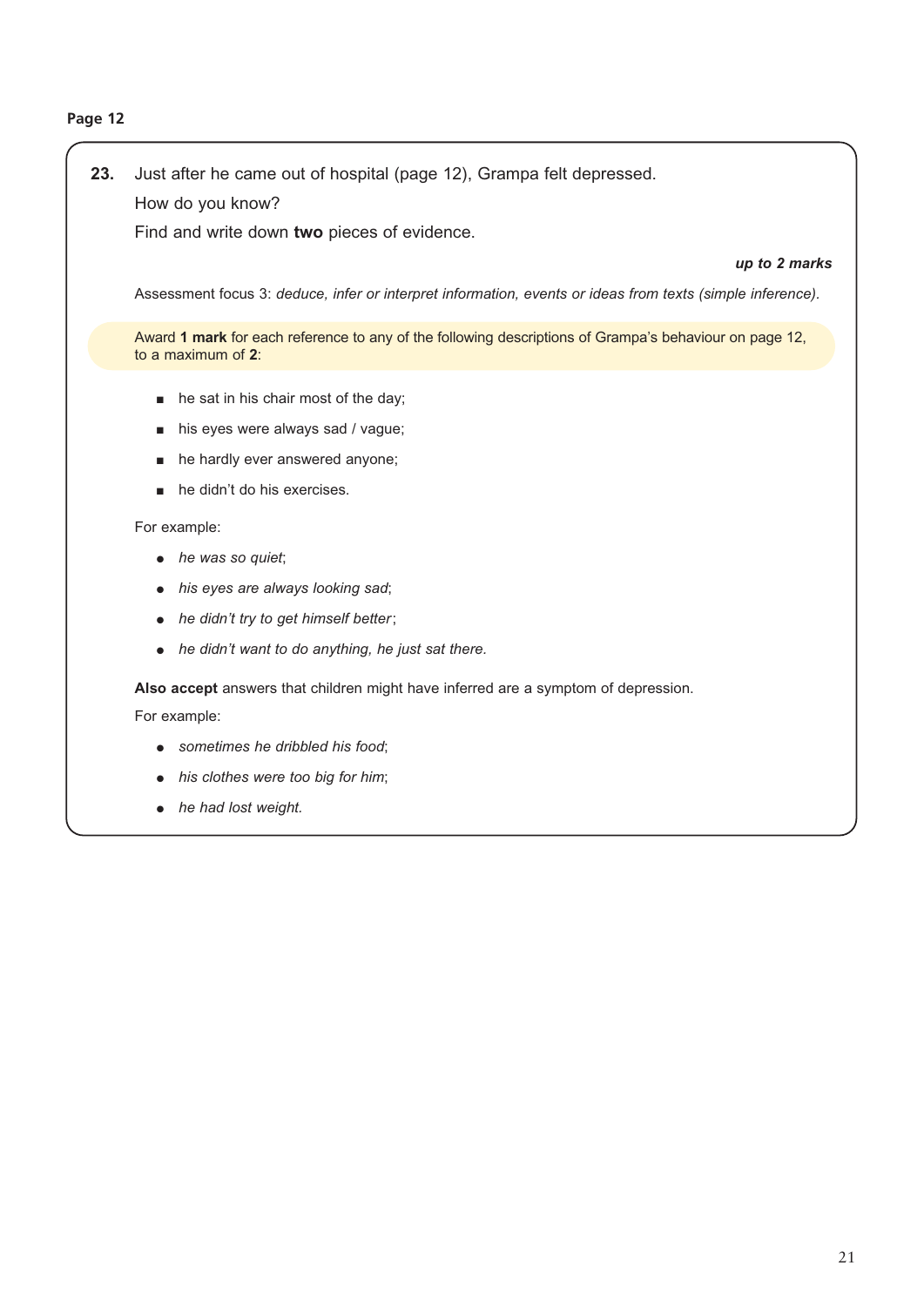**Page 12**

**23.** Just after he came out of hospital (page 12), Grampa felt depressed.

How do you know?

Find and write down **two** pieces of evidence.

***up to 2 marks***

Assessment focus 3: *deduce, infer or interpret information, events or ideas from texts (simple inference).*

Award **1 mark** for each reference to any of the following descriptions of Grampa's behaviour on page 12, to a maximum of **2**:

- he sat in his chair most of the day;
- his eyes were always sad / vague;
- he hardly ever answered anyone;
- he didn't do his exercises.

For example:

- *he was so quiet*;
- *his eyes are always looking sad*;
- *he didn't try to get himself better*;
- *he didn't want to do anything, he just sat there.*

**Also accept** answers that children might have inferred are a symptom of depression.

For example:

- *sometimes he dribbled his food*;
- *his clothes were too big for him*;
- *he had lost weight.*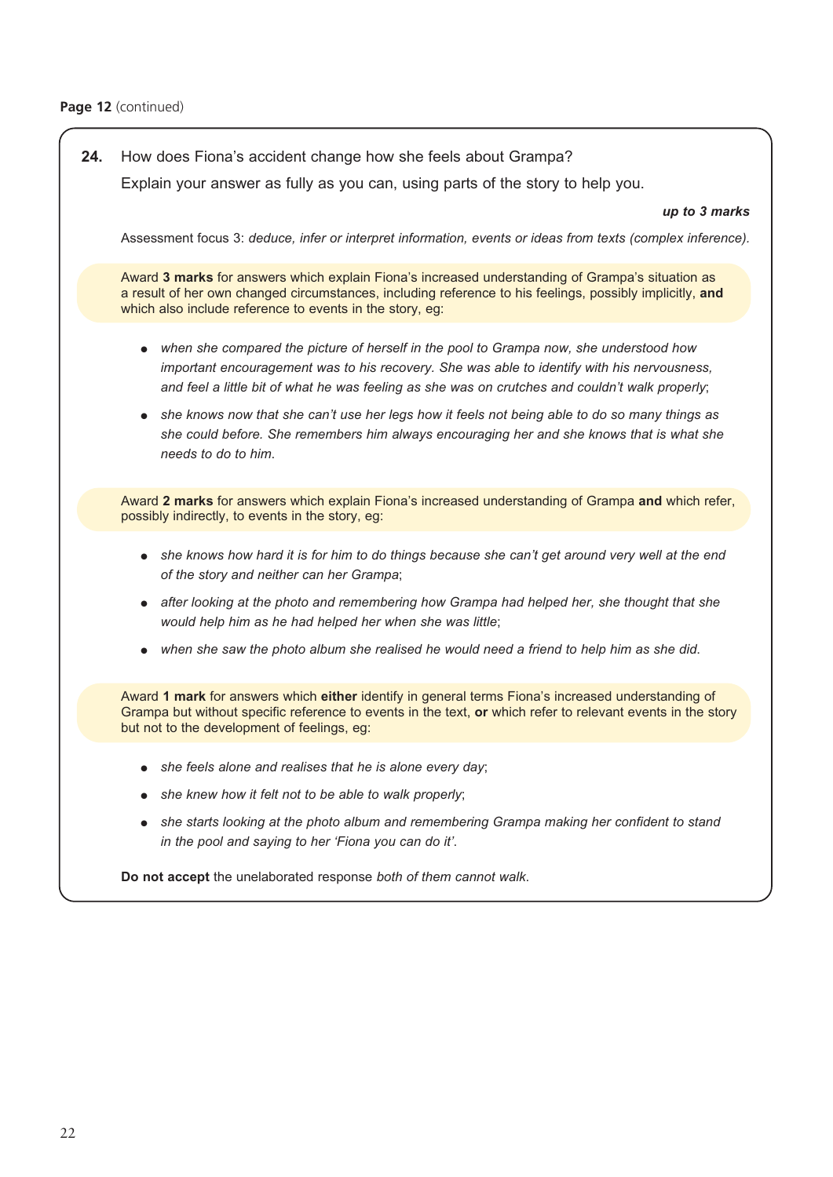**Page 12** (continued)

**24.** How does Fiona's accident change how she feels about Grampa?

Explain your answer as fully as you can, using parts of the story to help you.

***up to 3 marks***

Assessment focus 3: *deduce, infer or interpret information, events or ideas from texts (complex inference).*

Award **3 marks** for answers which explain Fiona's increased understanding of Grampa's situation as a result of her own changed circumstances, including reference to his feelings, possibly implicitly, **and** which also include reference to events in the story, eg:

- *when she compared the picture of herself in the pool to Grampa now, she understood how important encouragement was to his recovery. She was able to identify with his nervousness, and feel a little bit of what he was feeling as she was on crutches and couldn't walk properly*;
- *she knows now that she can't use her legs how it feels not being able to do so many things as she could before. She remembers him always encouraging her and she knows that is what she needs to do to him.*

Award **2 marks** for answers which explain Fiona's increased understanding of Grampa **and** which refer, possibly indirectly, to events in the story, eg:

- *she knows how hard it is for him to do things because she can't get around very well at the end of the story and neither can her Grampa*;
- *after looking at the photo and remembering how Grampa had helped her, she thought that she would help him as he had helped her when she was little*;
- *when she saw the photo album she realised he would need a friend to help him as she did.*

Award **1 mark** for answers which **either** identify in general terms Fiona's increased understanding of Grampa but without specific reference to events in the text, **or** which refer to relevant events in the story but not to the development of feelings, eg:

- *she feels alone and realises that he is alone every day*;
- *she knew how it felt not to be able to walk properly*;
- *she starts looking at the photo album and remembering Grampa making her confident to stand in the pool and saying to her 'Fiona you can do it'.*

**Do not accept** the unelaborated response *both of them cannot walk.*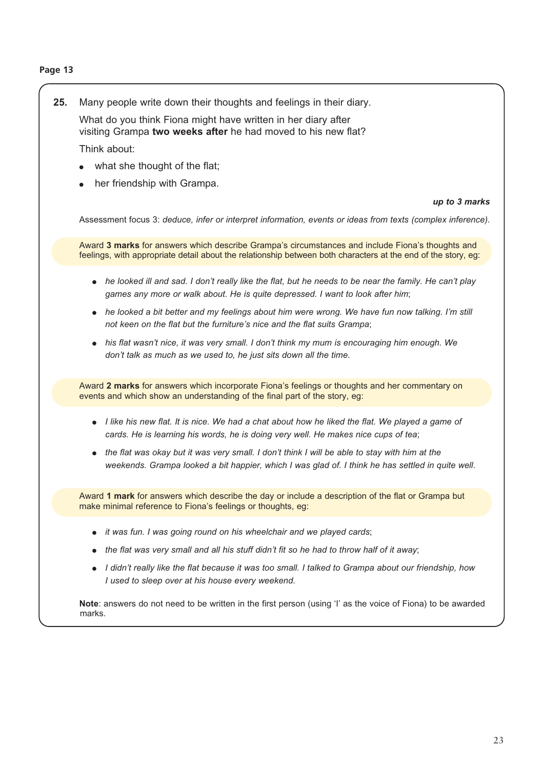## Page 13

**25.** Many people write down their thoughts and feelings in their diary.

What do you think Fiona might have written in her diary after visiting Grampa **two weeks after** he had moved to his new flat?

Think about:

- what she thought of the flat;
- her friendship with Grampa.

***up to 3 marks***

Assessment focus 3: *deduce, infer or interpret information, events or ideas from texts (complex inference).*

Award **3 marks** for answers which describe Grampa's circumstances and include Fiona's thoughts and feelings, with appropriate detail about the relationship between both characters at the end of the story, eg:

- *he looked ill and sad. I don't really like the flat, but he needs to be near the family. He can't play games any more or walk about. He is quite depressed. I want to look after him*;
- *he looked a bit better and my feelings about him were wrong. We have fun now talking. I'm still not keen on the flat but the furniture's nice and the flat suits Grampa*;
- *his flat wasn't nice, it was very small. I don't think my mum is encouraging him enough. We don't talk as much as we used to, he just sits down all the time.*

Award **2 marks** for answers which incorporate Fiona's feelings or thoughts and her commentary on events and which show an understanding of the final part of the story, eg:

- *I like his new flat. It is nice. We had a chat about how he liked the flat. We played a game of cards. He is learning his words, he is doing very well. He makes nice cups of tea*;
- *the flat was okay but it was very small. I don't think I will be able to stay with him at the weekends. Grampa looked a bit happier, which I was glad of. I think he has settled in quite well.*

Award **1 mark** for answers which describe the day or include a description of the flat or Grampa but make minimal reference to Fiona's feelings or thoughts, eg:

- *it was fun. I was going round on his wheelchair and we played cards*;
- *the flat was very small and all his stuff didn't fit so he had to throw half of it away*;
- *I didn't really like the flat because it was too small. I talked to Grampa about our friendship, how I used to sleep over at his house every weekend.*

**Note**: answers do not need to be written in the first person (using 'I' as the voice of Fiona) to be awarded marks.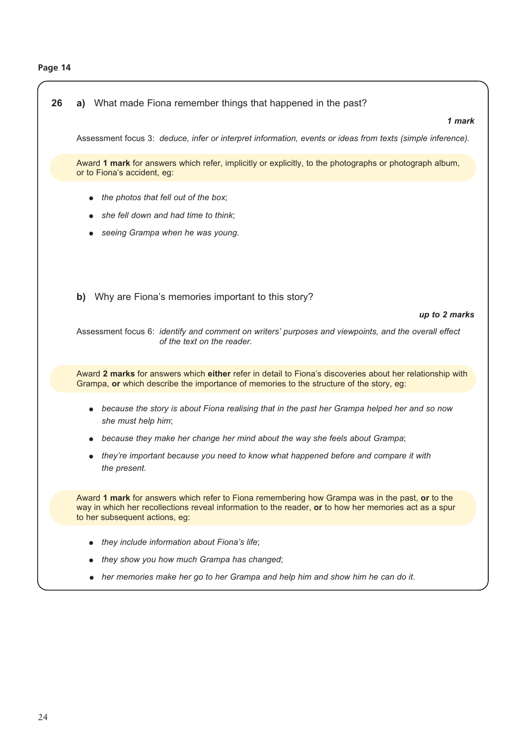**Page 14**

**26 a)** What made Fiona remember things that happened in the past?

***1 mark***

Assessment focus 3: *deduce, infer or interpret information, events or ideas from texts (simple inference).*

Award **1 mark** for answers which refer, implicitly or explicitly, to the photographs or photograph album, or to Fiona's accident, eg:

- *the photos that fell out of the box*;
- *she fell down and had time to think*;
- *seeing Grampa when he was young.*

**b)** Why are Fiona's memories important to this story?

***up to 2 marks***

Assessment focus 6: *identify and comment on writers' purposes and viewpoints, and the overall effect of the text on the reader.*

Award **2 marks** for answers which **either** refer in detail to Fiona's discoveries about her relationship with Grampa, **or** which describe the importance of memories to the structure of the story, eg:

- *because the story is about Fiona realising that in the past her Grampa helped her and so now she must help him*;
- *because they make her change her mind about the way she feels about Grampa*;
- *they're important because you need to know what happened before and compare it with the present.*

Award **1 mark** for answers which refer to Fiona remembering how Grampa was in the past, **or** to the way in which her recollections reveal information to the reader, **or** to how her memories act as a spur to her subsequent actions, eg:

- *they include information about Fiona's life*;
- *they show you how much Grampa has changed*;
- *her memories make her go to her Grampa and help him and show him he can do it.*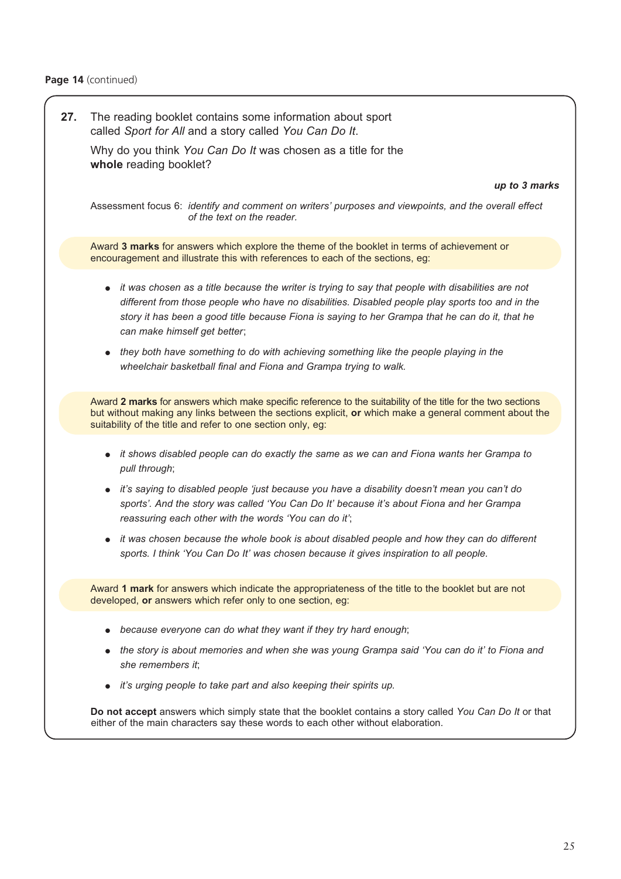**Page 14** (continued)

**27.** The reading booklet contains some information about sport called *Sport for All* and a story called *You Can Do It*.

Why do you think *You Can Do It* was chosen as a title for the **whole** reading booklet?

***up to 3 marks***

Assessment focus 6: *identify and comment on writers' purposes and viewpoints, and the overall effect of the text on the reader.*

Award **3 marks** for answers which explore the theme of the booklet in terms of achievement or encouragement and illustrate this with references to each of the sections, eg:

- *it was chosen as a title because the writer is trying to say that people with disabilities are not different from those people who have no disabilities. Disabled people play sports too and in the story it has been a good title because Fiona is saying to her Grampa that he can do it, that he can make himself get better*;
- *they both have something to do with achieving something like the people playing in the wheelchair basketball final and Fiona and Grampa trying to walk.*

Award **2 marks** for answers which make specific reference to the suitability of the title for the two sections but without making any links between the sections explicit, **or** which make a general comment about the suitability of the title and refer to one section only, eg:

- *it shows disabled people can do exactly the same as we can and Fiona wants her Grampa to pull through*;
- *it's saying to disabled people 'just because you have a disability doesn't mean you can't do sports'. And the story was called 'You Can Do It' because it's about Fiona and her Grampa reassuring each other with the words 'You can do it'*;
- *it was chosen because the whole book is about disabled people and how they can do different sports. I think 'You Can Do It' was chosen because it gives inspiration to all people.*

Award **1 mark** for answers which indicate the appropriateness of the title to the booklet but are not developed, **or** answers which refer only to one section, eg:

- *because everyone can do what they want if they try hard enough*;
- *the story is about memories and when she was young Grampa said 'You can do it' to Fiona and she remembers it*;
- *it's urging people to take part and also keeping their spirits up.*

**Do not accept** answers which simply state that the booklet contains a story called *You Can Do It* or that either of the main characters say these words to each other without elaboration.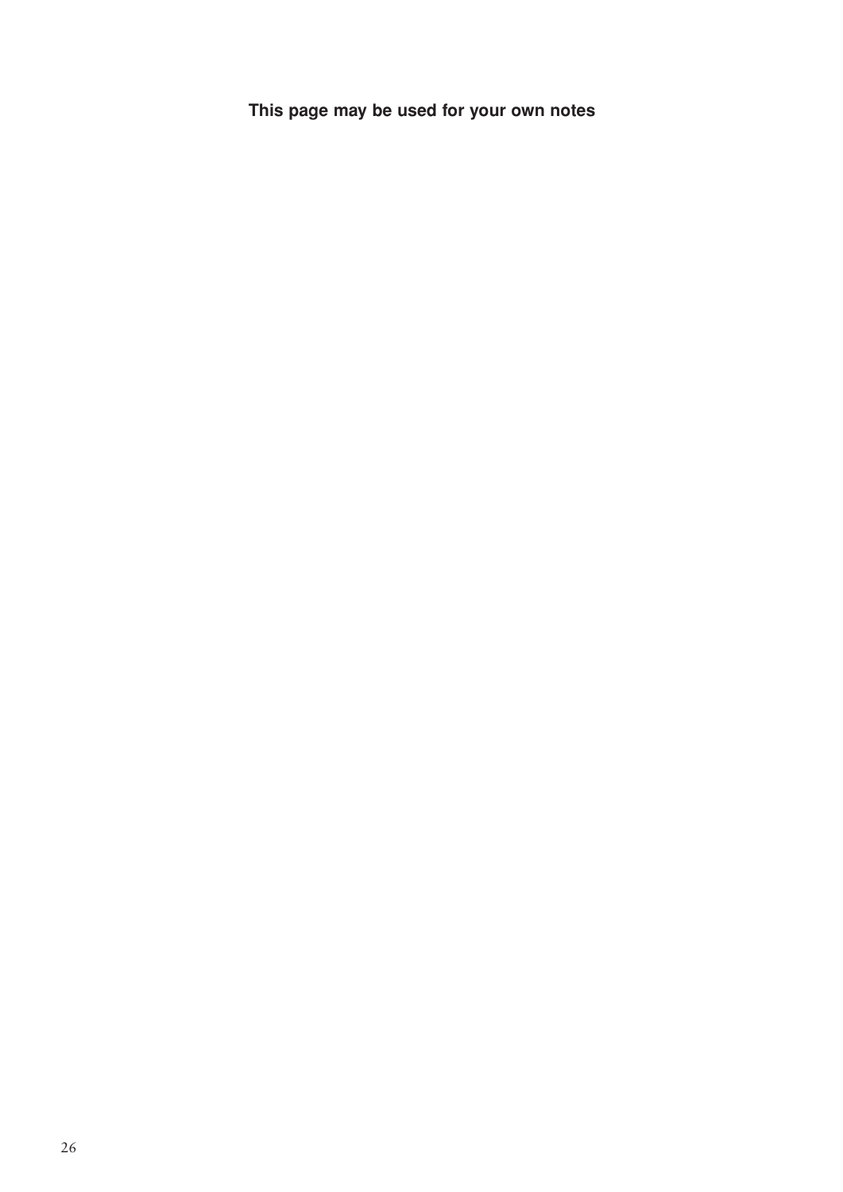**This page may be used for your own notes**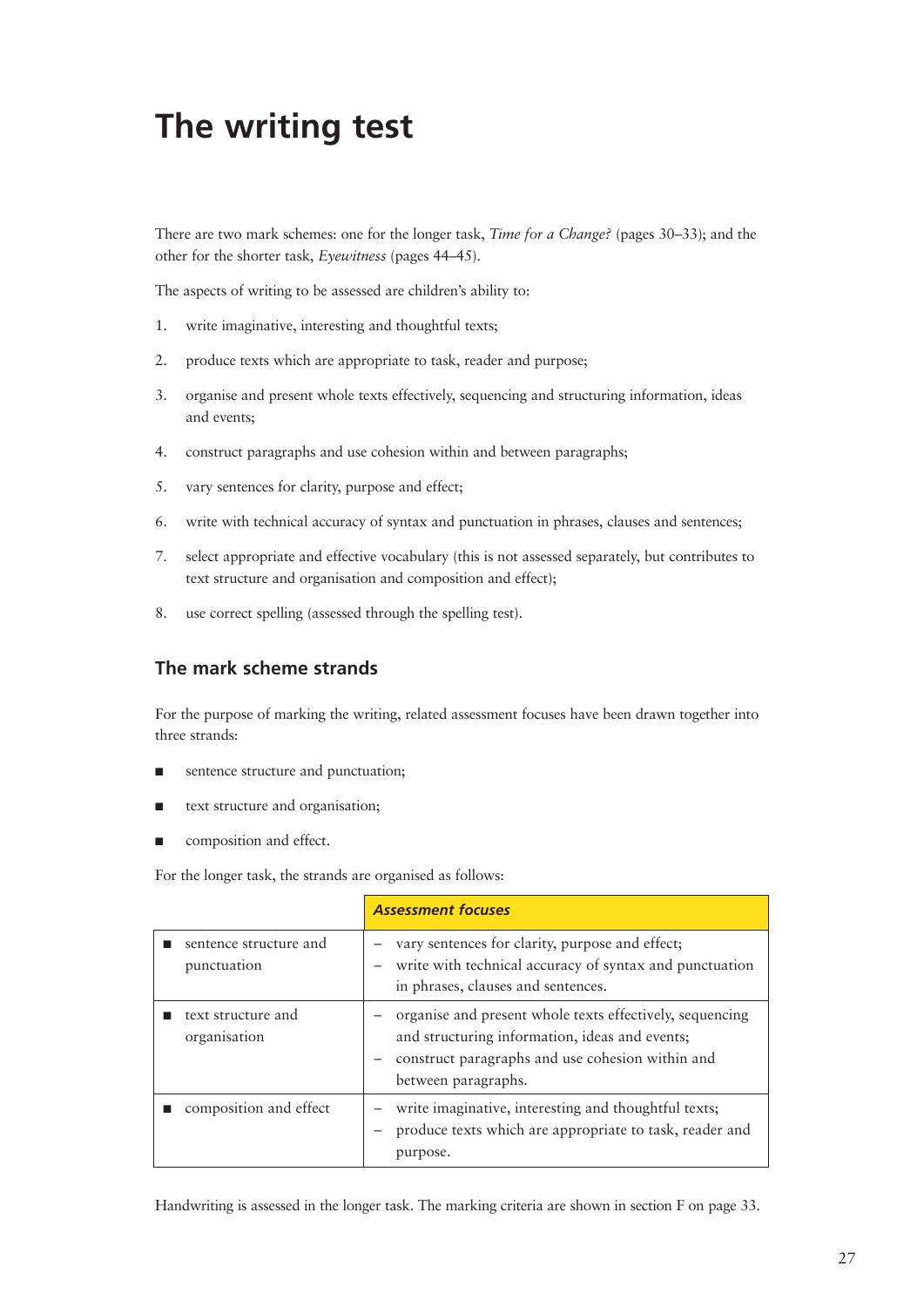# The writing test

There are two mark schemes: one for the longer task, *Time for a Change?* (pages 30–33); and the other for the shorter task, *Eyewitness* (pages 44–45).

The aspects of writing to be assessed are children's ability to:

1. write imaginative, interesting and thoughtful texts;
2. produce texts which are appropriate to task, reader and purpose;
3. organise and present whole texts effectively, sequencing and structuring information, ideas and events;
4. construct paragraphs and use cohesion within and between paragraphs;
5. vary sentences for clarity, purpose and effect;
6. write with technical accuracy of syntax and punctuation in phrases, clauses and sentences;
7. select appropriate and effective vocabulary (this is not assessed separately, but contributes to text structure and organisation and composition and effect);
8. use correct spelling (assessed through the spelling test).

## The mark scheme strands

For the purpose of marking the writing, related assessment focuses have been drawn together into three strands:

- sentence structure and punctuation;
- text structure and organisation;
- composition and effect.

For the longer task, the strands are organised as follows:

| | ***Assessment focuses*** |
|---|---|
| ■ sentence structure and punctuation | – vary sentences for clarity, purpose and effect;<br>– write with technical accuracy of syntax and punctuation in phrases, clauses and sentences. |
| ■ text structure and organisation | – organise and present whole texts effectively, sequencing and structuring information, ideas and events;<br>– construct paragraphs and use cohesion within and between paragraphs. |
| ■ composition and effect | – write imaginative, interesting and thoughtful texts;<br>– produce texts which are appropriate to task, reader and purpose. |

Handwriting is assessed in the longer task. The marking criteria are shown in section F on page 33.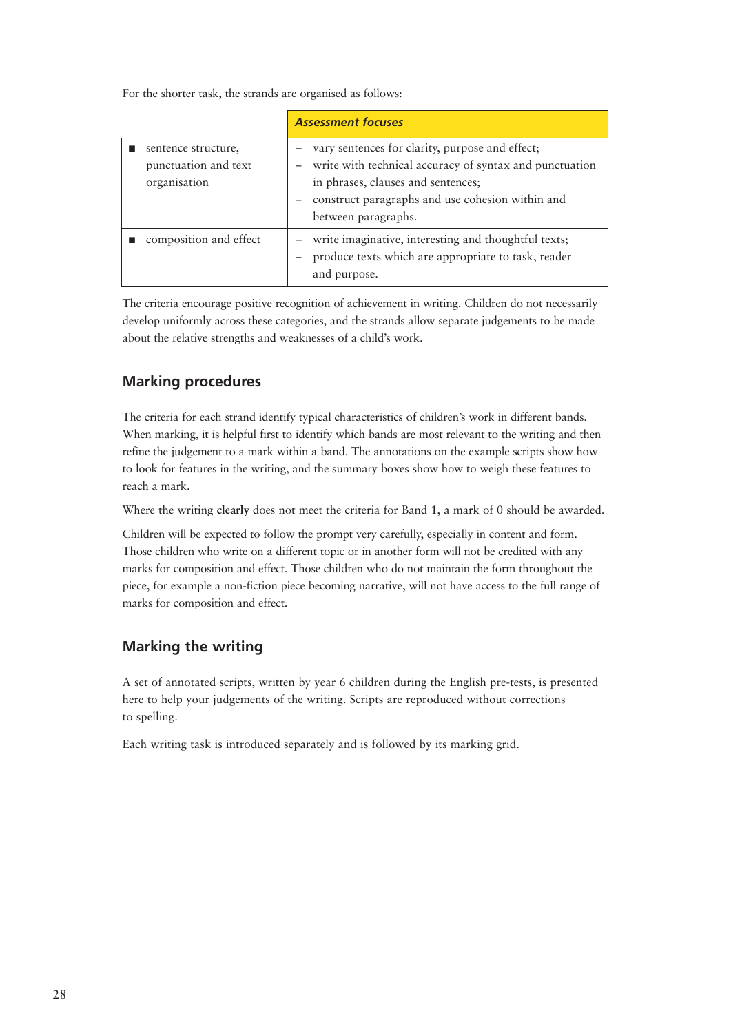For the shorter task, the strands are organised as follows:

| | ***Assessment focuses*** |
|---|---|
| ■ sentence structure, punctuation and text organisation | – vary sentences for clarity, purpose and effect;<br>– write with technical accuracy of syntax and punctuation in phrases, clauses and sentences;<br>– construct paragraphs and use cohesion within and between paragraphs. |
| ■ composition and effect | – write imaginative, interesting and thoughtful texts;<br>– produce texts which are appropriate to task, reader and purpose. |

The criteria encourage positive recognition of achievement in writing. Children do not necessarily develop uniformly across these categories, and the strands allow separate judgements to be made about the relative strengths and weaknesses of a child's work.

## Marking procedures

The criteria for each strand identify typical characteristics of children's work in different bands. When marking, it is helpful first to identify which bands are most relevant to the writing and then refine the judgement to a mark within a band. The annotations on the example scripts show how to look for features in the writing, and the summary boxes show how to weigh these features to reach a mark.

Where the writing **clearly** does not meet the criteria for Band 1, a mark of 0 should be awarded.

Children will be expected to follow the prompt very carefully, especially in content and form. Those children who write on a different topic or in another form will not be credited with any marks for composition and effect. Those children who do not maintain the form throughout the piece, for example a non-fiction piece becoming narrative, will not have access to the full range of marks for composition and effect.

## Marking the writing

A set of annotated scripts, written by year 6 children during the English pre-tests, is presented here to help your judgements of the writing. Scripts are reproduced without corrections to spelling.

Each writing task is introduced separately and is followed by its marking grid.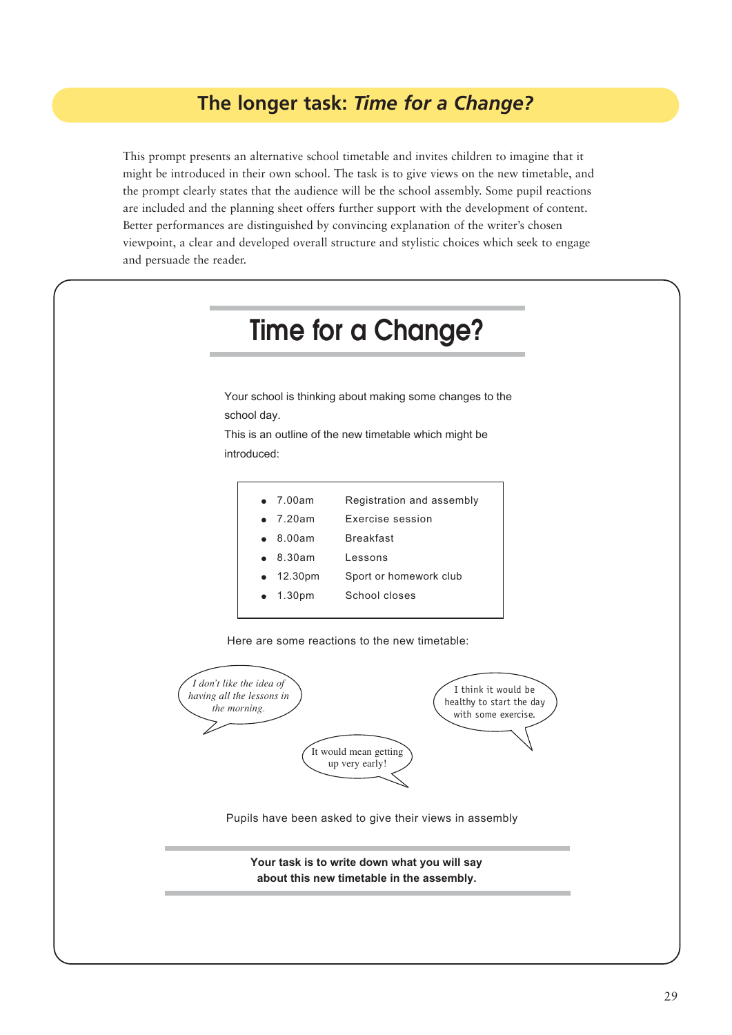## The longer task: *Time for a Change?*

This prompt presents an alternative school timetable and invites children to imagine that it might be introduced in their own school. The task is to give views on the new timetable, and the prompt clearly states that the audience will be the school assembly. Some pupil reactions are included and the planning sheet offers further support with the development of content. Better performances are distinguished by convincing explanation of the writer's chosen viewpoint, a clear and developed overall structure and stylistic choices which seek to engage and persuade the reader.

# Time for a Change?

Your school is thinking about making some changes to the school day.

This is an outline of the new timetable which might be introduced:

- 7.00am Registration and assembly
- 7.20am Exercise session
- 8.00am Breakfast
- 8.30am Lessons
- 12.30pm Sport or homework club
- 1.30pm School closes

Here are some reactions to the new timetable:

*I don't like the idea of having all the lessons in the morning.*

I think it would be healthy to start the day with some exercise.

It would mean getting up very early!

Pupils have been asked to give their views in assembly

**Your task is to write down what you will say about this new timetable in the assembly.**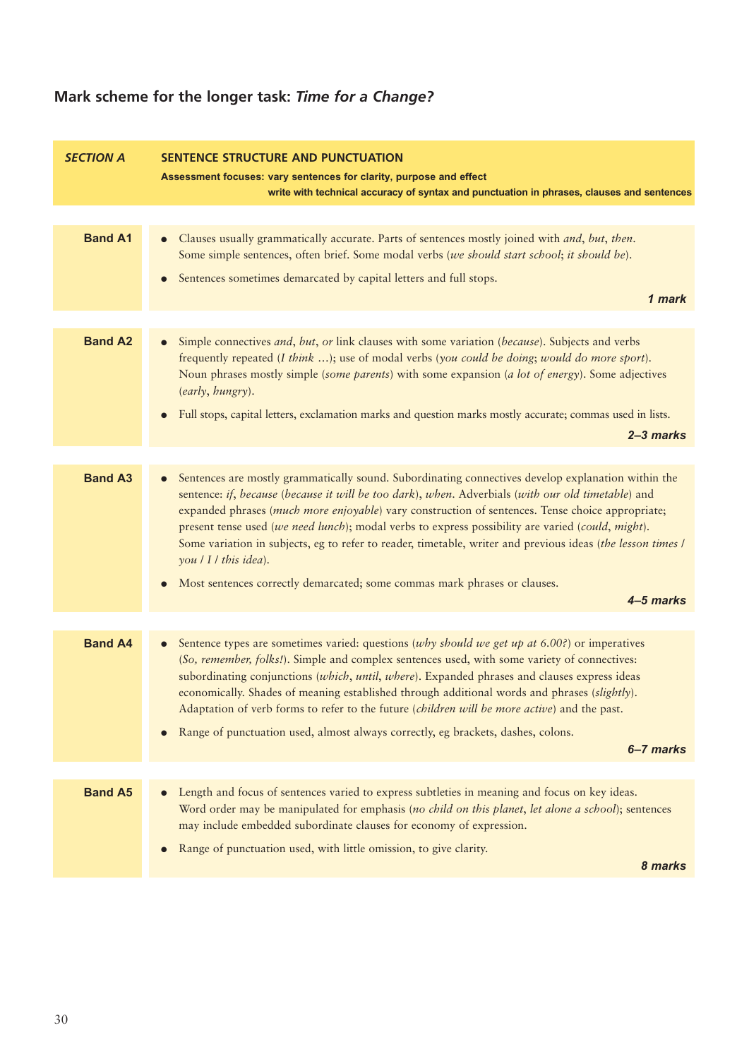## Mark scheme for the longer task: *Time for a Change?*

| *SECTION A* | **SENTENCE STRUCTURE AND PUNCTUATION**<br>**Assessment focuses: vary sentences for clarity, purpose and effect**<br>**write with technical accuracy of syntax and punctuation in phrases, clauses and sentences** |
|---|---|
| **Band A1** | • Clauses usually grammatically accurate. Parts of sentences mostly joined with *and*, *but*, *then*. Some simple sentences, often brief. Some modal verbs (*we should start school*; *it should be*).<br>• Sentences sometimes demarcated by capital letters and full stops.<br>***1 mark*** |
| **Band A2** | • Simple connectives *and*, *but*, *or* link clauses with some variation (*because*). Subjects and verbs frequently repeated (*I think …*); use of modal verbs (*you could be doing*; *would do more sport*). Noun phrases mostly simple (*some parents*) with some expansion (*a lot of energy*). Some adjectives (*early*, *hungry*).<br>• Full stops, capital letters, exclamation marks and question marks mostly accurate; commas used in lists.<br>***2–3 marks*** |
| **Band A3** | • Sentences are mostly grammatically sound. Subordinating connectives develop explanation within the sentence: *if*, *because* (*because it will be too dark*), *when*. Adverbials (*with our old timetable*) and expanded phrases (*much more enjoyable*) vary construction of sentences. Tense choice appropriate; present tense used (*we need lunch*); modal verbs to express possibility are varied (*could*, *might*). Some variation in subjects, eg to refer to reader, timetable, writer and previous ideas (*the lesson times / you / I / this idea*).<br>• Most sentences correctly demarcated; some commas mark phrases or clauses.<br>***4–5 marks*** |
| **Band A4** | • Sentence types are sometimes varied: questions (*why should we get up at 6.00?*) or imperatives (*So, remember, folks!*). Simple and complex sentences used, with some variety of connectives: subordinating conjunctions (*which*, *until*, *where*). Expanded phrases and clauses express ideas economically. Shades of meaning established through additional words and phrases (*slightly*). Adaptation of verb forms to refer to the future (*children will be more active*) and the past.<br>• Range of punctuation used, almost always correctly, eg brackets, dashes, colons.<br>***6–7 marks*** |
| **Band A5** | • Length and focus of sentences varied to express subtleties in meaning and focus on key ideas. Word order may be manipulated for emphasis (*no child on this planet*, *let alone a school*); sentences may include embedded subordinate clauses for economy of expression.<br>• Range of punctuation used, with little omission, to give clarity.<br>***8 marks*** |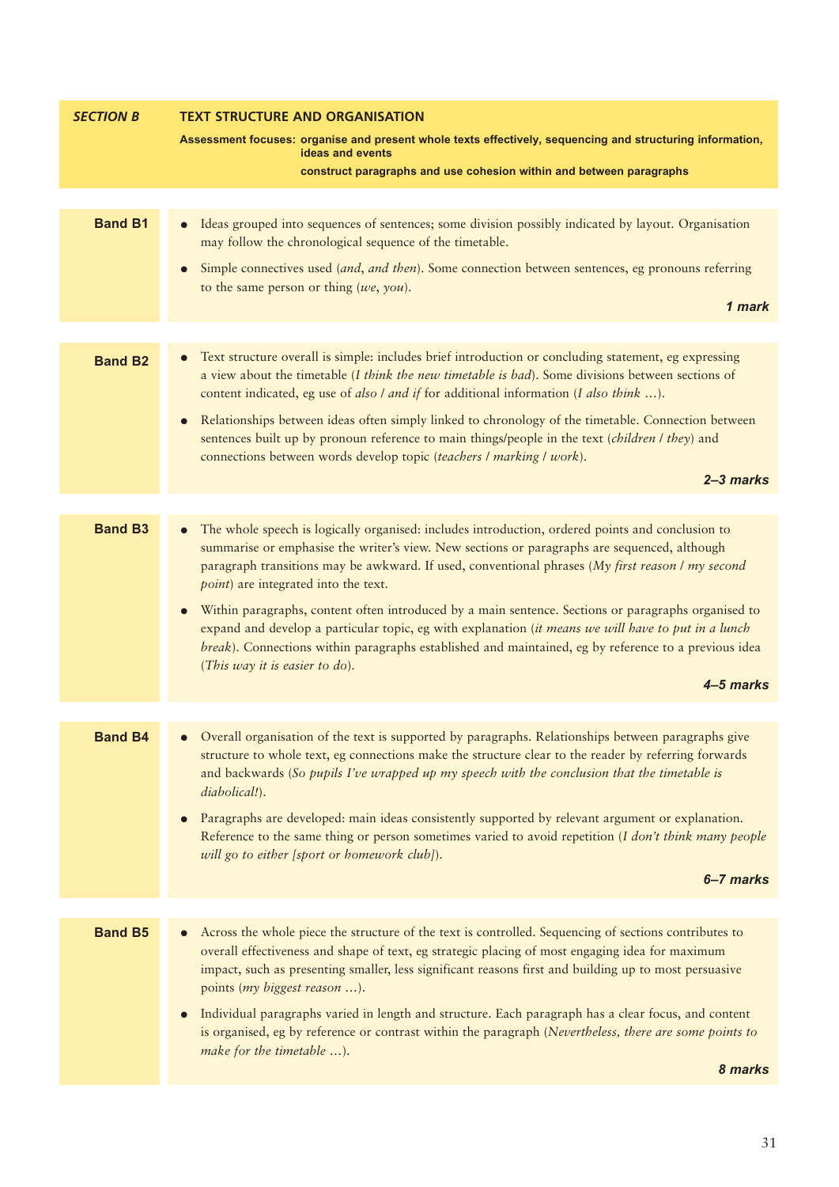| *SECTION B* | **TEXT STRUCTURE AND ORGANISATION** |
|---|---|
| | **Assessment focuses: organise and present whole texts effectively, sequencing and structuring information, ideas and events** |
| | **construct paragraphs and use cohesion within and between paragraphs** |

| | |
|---|---|
| **Band B1** | • Ideas grouped into sequences of sentences; some division possibly indicated by layout. Organisation may follow the chronological sequence of the timetable.<br>• Simple connectives used (*and*, *and then*). Some connection between sentences, eg pronouns referring to the same person or thing (*we*, *you*).<br>***1 mark*** |
| **Band B2** | • Text structure overall is simple: includes brief introduction or concluding statement, eg expressing a view about the timetable (*I think the new timetable is bad*). Some divisions between sections of content indicated, eg use of *also* / *and if* for additional information (*I also think …*).<br>• Relationships between ideas often simply linked to chronology of the timetable. Connection between sentences built up by pronoun reference to main things/people in the text (*children* / *they*) and connections between words develop topic (*teachers* / *marking* / *work*).<br>***2–3 marks*** |
| **Band B3** | • The whole speech is logically organised: includes introduction, ordered points and conclusion to summarise or emphasise the writer's view. New sections or paragraphs are sequenced, although paragraph transitions may be awkward. If used, conventional phrases (*My first reason* / *my second point*) are integrated into the text.<br>• Within paragraphs, content often introduced by a main sentence. Sections or paragraphs organised to expand and develop a particular topic, eg with explanation (*it means we will have to put in a lunch break*). Connections within paragraphs established and maintained, eg by reference to a previous idea (*This way it is easier to do*).<br>***4–5 marks*** |
| **Band B4** | • Overall organisation of the text is supported by paragraphs. Relationships between paragraphs give structure to whole text, eg connections make the structure clear to the reader by referring forwards and backwards (*So pupils I've wrapped up my speech with the conclusion that the timetable is diabolical!*).<br>• Paragraphs are developed: main ideas consistently supported by relevant argument or explanation. Reference to the same thing or person sometimes varied to avoid repetition (*I don't think many people will go to either [sport or homework club]*).<br>***6–7 marks*** |
| **Band B5** | • Across the whole piece the structure of the text is controlled. Sequencing of sections contributes to overall effectiveness and shape of text, eg strategic placing of most engaging idea for maximum impact, such as presenting smaller, less significant reasons first and building up to most persuasive points (*my biggest reason …*).<br>• Individual paragraphs varied in length and structure. Each paragraph has a clear focus, and content is organised, eg by reference or contrast within the paragraph (*Nevertheless, there are some points to make for the timetable …*).<br>***8 marks*** |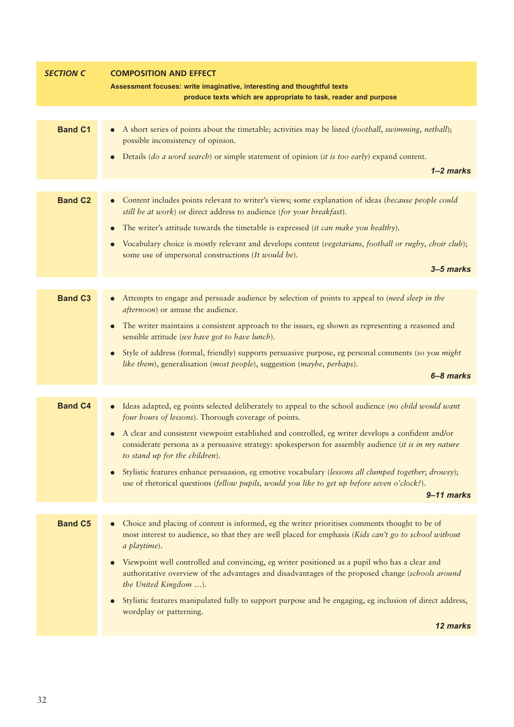## SECTION C — COMPOSITION AND EFFECT

**Assessment focuses: write imaginative, interesting and thoughtful texts**
**produce texts which are appropriate to task, reader and purpose**

| Band | Descriptors |
|---|---|
| **Band C1** | • A short series of points about the timetable; activities may be listed (*football*, *swimming*, *netball*); possible inconsistency of opinion.<br>• Details (*do a word search*) or simple statement of opinion (*it is too early*) expand content.<br>***1–2 marks*** |
| **Band C2** | • Content includes points relevant to writer's views; some explanation of ideas (*because people could still be at work*) or direct address to audience (*for your breakfast*).<br>• The writer's attitude towards the timetable is expressed (*it can make you healthy*).<br>• Vocabulary choice is mostly relevant and develops content (*vegetarians*, *football or rugby*, *choir club*); some use of impersonal constructions (*It would be*).<br>***3–5 marks*** |
| **Band C3** | • Attempts to engage and persuade audience by selection of points to appeal to (*need sleep in the afternoon*) or amuse the audience.<br>• The writer maintains a consistent approach to the issues, eg shown as representing a reasoned and sensible attitude (*we have got to have lunch*).<br>• Style of address (formal, friendly) supports persuasive purpose, eg personal comments (*so you might like them*), generalisation (*most people*), suggestion (*maybe*, *perhaps*).<br>***6–8 marks*** |
| **Band C4** | • Ideas adapted, eg points selected deliberately to appeal to the school audience (*no child would want four hours of lessons*). Thorough coverage of points.<br>• A clear and consistent viewpoint established and controlled, eg writer develops a confident and/or considerate persona as a persuasive strategy: spokesperson for assembly audience (*it is in my nature to stand up for the children*).<br>• Stylistic features enhance persuasion, eg emotive vocabulary (*lessons all clumped together*; *drowsy*); use of rhetorical questions (*fellow pupils, would you like to get up before seven o'clock?*).<br>***9–11 marks*** |
| **Band C5** | • Choice and placing of content is informed, eg the writer prioritises comments thought to be of most interest to audience, so that they are well placed for emphasis (*Kids can't go to school without a playtime*).<br>• Viewpoint well controlled and convincing, eg writer positioned as a pupil who has a clear and authoritative overview of the advantages and disadvantages of the proposed change (*schools around the United Kingdom …*).<br>• Stylistic features manipulated fully to support purpose and be engaging, eg inclusion of direct address, wordplay or patterning.<br>***12 marks*** |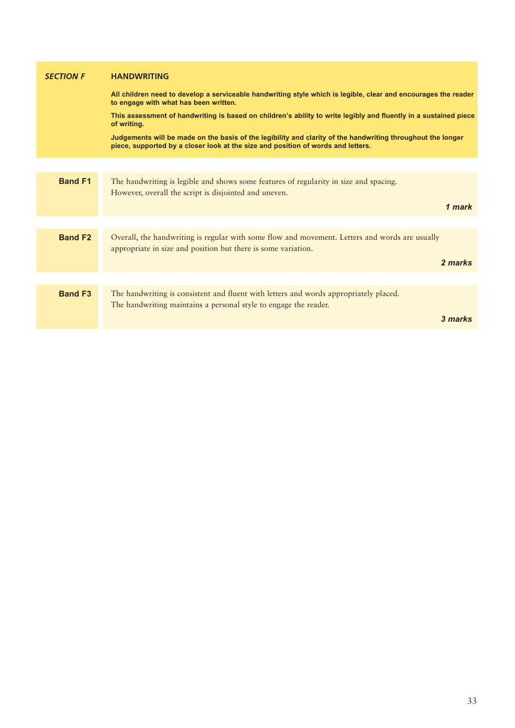## *SECTION F* HANDWRITING

**All children need to develop a serviceable handwriting style which is legible, clear and encourages the reader to engage with what has been written.**

**This assessment of handwriting is based on children's ability to write legibly and fluently in a sustained piece of writing.**

**Judgements will be made on the basis of the legibility and clarity of the handwriting throughout the longer piece, supported by a closer look at the size and position of words and letters.**

| Band | Description | Marks |
|---|---|---|
| **Band F1** | The handwriting is legible and shows some features of regularity in size and spacing. However, overall the script is disjointed and uneven. | ***1 mark*** |
| **Band F2** | Overall, the handwriting is regular with some flow and movement. Letters and words are usually appropriate in size and position but there is some variation. | ***2 marks*** |
| **Band F3** | The handwriting is consistent and fluent with letters and words appropriately placed. The handwriting maintains a personal style to engage the reader. | ***3 marks*** |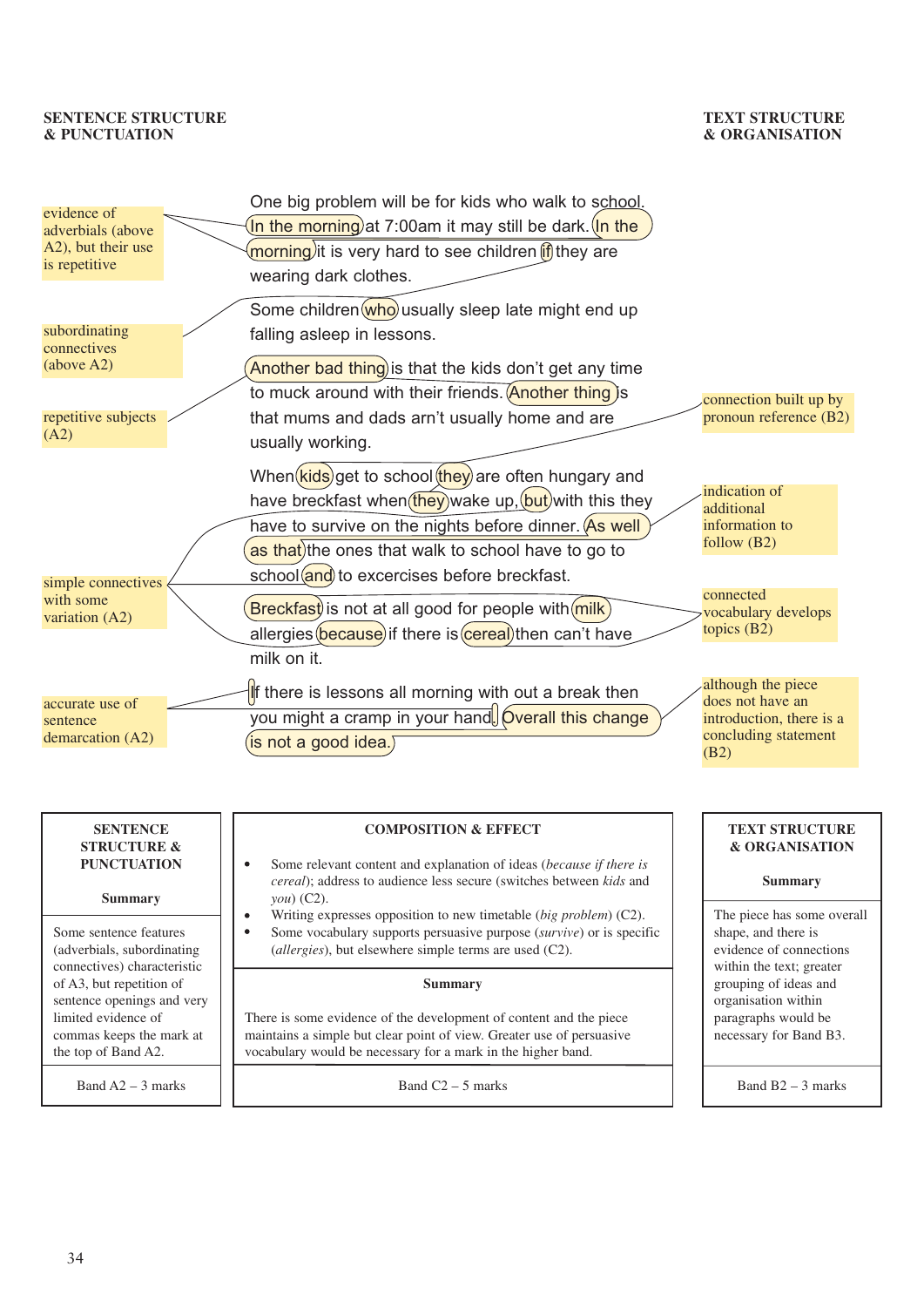**SENTENCE STRUCTURE & PUNCTUATION**

**TEXT STRUCTURE & ORGANISATION**

One big problem will be for kids who walk to school. In the morning at 7:00am it may still be dark. In the morning it is very hard to see children if they are wearing dark clothes.

Some children who usually sleep late might end up falling asleep in lessons.

Another bad thing is that the kids don't get any time to muck around with their friends. Another thing is that mums and dads arn't usually home and are usually working.

When kids get to school they are often hungary and have breckfast when they wake up, but with this they have to survive on the nights before dinner. As well as that the ones that walk to school have to go to school and to excercises before breckfast.

Breckfast is not at all good for people with milk allergies because if there is cereal then can't have milk on it.

If there is lessons all morning with out a break then you might a cramp in your hand. Overall this change is not a good idea.

Annotations (Sentence Structure & Punctuation):

- evidence of adverbials (above A2), but their use is repetitive
- subordinating connectives (above A2)
- repetitive subjects (A2)
- simple connectives with some variation (A2)
- accurate use of sentence demarcation (A2)

Annotations (Text Structure & Organisation):

- connection built up by pronoun reference (B2)
- indication of additional information to follow (B2)
- connected vocabulary develops topics (B2)
- although the piece does not have an introduction, there is a concluding statement (B2)

| SENTENCE STRUCTURE & PUNCTUATION | COMPOSITION & EFFECT | TEXT STRUCTURE & ORGANISATION |
|---|---|---|
| **Summary** | • Some relevant content and explanation of ideas (*because if there is cereal*); address to audience less secure (switches between *kids* and *you*) (C2).<br>• Writing expresses opposition to new timetable (*big problem*) (C2).<br>• Some vocabulary supports persuasive purpose (*survive*) or is specific (*allergies*), but elsewhere simple terms are used (C2). | **Summary** |
| Some sentence features (adverbials, subordinating connectives) characteristic of A3, but repetition of sentence openings and very limited evidence of commas keeps the mark at the top of Band A2. | **Summary**<br><br>There is some evidence of the development of content and the piece maintains a simple but clear point of view. Greater use of persuasive vocabulary would be necessary for a mark in the higher band. | The piece has some overall shape, and there is evidence of connections within the text; greater grouping of ideas and organisation within paragraphs would be necessary for Band B3. |
| Band A2 – 3 marks | Band C2 – 5 marks | Band B2 – 3 marks |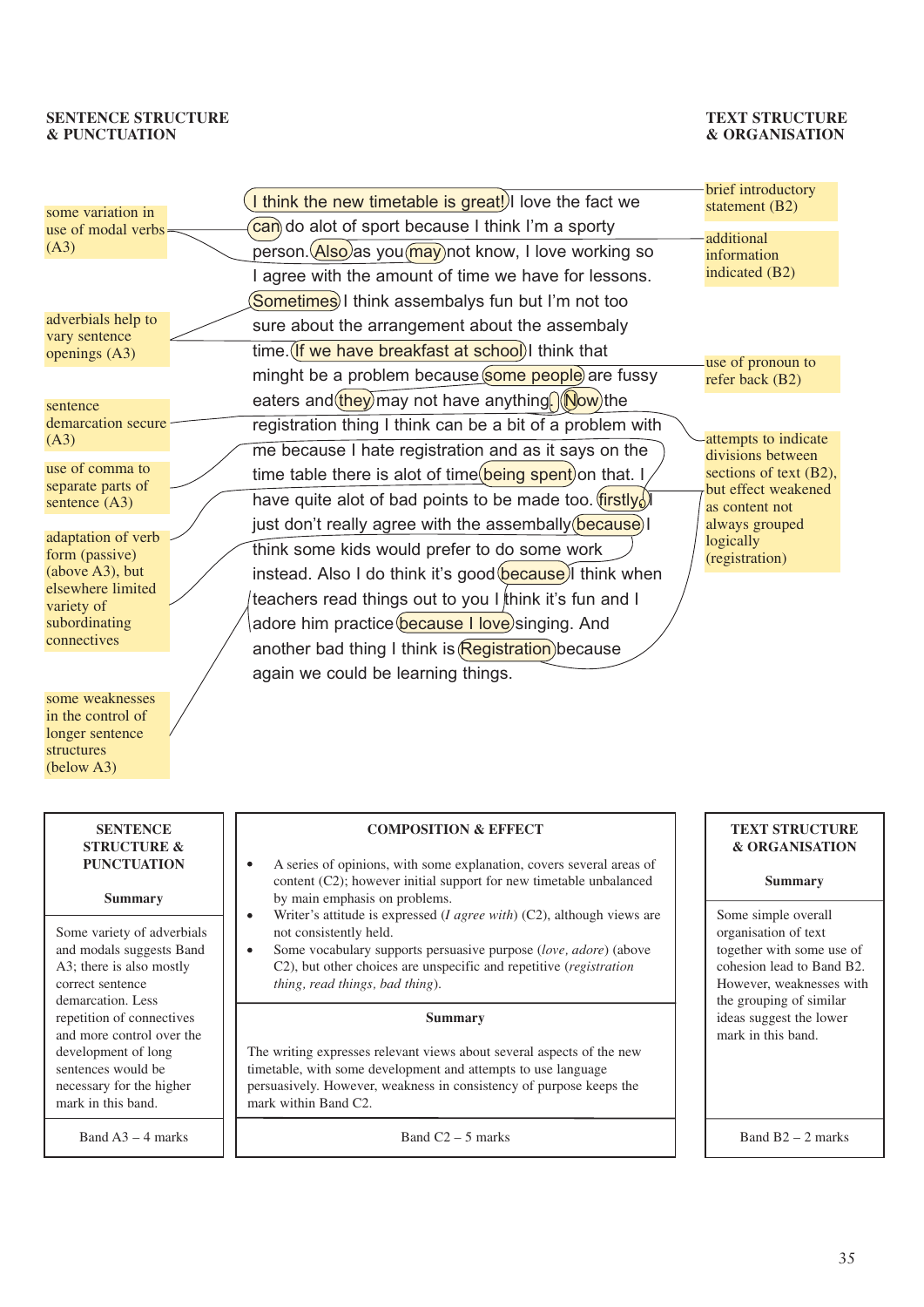**SENTENCE STRUCTURE & PUNCTUATION**

**TEXT STRUCTURE & ORGANISATION**

I think the new timetable is great! I love the fact we can do alot of sport because I think I'm a sporty person. Also as you may not know, I love working so I agree with the amount of time we have for lessons. Sometimes I think assembalys fun but I'm not too sure about the arrangement about the assembaly time. If we have breakfast at school I think that minght be a problem because some people are fussy eaters and they may not have anything. Now the registration thing I think can be a bit of a problem with me because I hate registration and as it says on the time table there is alot of time being spent on that. I have quite alot of bad points to be made too. firstly, I just don't really agree with the assemblaly because I think some kids would prefer to do some work instead. Also I do think it's good because I think when teachers read things out to you I think it's fun and I adore him practice because I love singing. And another bad thing I think is Registration because again we could be learning things.

Sentence structure & punctuation annotations:

- some variation in use of modal verbs (A3)
- adverbials help to vary sentence openings (A3)
- sentence demarcation secure (A3)
- use of comma to separate parts of sentence (A3)
- adaptation of verb form (passive) (above A3), but elsewhere limited variety of subordinating connectives
- some weaknesses in the control of longer sentence structures (below A3)

Text structure & organisation annotations:

- brief introductory statement (B2)
- additional information indicated (B2)
- use of pronoun to refer back (B2)
- attempts to indicate divisions between sections of text (B2), but effect weakened as content not always grouped logically (registration)

| SENTENCE STRUCTURE & PUNCTUATION | COMPOSITION & EFFECT | TEXT STRUCTURE & ORGANISATION |
|---|---|---|
| **Summary** | • A series of opinions, with some explanation, covers several areas of content (C2); however initial support for new timetable unbalanced by main emphasis on problems.<br>• Writer's attitude is expressed (*I agree with*) (C2), although views are not consistently held.<br>• Some vocabulary supports persuasive purpose (*love, adore*) (above C2), but other choices are unspecific and repetitive (*registration thing, read things, bad thing*). | **Summary** |
| Some variety of adverbials and modals suggests Band A3; there is also mostly correct sentence demarcation. Less repetition of connectives and more control over the development of long sentences would be necessary for the higher mark in this band. | **Summary**<br>The writing expresses relevant views about several aspects of the new timetable, with some development and attempts to use language persuasively. However, weakness in consistency of purpose keeps the mark within Band C2. | Some simple overall organisation of text together with some use of cohesion lead to Band B2. However, weaknesses with the grouping of similar ideas suggest the lower mark in this band. |
| Band A3 – 4 marks | Band C2 – 5 marks | Band B2 – 2 marks |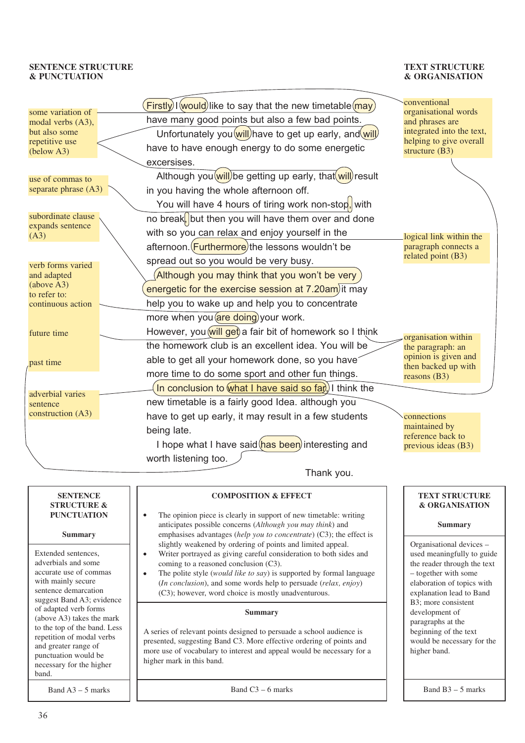**SENTENCE STRUCTURE & PUNCTUATION**

**TEXT STRUCTURE & ORGANISATION**

Firstly I would like to say that the new timetable may have many good points but also a few bad points.

Unfortunately you will have to get up early, and will have to have enough energy to do some energetic excersises.

Although you will be getting up early, that will result in you having the whole afternoon off.

You will have 4 hours of tiring work non-stop, with no break, but then you will have them over and done with so you can relax and enjoy yourself in the afternoon. Furthermore the lessons wouldn't be spread out so you would be very busy.

Although you may think that you won't be very energetic for the exercise session at 7.20am it may help you to wake up and help you to concentrate more when you are doing your work.

However, you will get a fair bit of homework so I think the homework club is an excellent idea. You will be able to get all your homework done, so you have more time to do some sport and other fun things.

In conclusion to what I have said so far, I think the new timetable is a fairly good Idea. although you have to get up early, it may result in a few students being late.

I hope what I have said has been interesting and worth listening too.

Thank you.

Annotations (Sentence Structure & Punctuation):

- some variation of modal verbs (A3), but also some repetitive use (below A3)
- use of commas to separate phrase (A3)
- subordinate clause expands sentence (A3)
- verb forms varied and adapted (above A3) to refer to: continuous action
- future time
- past time
- adverbial varies sentence construction (A3)

Annotations (Text Structure & Organisation):

- conventional organisational words and phrases are integrated into the text, helping to give overall structure (B3)
- logical link within the paragraph connects a related point (B3)
- organisation within the paragraph: an opinion is given and then backed up with reasons (B3)
- connections maintained by reference back to previous ideas (B3)

| SENTENCE STRUCTURE & PUNCTUATION | COMPOSITION & EFFECT | TEXT STRUCTURE & ORGANISATION |
|---|---|---|
| **Summary** | • The opinion piece is clearly in support of new timetable: writing anticipates possible concerns (*Although you may think*) and emphasises advantages (*help you to concentrate*) (C3); the effect is slightly weakened by ordering of points and limited appeal.<br>• Writer portrayed as giving careful consideration to both sides and coming to a reasoned conclusion (C3).<br>• The polite style (*would like to say*) is supported by formal language (*In conclusion*), and some words help to persuade (*relax, enjoy*) (C3); however, word choice is mostly unadventurous. | **Summary** |
| Extended sentences, adverbials and some accurate use of commas with mainly secure sentence demarcation suggest Band A3; evidence of adapted verb forms (above A3) takes the mark to the top of the band. Less repetition of modal verbs and greater range of punctuation would be necessary for the higher band. | **Summary**<br><br>A series of relevant points designed to persuade a school audience is presented, suggesting Band C3. More effective ordering of points and more use of vocabulary to interest and appeal would be necessary for a higher mark in this band. | Organisational devices – used meaningfully to guide the reader through the text – together with some elaboration of topics with explanation lead to Band B3; more consistent development of paragraphs at the beginning of the text would be necessary for the higher band. |
| Band A3 – 5 marks | Band C3 – 6 marks | Band B3 – 5 marks |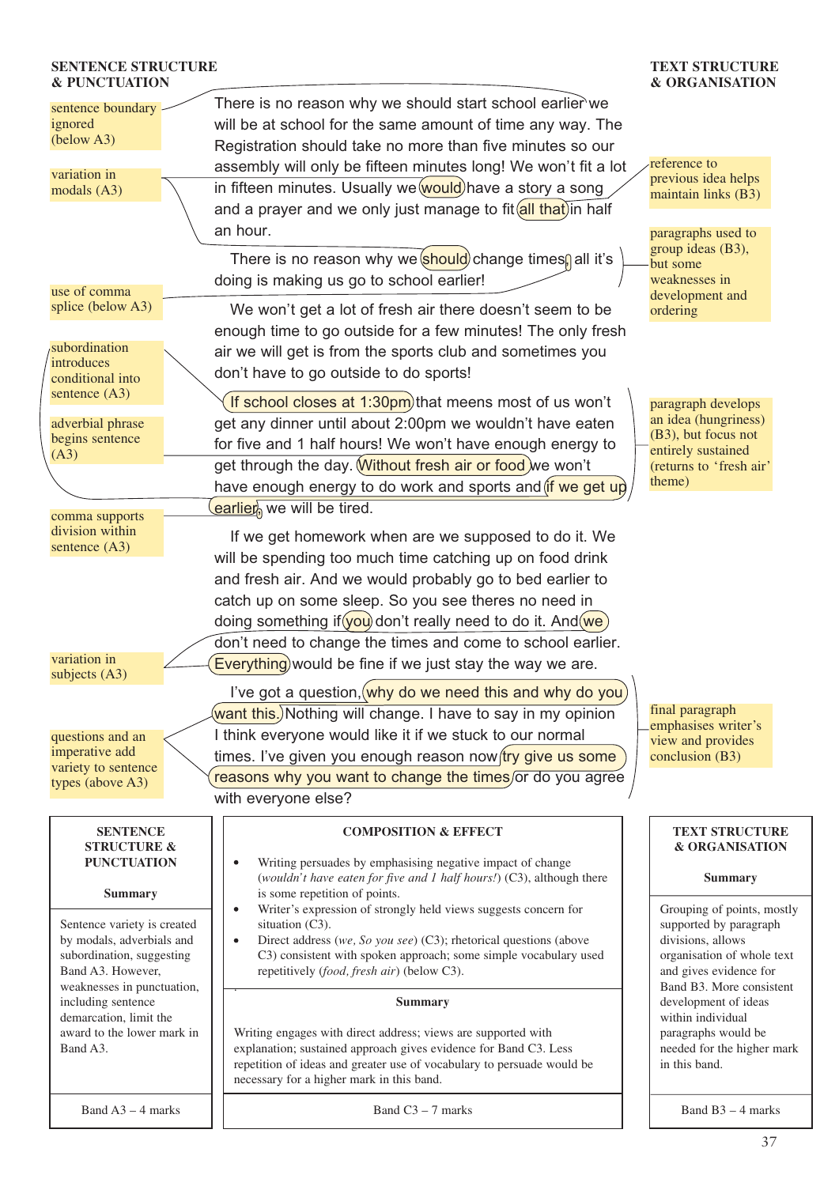**SENTENCE STRUCTURE & PUNCTUATION**

**TEXT STRUCTURE & ORGANISATION**

There is no reason why we should start school earlier we will be at school for the same amount of time any way. The Registration should take no more than five minutes so our assembly will only be fifteen minutes long! We won't fit a lot in fifteen minutes. Usually we would have a story a song and a prayer and we only just manage to fit all that in half an hour.

There is no reason why we should change times, all it's doing is making us go to school earlier!

We won't get a lot of fresh air there doesn't seem to be enough time to go outside for a few minutes! The only fresh air we will get is from the sports club and sometimes you don't have to go outside to do sports!

If school closes at 1:30pm that meens most of us won't get any dinner until about 2:00pm we wouldn't have eaten for five and 1 half hours! We won't have enough energy to get through the day. Without fresh air or food we won't have enough energy to do work and sports and if we get up earlier, we will be tired.

If we get homework when are we supposed to do it. We will be spending too much time catching up on food drink and fresh air. And we would probably go to bed earlier to catch up on some sleep. So you see theres no need in doing something if you don't really need to do it. And we don't need to change the times and come to school earlier. Everything would be fine if we just stay the way we are.

I've got a question, why do we need this and why do you want this. Nothing will change. I have to say in my opinion I think everyone would like it if we stuck to our normal times. I've given you enough reason now try give us some reasons why you want to change the times or do you agree with everyone else?

Annotations (Sentence structure & punctuation):

- sentence boundary ignored (below A3)
- variation in modals (A3)
- use of comma splice (below A3)
- subordination introduces conditional into sentence (A3)
- adverbial phrase begins sentence (A3)
- comma supports division within sentence (A3)
- variation in subjects (A3)
- questions and an imperative add variety to sentence types (above A3)

Annotations (Text structure & organisation):

- reference to previous idea helps maintain links (B3)
- paragraphs used to group ideas (B3), but some weaknesses in development and ordering
- paragraph develops an idea (hungriness) (B3), but focus not entirely sustained (returns to 'fresh air' theme)
- final paragraph emphasises writer's view and provides conclusion (B3)

| SENTENCE STRUCTURE & PUNCTUATION | COMPOSITION & EFFECT | TEXT STRUCTURE & ORGANISATION |
|---|---|---|
| | • Writing persuades by emphasising negative impact of change (*wouldn't have eaten for five and 1 half hours!*) (C3), although there is some repetition of points.<br>• Writer's expression of strongly held views suggests concern for situation (C3).<br>• Direct address (*we, So you see*) (C3); rhetorical questions (above C3) consistent with spoken approach; some simple vocabulary used repetitively (*food, fresh air*) (below C3). | |
| **Summary** | **Summary** | **Summary** |
| Sentence variety is created by modals, adverbials and subordination, suggesting Band A3. However, weaknesses in punctuation, including sentence demarcation, limit the award to the lower mark in Band A3. | Writing engages with direct address; views are supported with explanation; sustained approach gives evidence for Band C3. Less repetition of ideas and greater use of vocabulary to persuade would be necessary for a higher mark in this band. | Grouping of points, mostly supported by paragraph divisions, allows organisation of whole text and gives evidence for Band B3. More consistent development of ideas within individual paragraphs would be needed for the higher mark in this band. |
| Band A3 – 4 marks | Band C3 – 7 marks | Band B3 – 4 marks |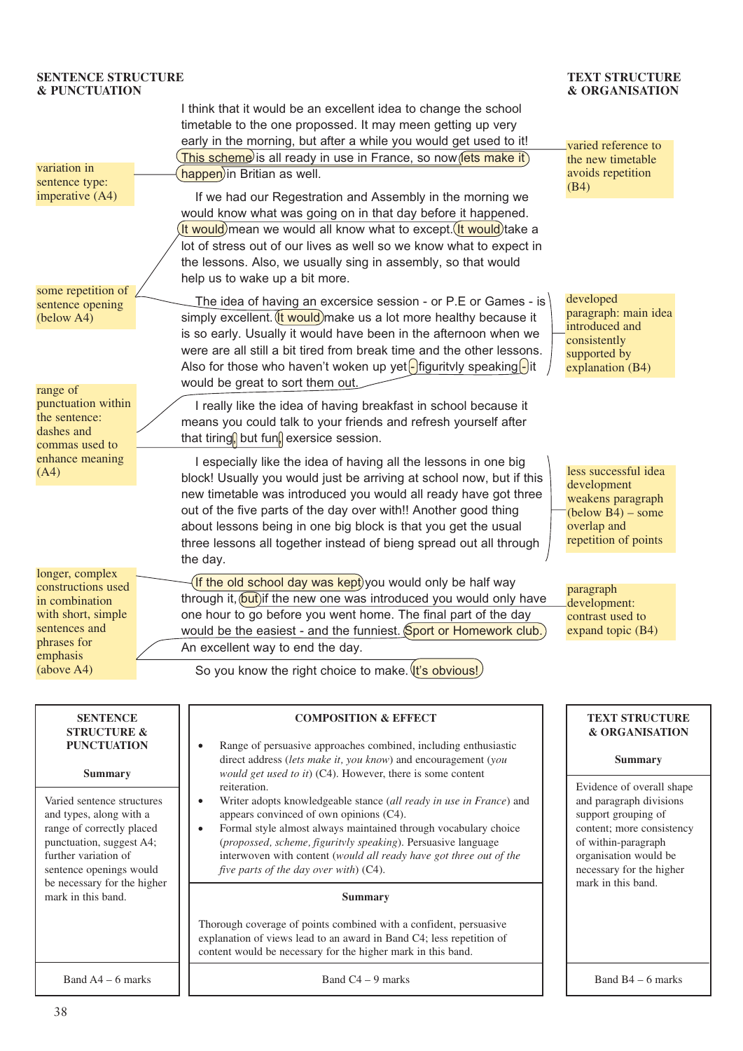**SENTENCE STRUCTURE & PUNCTUATION** | **TEXT STRUCTURE & ORGANISATION**

I think that it would be an excellent idea to change the school timetable to the one propossed. It may meen getting up very early in the morning, but after a while you would get used to it! This scheme is all ready in use in France, so now lets make it happen in Britian as well.

If we had our Regestration and Assembly in the morning we would know what was going on in that day before it happened. It would mean we would all know what to except. It would take a lot of stress out of our lives as well so we know what to expect in the lessons. Also, we usually sing in assembly, so that would help us to wake up a bit more.

The idea of having an excersice session - or P.E or Games - is simply excellent. It would make us a lot more healthy because it is so early. Usually it would have been in the afternoon when we were are all still a bit tired from break time and the other lessons. Also for those who haven't woken up yet - figuritvly speaking - it would be great to sort them out.

I really like the idea of having breakfast in school because it means you could talk to your friends and refresh yourself after that tiring, but fun, exersice session.

I especially like the idea of having all the lessons in one big block! Usually you would just be arriving at school now, but if this new timetable was introduced you would all ready have got three out of the five parts of the day over with!! Another good thing about lessons being in one big block is that you get the usual three lessons all together instead of bieng spread out all through the day.

If the old school day was kept you would only be half way through it, but if the new one was introduced you would only have one hour to go before you went home. The final part of the day would be the easiest - and the funniest. Sport or Homework club. An excellent way to end the day.

So you know the right choice to make. It's obvious!

*Annotations (Sentence Structure & Punctuation):*

- variation in sentence type: imperative (A4)
- some repetition of sentence opening (below A4)
- range of punctuation within the sentence: dashes and commas used to enhance meaning (A4)
- longer, complex constructions used in combination with short, simple sentences and phrases for emphasis (above A4)

*Annotations (Text Structure & Organisation):*

- varied reference to the new timetable avoids repetition (B4)
- developed paragraph: main idea introduced and consistently supported by explanation (B4)
- less successful idea development weakens paragraph (below B4) – some overlap and repetition of points
- paragraph development: contrast used to expand topic (B4)

| SENTENCE STRUCTURE & PUNCTUATION | COMPOSITION & EFFECT | TEXT STRUCTURE & ORGANISATION |
|---|---|---|
| | • Range of persuasive approaches combined, including enthusiastic direct address (*lets make it, you know*) and encouragement (*you would get used to it*) (C4). However, there is some content reiteration.<br>• Writer adopts knowledgeable stance (*all ready in use in France*) and appears convinced of own opinions (C4).<br>• Formal style almost always maintained through vocabulary choice (*propossed, scheme, figuritvly speaking*). Persuasive language interwoven with content (*would all ready have got three out of the five parts of the day over with*) (C4). | |
| **Summary** | **Summary** | **Summary** |
| Varied sentence structures and types, along with a range of correctly placed punctuation, suggest A4; further variation of sentence openings would be necessary for the higher mark in this band. | Thorough coverage of points combined with a confident, persuasive explanation of views lead to an award in Band C4; less repetition of content would be necessary for the higher mark in this band. | Evidence of overall shape and paragraph divisions support grouping of content; more consistency of within-paragraph organisation would be necessary for the higher mark in this band. |
| Band A4 – 6 marks | Band C4 – 9 marks | Band B4 – 6 marks |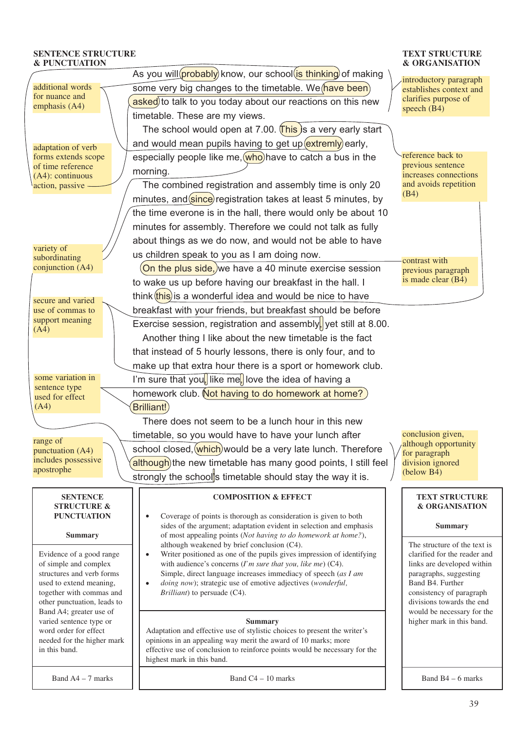**SENTENCE STRUCTURE & PUNCTUATION**

- additional words for nuance and emphasis (A4)
- adaptation of verb forms extends scope of time reference (A4): continuous action, passive
- variety of subordinating conjunction (A4)
- secure and varied use of commas to support meaning (A4)
- some variation in sentence type used for effect (A4)
- range of punctuation (A4) includes possessive apostrophe

**TEXT STRUCTURE & ORGANISATION**

- introductory paragraph establishes context and clarifies purpose of speech (B4)
- reference back to previous sentence increases connections and avoids repetition (B4)
- contrast with previous paragraph is made clear (B4)
- conclusion given, although opportunity for paragraph division ignored (below B4)

As you will probably know, our school is thinking of making some very big changes to the timetable. We have been asked to talk to you today about our reactions on this new timetable. These are my views.

The school would open at 7.00. This is a very early start and would mean pupils having to get up extremly early, especially people like me, who have to catch a bus in the morning.

The combined registration and assembly time is only 20 minutes, and since registration takes at least 5 minutes, by the time everone is in the hall, there would only be about 10 minutes for assembly. Therefore we could not talk as fully about things as we do now, and would not be able to have us children speak to you as I am doing now.

On the plus side, we have a 40 minute exercise session to wake us up before having our breakfast in the hall. I think this is a wonderful idea and would be nice to have breakfast with your friends, but breakfast should be before Exercise session, registration and assembly, yet still at 8.00.

Another thing I like about the new timetable is the fact that instead of 5 hourly lessons, there is only four, and to make up that extra hour there is a sport or homework club. I'm sure that you, like me, love the idea of having a homework club. Not having to do homework at home? Brilliant!

There does not seem to be a lunch hour in this new timetable, so you would have to have your lunch after school closed, which would be a very late lunch. Therefore although the new timetable has many good points, I still feel strongly the school's timetable should stay the way it is.

| SENTENCE STRUCTURE & PUNCTUATION | COMPOSITION & EFFECT | TEXT STRUCTURE & ORGANISATION |
|---|---|---|
| **Summary** | • Coverage of points is thorough as consideration is given to both sides of the argument; adaptation evident in selection and emphasis of most appealing points (*Not having to do homework at home?*), although weakened by brief conclusion (C4).<br>• Writer positioned as one of the pupils gives impression of identifying with audience's concerns (*I'm sure that you, like me*) (C4).<br>• Simple, direct language increases immediacy of speech (*as I am doing now*); strategic use of emotive adjectives (*wonderful, Brilliant*) to persuade (C4). | **Summary** |
| Evidence of a good range of simple and complex structures and verb forms used to extend meaning, together with commas and other punctuation, leads to Band A4; greater use of varied sentence type or word order for effect needed for the higher mark in this band. | **Summary**<br>Adaptation and effective use of stylistic choices to present the writer's opinions in an appealing way merit the award of 10 marks; more effective use of conclusion to reinforce points would be necessary for the highest mark in this band. | The structure of the text is clarified for the reader and links are developed within paragraphs, suggesting Band B4. Further consistency of paragraph divisions towards the end would be necessary for the higher mark in this band. |
| Band A4 – 7 marks | Band C4 – 10 marks | Band B4 – 6 marks |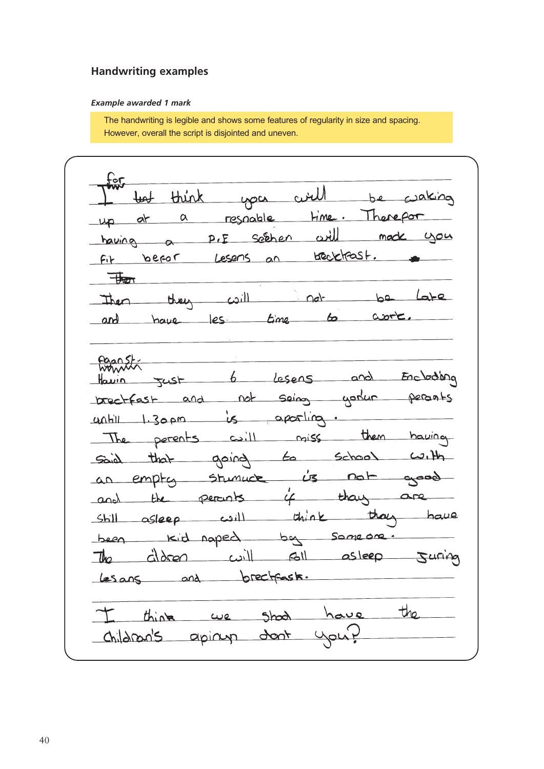## Handwriting examples

***Example awarded 1 mark***

The handwriting is legible and shows some features of regularity in size and spacing. However, overall the script is disjointed and uneven.

for
I ~~twt~~ think you will be waking up at a resnable time. Therefor having a P.E scehen will mack you fit befor lesens an brecktfast.

~~Then~~
Then they will not be late and have les time to work.

Aganst.
~~Wwww~~
Havin just 6 lesens and Encloding brectfast and not seing yorur perants untill 1.30pm is aporling.
The perents will miss them having said that going to school with an empty stumuck is not good and the perants if thay are still asleep will think thay have been kid naped by someone.
The cildren will fall asleep juring lesans and breckfask.

I think we shod have the children's apinyn dont you?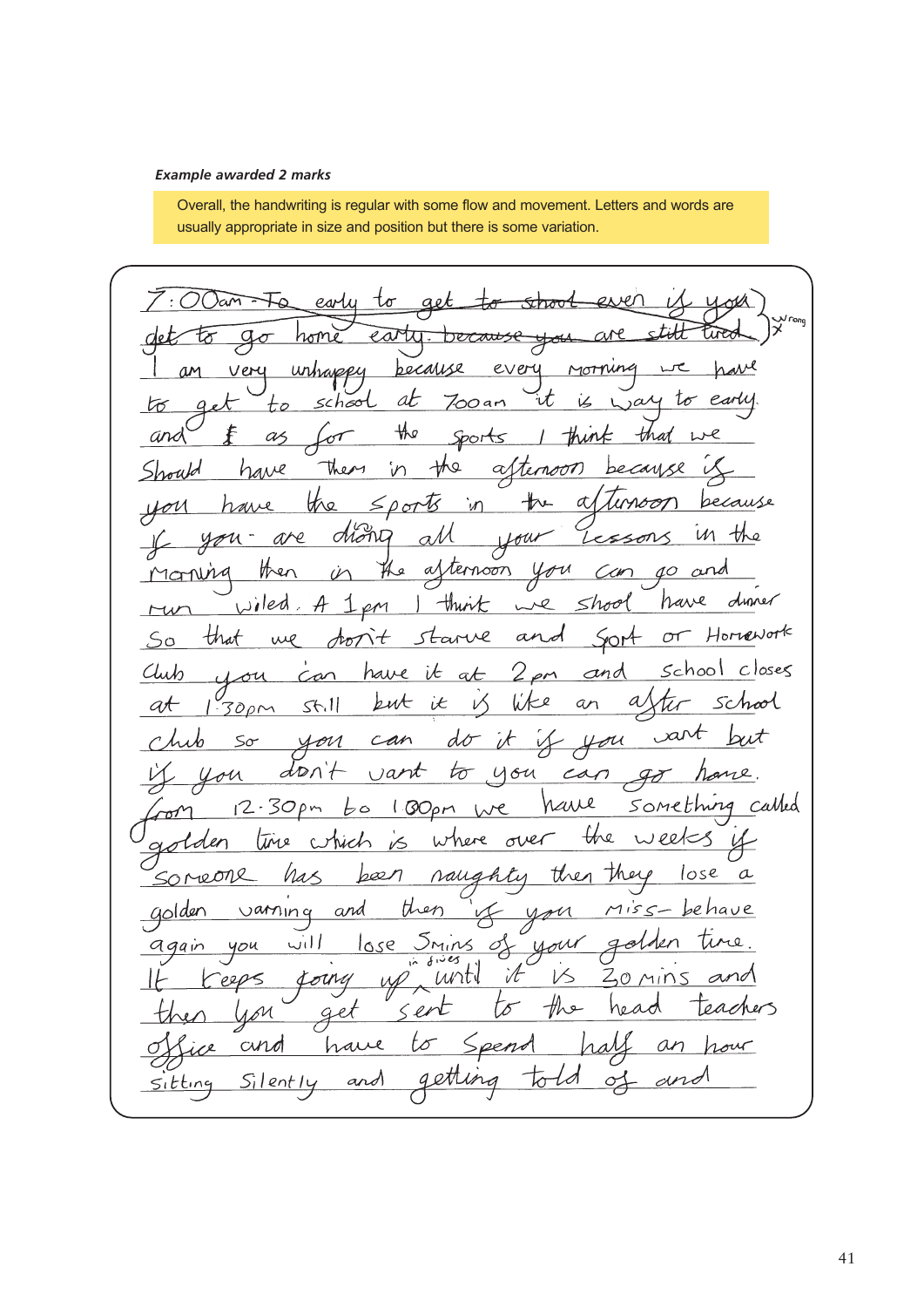***Example awarded 2 marks***

Overall, the handwriting is regular with some flow and movement. Letters and words are usually appropriate in size and position but there is some variation.

~~7:00am - To early to get to school even if you get to go home early. because you are still tired.~~ wrong ✗

I am very unhappy because every morning we have to get to school at 7.00am it is way to early and ~~f~~ as for the sports I think that we Should have them in the afternoon because if you have the sports in the afternoon because if you are doing all your lessons in the Morning then in the afternoon you can go and run wiled. At 1pm I think we shool have dinner So that we don't starve and Sport or Homework Club you can have it at 2pm and school closes at 1:30pm still but it is like an after school club so you can do it if you want but if you don't want to you can go home. from 12:30pm to 1:00pm we have something called golden time which is where over the weeks if someone has been naughty then they lose a golden warning and then if you miss-behave again you will lose 5mins of your golden time. It keeps going up in fives until it is 30mins and then you get sent to the head teachers office and have to spend half an hour sitting Silently and getting told of and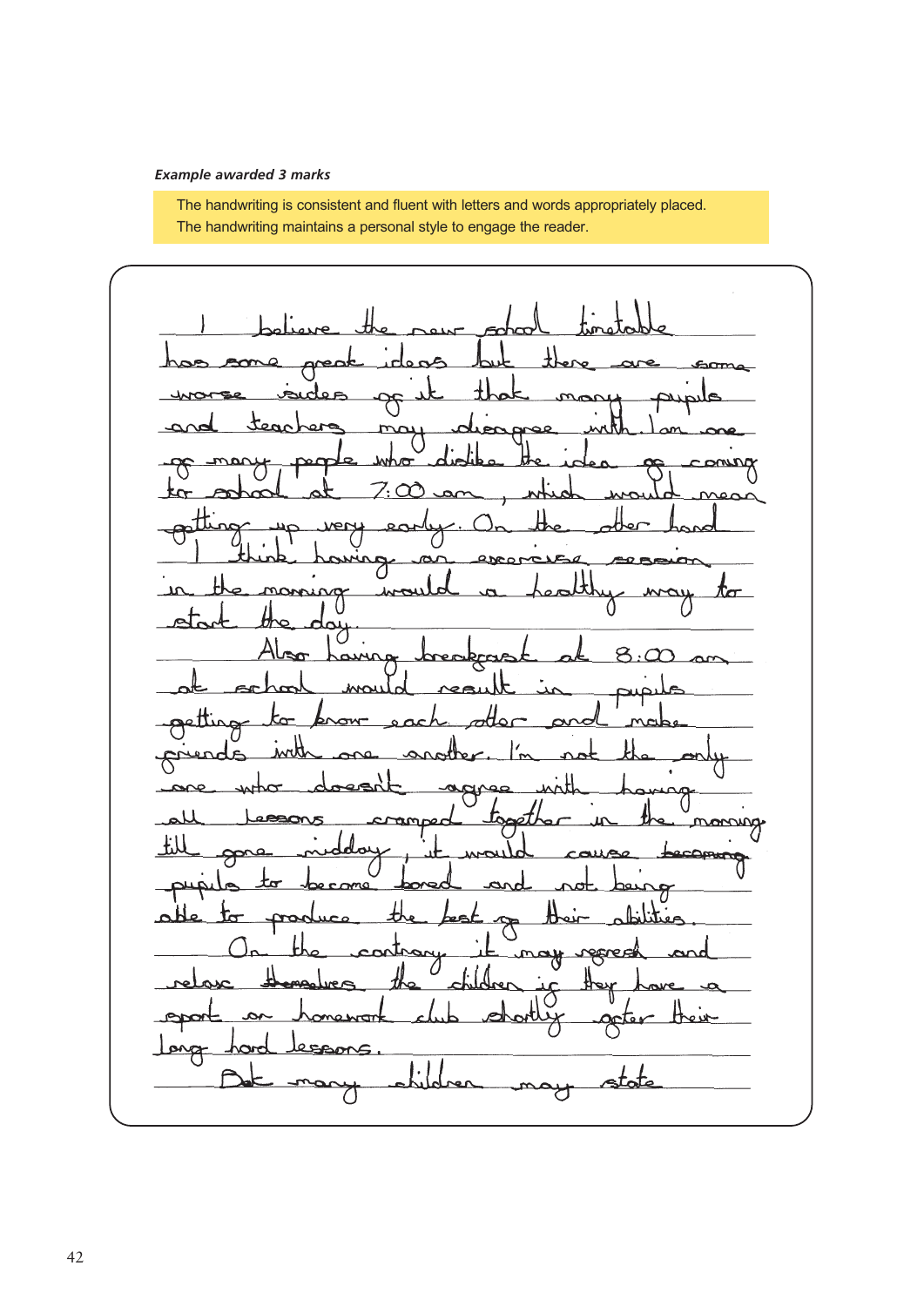***Example awarded 3 marks***

The handwriting is consistent and fluent with letters and words appropriately placed.
The handwriting maintains a personal style to engage the reader.

I believe the new school timetable has some great ideas but there are some worse sides of it that many pupils and teachers may disagree with. I am one of many people who dislike the idea of coming to school at 7:00 am, which would mean getting up very early. On the other hand I think having an exercise session in the morning would a healthy way to start the day.

Also having breakfast at 8:00 am at school would result in pupils getting to know each other and make friends with one another. I'm not the only one who doesn't agree with having all lessons cramped together in the morning till gone midday, it would cause becoming pupils to become bored and not being able to produce the best of their abilities.

On the contrary it may refresh and relax themselves the children if they have a sport or homework club shortly after their long hard lessons.

But many children may state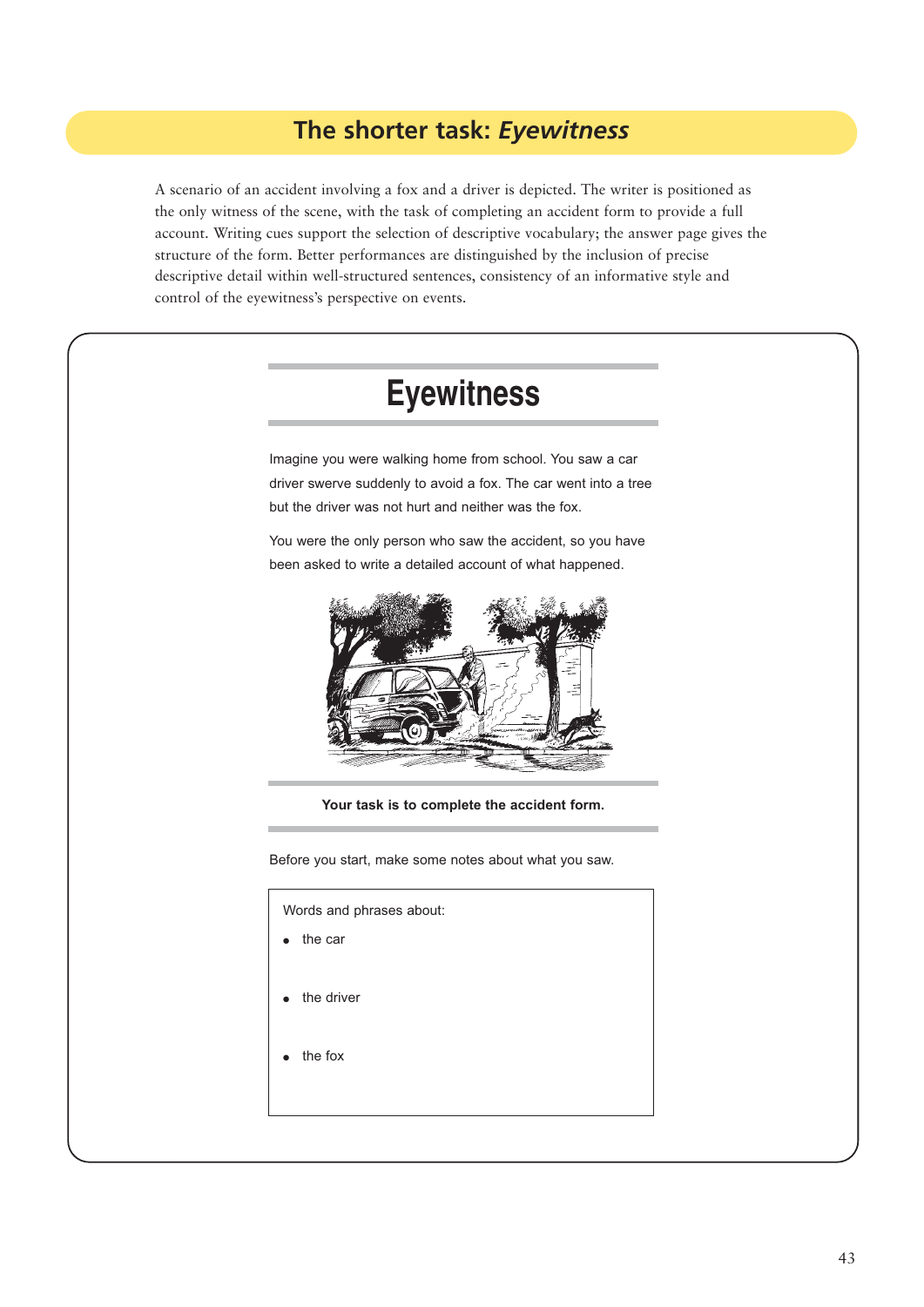## The shorter task: *Eyewitness*

A scenario of an accident involving a fox and a driver is depicted. The writer is positioned as the only witness of the scene, with the task of completing an accident form to provide a full account. Writing cues support the selection of descriptive vocabulary; the answer page gives the structure of the form. Better performances are distinguished by the inclusion of precise descriptive detail within well-structured sentences, consistency of an informative style and control of the eyewitness's perspective on events.

# Eyewitness

Imagine you were walking home from school. You saw a car driver swerve suddenly to avoid a fox. The car went into a tree but the driver was not hurt and neither was the fox.

You were the only person who saw the accident, so you have been asked to write a detailed account of what happened.

**Your task is to complete the accident form.**

Before you start, make some notes about what you saw.

Words and phrases about:

- the car
- the driver
- the fox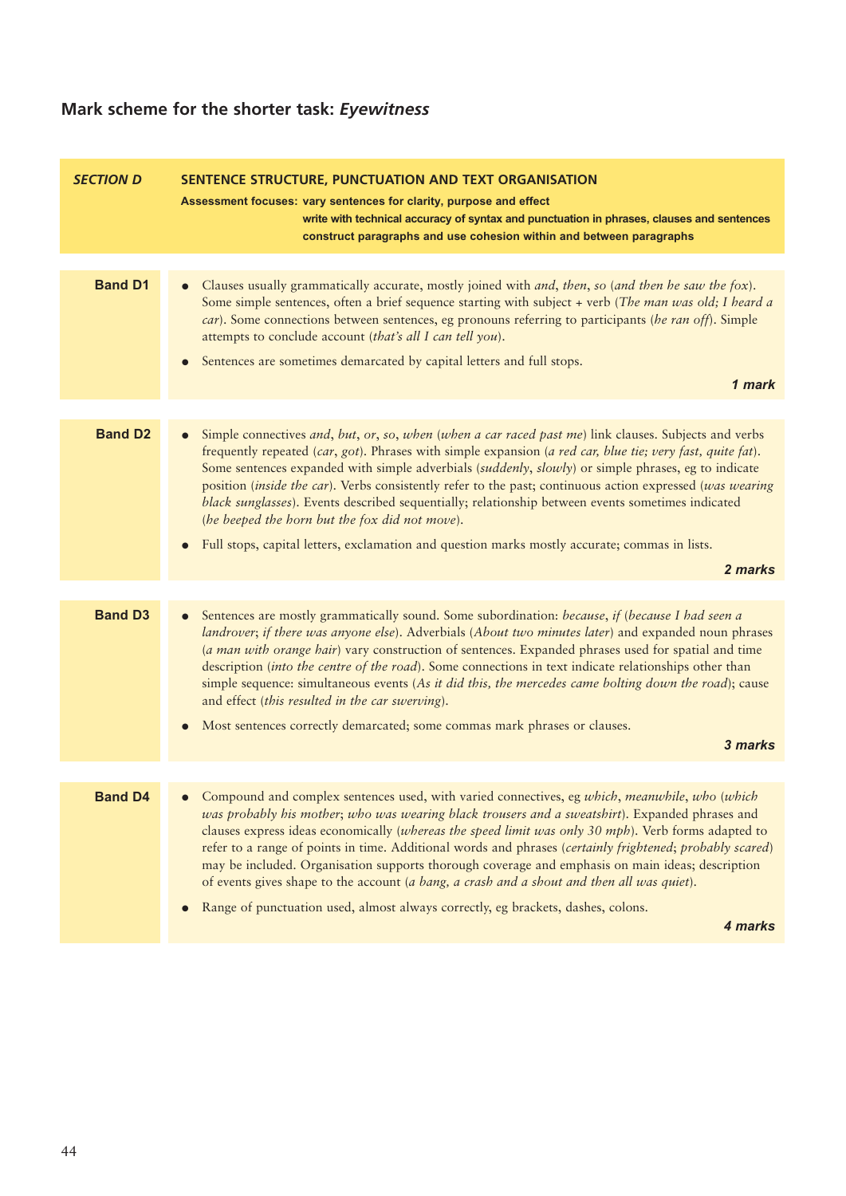## Mark scheme for the shorter task: *Eyewitness*

| *SECTION D* | **SENTENCE STRUCTURE, PUNCTUATION AND TEXT ORGANISATION**<br>**Assessment focuses: vary sentences for clarity, purpose and effect**<br>**write with technical accuracy of syntax and punctuation in phrases, clauses and sentences**<br>**construct paragraphs and use cohesion within and between paragraphs** |
|---|---|
| **Band D1** | • Clauses usually grammatically accurate, mostly joined with *and*, *then*, *so* (*and then he saw the fox*). Some simple sentences, often a brief sequence starting with subject + verb (*The man was old; I heard a car*). Some connections between sentences, eg pronouns referring to participants (*he ran off*). Simple attempts to conclude account (*that's all I can tell you*).<br>• Sentences are sometimes demarcated by capital letters and full stops.<br>***1 mark*** |
| **Band D2** | • Simple connectives *and*, *but*, *or*, *so*, *when* (*when a car raced past me*) link clauses. Subjects and verbs frequently repeated (*car*, *got*). Phrases with simple expansion (*a red car, blue tie; very fast, quite fat*). Some sentences expanded with simple adverbials (*suddenly*, *slowly*) or simple phrases, eg to indicate position (*inside the car*). Verbs consistently refer to the past; continuous action expressed (*was wearing black sunglasses*). Events described sequentially; relationship between events sometimes indicated (*he beeped the horn but the fox did not move*).<br>• Full stops, capital letters, exclamation and question marks mostly accurate; commas in lists.<br>***2 marks*** |
| **Band D3** | • Sentences are mostly grammatically sound. Some subordination: *because*, *if* (*because I had seen a landrover*; *if there was anyone else*). Adverbials (*About two minutes later*) and expanded noun phrases (*a man with orange hair*) vary construction of sentences. Expanded phrases used for spatial and time description (*into the centre of the road*). Some connections in text indicate relationships other than simple sequence: simultaneous events (*As it did this, the mercedes came bolting down the road*); cause and effect (*this resulted in the car swerving*).<br>• Most sentences correctly demarcated; some commas mark phrases or clauses.<br>***3 marks*** |
| **Band D4** | • Compound and complex sentences used, with varied connectives, eg *which*, *meanwhile*, *who* (*which was probably his mother*; *who was wearing black trousers and a sweatshirt*). Expanded phrases and clauses express ideas economically (*whereas the speed limit was only 30 mph*). Verb forms adapted to refer to a range of points in time. Additional words and phrases (*certainly frightened*; *probably scared*) may be included. Organisation supports thorough coverage and emphasis on main ideas; description of events gives shape to the account (*a bang, a crash and a shout and then all was quiet*).<br>• Range of punctuation used, almost always correctly, eg brackets, dashes, colons.<br>***4 marks*** |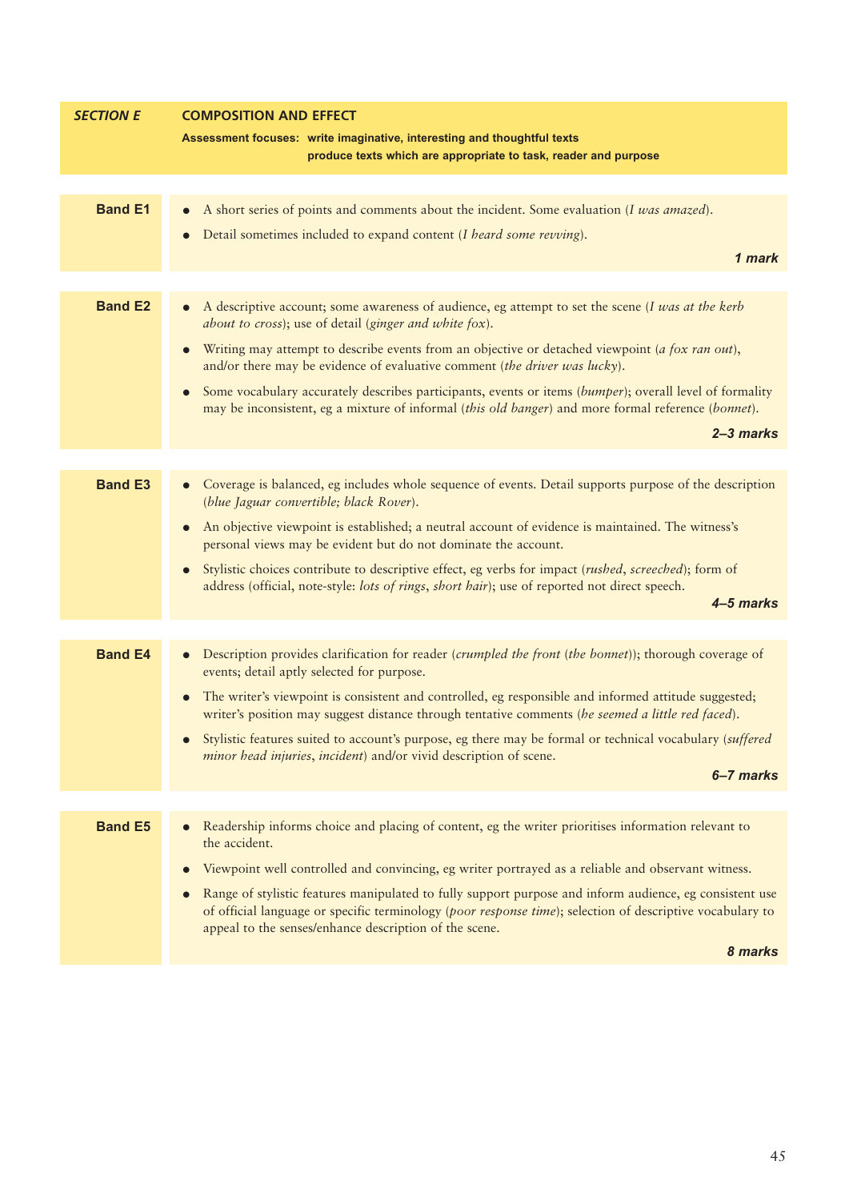## *SECTION E* — COMPOSITION AND EFFECT

**Assessment focuses: write imaginative, interesting and thoughtful texts**
**produce texts which are appropriate to task, reader and purpose**

| Band | Criteria |
|---|---|
| **Band E1** | • A short series of points and comments about the incident. Some evaluation (*I was amazed*).<br>• Detail sometimes included to expand content (*I heard some revving*).<br>***1 mark*** |
| **Band E2** | • A descriptive account; some awareness of audience, eg attempt to set the scene (*I was at the kerb about to cross*); use of detail (*ginger and white fox*).<br>• Writing may attempt to describe events from an objective or detached viewpoint (*a fox ran out*), and/or there may be evidence of evaluative comment (*the driver was lucky*).<br>• Some vocabulary accurately describes participants, events or items (*bumper*); overall level of formality may be inconsistent, eg a mixture of informal (*this old banger*) and more formal reference (*bonnet*).<br>***2–3 marks*** |
| **Band E3** | • Coverage is balanced, eg includes whole sequence of events. Detail supports purpose of the description (*blue Jaguar convertible; black Rover*).<br>• An objective viewpoint is established; a neutral account of evidence is maintained. The witness's personal views may be evident but do not dominate the account.<br>• Stylistic choices contribute to descriptive effect, eg verbs for impact (*rushed*, *screeched*); form of address (official, note-style: *lots of rings*, *short hair*); use of reported not direct speech.<br>***4–5 marks*** |
| **Band E4** | • Description provides clarification for reader (*crumpled the front* (*the bonnet*)); thorough coverage of events; detail aptly selected for purpose.<br>• The writer's viewpoint is consistent and controlled, eg responsible and informed attitude suggested; writer's position may suggest distance through tentative comments (*he seemed a little red faced*).<br>• Stylistic features suited to account's purpose, eg there may be formal or technical vocabulary (*suffered minor head injuries*, *incident*) and/or vivid description of scene.<br>***6–7 marks*** |
| **Band E5** | • Readership informs choice and placing of content, eg the writer prioritises information relevant to the accident.<br>• Viewpoint well controlled and convincing, eg writer portrayed as a reliable and observant witness.<br>• Range of stylistic features manipulated to fully support purpose and inform audience, eg consistent use of official language or specific terminology (*poor response time*); selection of descriptive vocabulary to appeal to the senses/enhance description of the scene.<br>***8 marks*** |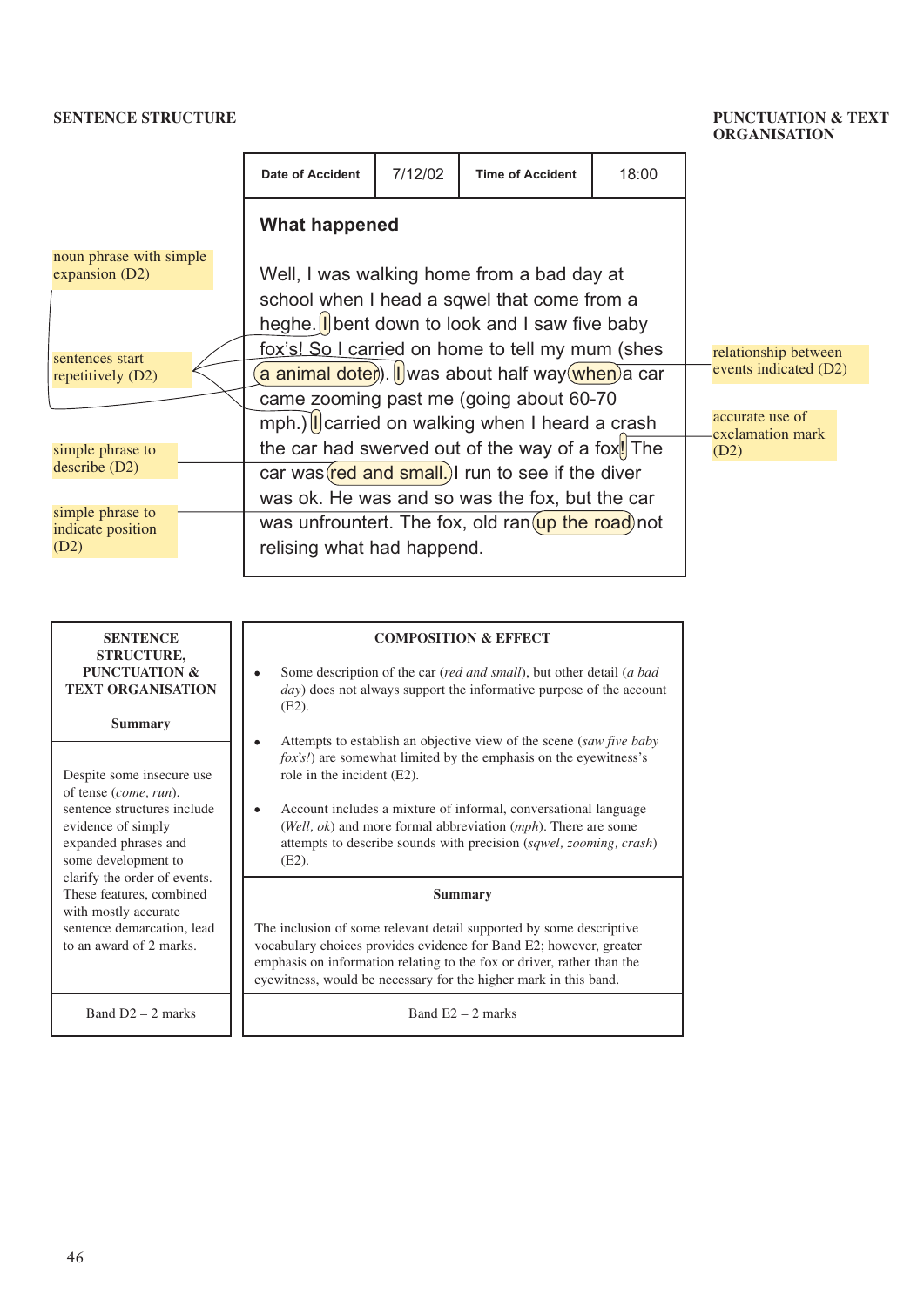**SENTENCE STRUCTURE**

**PUNCTUATION & TEXT ORGANISATION**

| Date of Accident | 7/12/02 | Time of Accident | 18:00 |
|---|---|---|---|

**What happened**

Well, I was walking home from a bad day at school when I head a sqwel that come from a heghe. I bent down to look and I saw five baby fox's! So I carried on home to tell my mum (shes a animal doter). I was about half way when a car came zooming past me (going about 60-70 mph.) I carried on walking when I heard a crash the car had swerved out of the way of a fox! The car was red and small. I run to see if the diver was ok. He was and so was the fox, but the car was unfrountert. The fox, old ran up the road not relising what had happend.

Annotations:

- noun phrase with simple expansion (D2)
- sentences start repetitively (D2)
- simple phrase to describe (D2)
- simple phrase to indicate position (D2)
- relationship between events indicated (D2)
- accurate use of exclamation mark (D2)

| SENTENCE STRUCTURE, PUNCTUATION & TEXT ORGANISATION | COMPOSITION & EFFECT |
|---|---|
| | • Some description of the car (*red and small*), but other detail (*a bad day*) does not always support the informative purpose of the account (E2).<br>• Attempts to establish an objective view of the scene (*saw five baby fox's!*) are somewhat limited by the emphasis on the eyewitness's role in the incident (E2).<br>• Account includes a mixture of informal, conversational language (*Well, ok*) and more formal abbreviation (*mph*). There are some attempts to describe sounds with precision (*sqwel, zooming, crash*) (E2). |
| **Summary** | **Summary** |
| Despite some insecure use of tense (*come, run*), sentence structures include evidence of simply expanded phrases and some development to clarify the order of events. These features, combined with mostly accurate sentence demarcation, lead to an award of 2 marks. | The inclusion of some relevant detail supported by some descriptive vocabulary choices provides evidence for Band E2; however, greater emphasis on information relating to the fox or driver, rather than the eyewitness, would be necessary for the higher mark in this band. |
| Band D2 – 2 marks | Band E2 – 2 marks |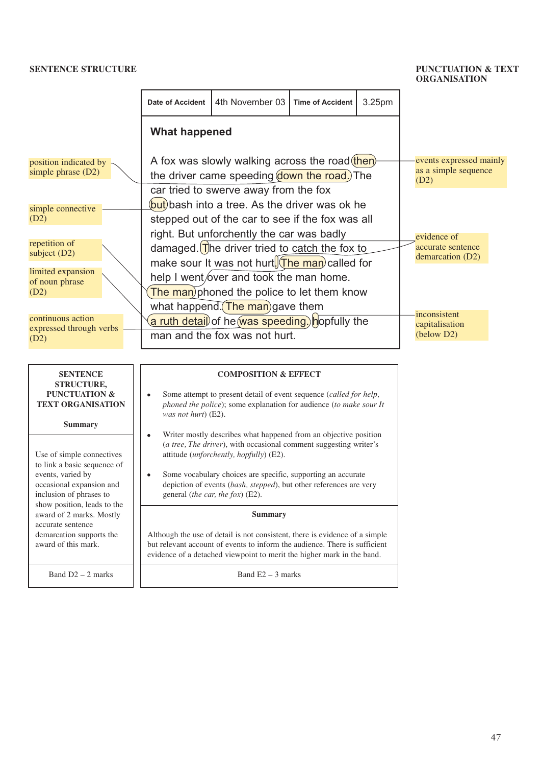**SENTENCE STRUCTURE**

**PUNCTUATION & TEXT ORGANISATION**

| Date of Accident | 4th November 03 | Time of Accident | 3.25pm |
|---|---|---|---|

**What happened**

A fox was slowly walking across the road then the driver came speeding down the road. The car tried to swerve away from the fox but bash into a tree. As the driver was ok he stepped out of the car to see if the fox was all right. But unforchently the car was badly damaged. The driver tried to catch the fox to make sour It was not hurt. The man called for help I went over and took the man home. The man phoned the police to let them know what happend. The man gave them a ruth detail of he was speeding. hopfully the man and the fox was not hurt.

Annotations (sentence structure):

- position indicated by simple phrase (D2)
- simple connective (D2)
- repetition of subject (D2)
- limited expansion of noun phrase (D2)
- continuous action expressed through verbs (D2)

Annotations (punctuation & text organisation):

- events expressed mainly as a simple sequence (D2)
- evidence of accurate sentence demarcation (D2)
- inconsistent capitalisation (below D2)

| SENTENCE STRUCTURE, PUNCTUATION & TEXT ORGANISATION<br><br>Summary | COMPOSITION & EFFECT |
|---|---|
| Use of simple connectives to link a basic sequence of events, varied by occasional expansion and inclusion of phrases to show position, leads to the award of 2 marks. Mostly accurate sentence demarcation supports the award of this mark. | • Some attempt to present detail of event sequence (*called for help, phoned the police*); some explanation for audience (*to make sour It was not hurt*) (E2).<br>• Writer mostly describes what happened from an objective position (*a tree, The driver*), with occasional comment suggesting writer's attitude (*unforchently, hopfully*) (E2).<br>• Some vocabulary choices are specific, supporting an accurate depiction of events (*bash, stepped*), but other references are very general (*the car, the fox*) (E2).<br><br>**Summary**<br><br>Although the use of detail is not consistent, there is evidence of a simple but relevant account of events to inform the audience. There is sufficient evidence of a detached viewpoint to merit the higher mark in the band. |
| Band D2 – 2 marks | Band E2 – 3 marks |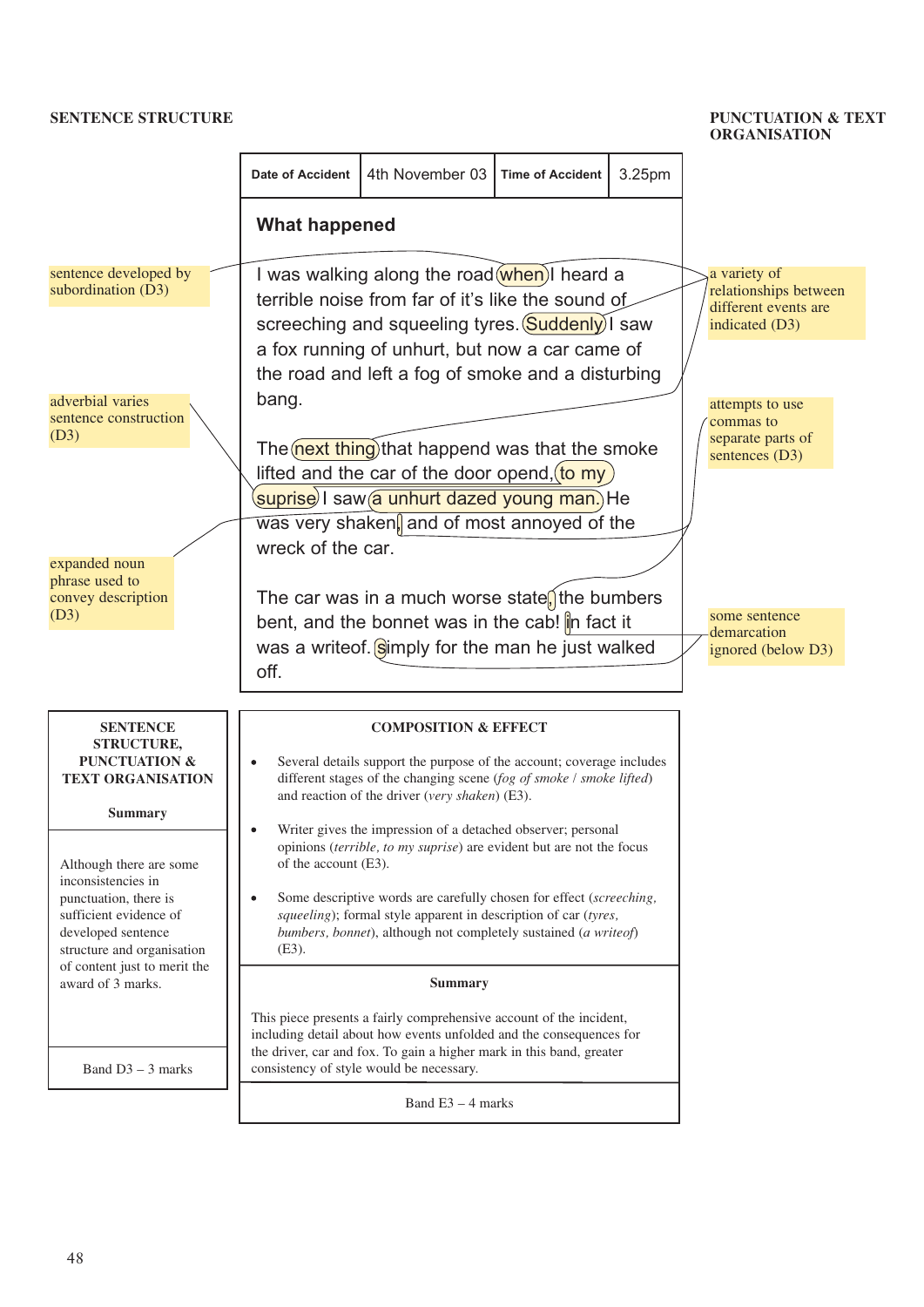**SENTENCE STRUCTURE**

**PUNCTUATION & TEXT ORGANISATION**

| Date of Accident | 4th November 03 | Time of Accident | 3.25pm |
|---|---|---|---|

**What happened**

I was walking along the road when I heard a terrible noise from far of it's like the sound of screeching and squeeling tyres. Suddenly I saw a fox running of unhurt, but now a car came of the road and left a fog of smoke and a disturbing bang.

The next thing that happend was that the smoke lifted and the car of the door opend, to my suprise I saw a unhurt dazed young man. He was very shaken, and of most annoyed of the wreck of the car.

The car was in a much worse state, the bumbers bent, and the bonnet was in the cab! in fact it was a writeof. simply for the man he just walked off.

Annotations (left margin):

- sentence developed by subordination (D3)
- adverbial varies sentence construction (D3)
- expanded noun phrase used to convey description (D3)

Annotations (right margin):

- a variety of relationships between different events are indicated (D3)
- attempts to use commas to separate parts of sentences (D3)
- some sentence demarcation ignored (below D3)

**SENTENCE STRUCTURE, PUNCTUATION & TEXT ORGANISATION**

**Summary**

Although there are some inconsistencies in punctuation, there is sufficient evidence of developed sentence structure and organisation of content just to merit the award of 3 marks.

Band D3 – 3 marks

**COMPOSITION & EFFECT**

- Several details support the purpose of the account; coverage includes different stages of the changing scene (*fog of smoke* / *smoke lifted*) and reaction of the driver (*very shaken*) (E3).
- Writer gives the impression of a detached observer; personal opinions (*terrible, to my suprise*) are evident but are not the focus of the account (E3).
- Some descriptive words are carefully chosen for effect (*screeching, squeeling*); formal style apparent in description of car (*tyres, bumbers, bonnet*), although not completely sustained (*a writeof*) (E3).

**Summary**

This piece presents a fairly comprehensive account of the incident, including detail about how events unfolded and the consequences for the driver, car and fox. To gain a higher mark in this band, greater consistency of style would be necessary.

Band E3 – 4 marks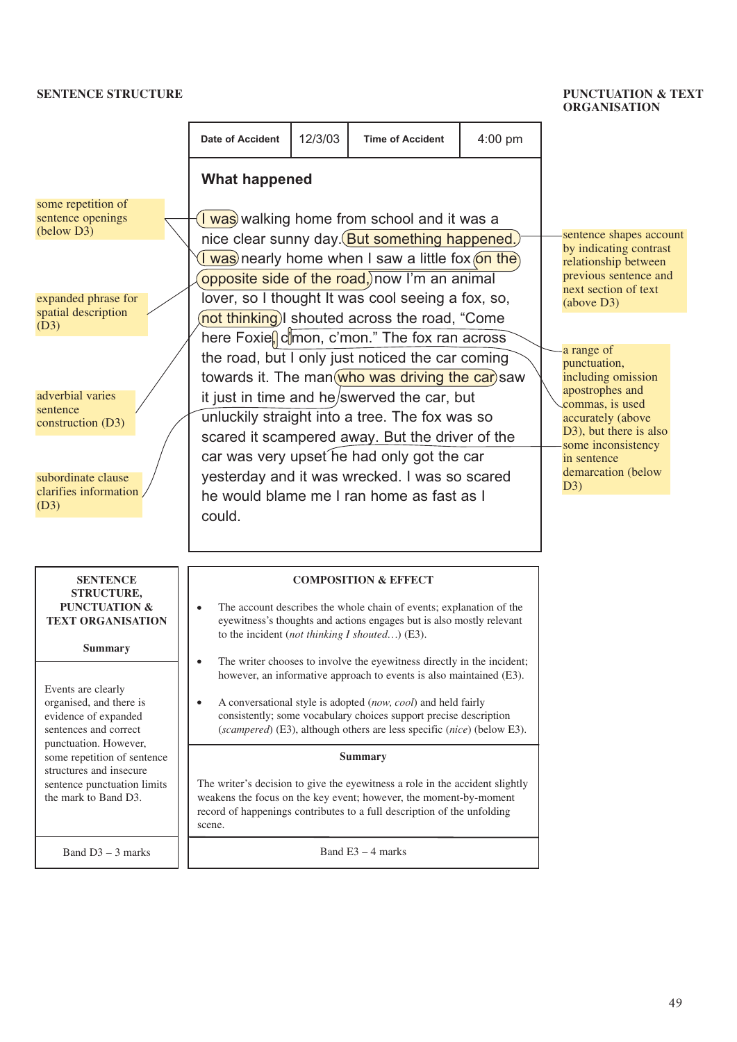**SENTENCE STRUCTURE**

**PUNCTUATION & TEXT ORGANISATION**

| Date of Accident | 12/3/03 | Time of Accident | 4:00 pm |
|---|---|---|---|

**What happened**

I was walking home from school and it was a nice clear sunny day. But something happened. I was nearly home when I saw a little fox on the opposite side of the road, now I'm an animal lover, so I thought It was cool seeing a fox, so, not thinking I shouted across the road, "Come here Foxie, c'mon, c'mon." The fox ran across the road, but I only just noticed the car coming towards it. The man who was driving the car saw it just in time and he swerved the car, but unluckily straight into a tree. The fox was so scared it scampered away. But the driver of the car was very upset he had only got the car yesterday and it was wrecked. I was so scared he would blame me I ran home as fast as I could.

Annotations (sentence structure):

- some repetition of sentence openings (below D3)
- expanded phrase for spatial description (D3)
- adverbial varies sentence construction (D3)
- subordinate clause clarifies information (D3)

Annotations (punctuation & text organisation):

- sentence shapes account by indicating contrast relationship between previous sentence and next section of text (above D3)
- a range of punctuation, including omission apostrophes and commas, is used accurately (above D3), but there is also some inconsistency in sentence demarcation (below D3)

**SENTENCE STRUCTURE, PUNCTUATION & TEXT ORGANISATION**

**Summary**

Events are clearly organised, and there is evidence of expanded sentences and correct punctuation. However, some repetition of sentence structures and insecure sentence punctuation limits the mark to Band D3.

Band D3 – 3 marks

**COMPOSITION & EFFECT**

- The account describes the whole chain of events; explanation of the eyewitness's thoughts and actions engages but is also mostly relevant to the incident (*not thinking I shouted…*) (E3).
- The writer chooses to involve the eyewitness directly in the incident; however, an informative approach to events is also maintained (E3).
- A conversational style is adopted (*now, cool*) and held fairly consistently; some vocabulary choices support precise description (*scampered*) (E3), although others are less specific (*nice*) (below E3).

**Summary**

The writer's decision to give the eyewitness a role in the accident slightly weakens the focus on the key event; however, the moment-by-moment record of happenings contributes to a full description of the unfolding scene.

Band E3 – 4 marks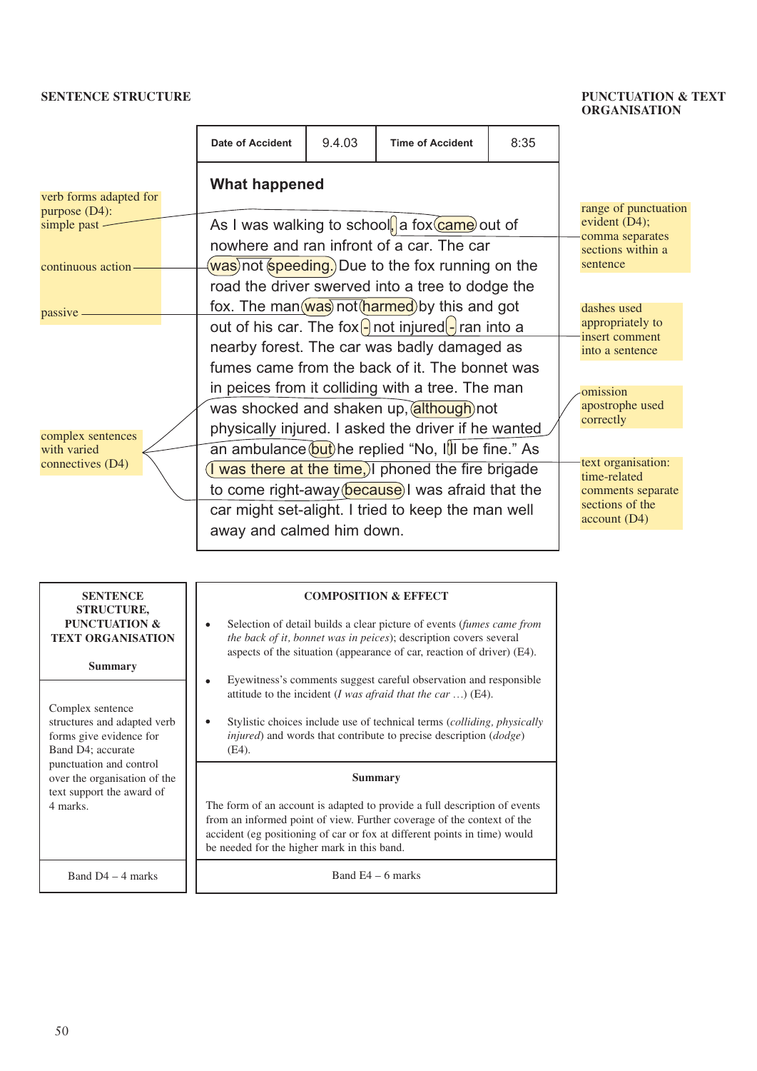**SENTENCE STRUCTURE**

**PUNCTUATION & TEXT ORGANISATION**

| Date of Accident | 9.4.03 | Time of Accident | 8:35 |
|---|---|---|---|

**What happened**

As I was walking to school, a fox came out of nowhere and ran infront of a car. The car was not speeding. Due to the fox running on the road the driver swerved into a tree to dodge the fox. The man was not harmed by this and got out of his car. The fox - not injured - ran into a nearby forest. The car was badly damaged as fumes came from the back of it. The bonnet was in peices from it colliding with a tree. The man was shocked and shaken up, although not physically injured. I asked the driver if he wanted an ambulance but he replied "No, I'll be fine." As I was there at the time, I phoned the fire brigade to come right-away because I was afraid that the car might set-alight. I tried to keep the man well away and calmed him down.

Annotations (sentence structure):

- verb forms adapted for purpose (D4): simple past
- continuous action
- passive
- complex sentences with varied connectives (D4)

Annotations (punctuation & text organisation):

- range of punctuation evident (D4); comma separates sections within a sentence
- dashes used appropriately to insert comment into a sentence
- omission apostrophe used correctly
- text organisation: time-related comments separate sections of the account (D4)

| SENTENCE STRUCTURE, PUNCTUATION & TEXT ORGANISATION | COMPOSITION & EFFECT |
|---|---|
| | • Selection of detail builds a clear picture of events (*fumes came from the back of it, bonnet was in peices*); description covers several aspects of the situation (appearance of car, reaction of driver) (E4).<br>• Eyewitness's comments suggest careful observation and responsible attitude to the incident (*I was afraid that the car …*) (E4).<br>• Stylistic choices include use of technical terms (*colliding, physically injured*) and words that contribute to precise description (*dodge*) (E4). |
| **Summary** | **Summary** |
| Complex sentence structures and adapted verb forms give evidence for Band D4; accurate punctuation and control over the organisation of the text support the award of 4 marks. | The form of an account is adapted to provide a full description of events from an informed point of view. Further coverage of the context of the accident (eg positioning of car or fox at different points in time) would be needed for the higher mark in this band. |
| Band D4 – 4 marks | Band E4 – 6 marks |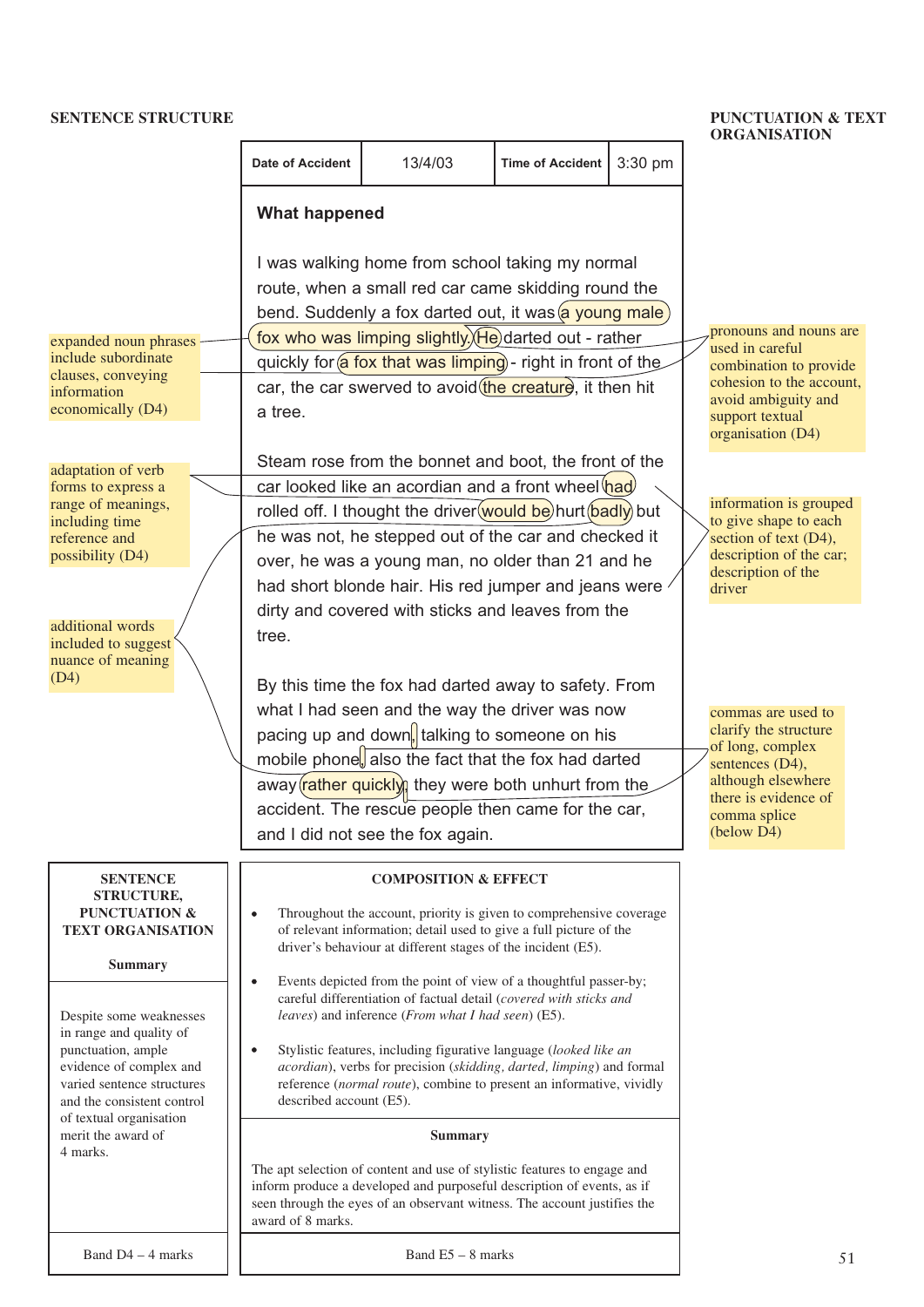**SENTENCE STRUCTURE**

**PUNCTUATION & TEXT ORGANISATION**

| Date of Accident | 13/4/03 | Time of Accident | 3:30 pm |
|---|---|---|---|

**What happened**

I was walking home from school taking my normal route, when a small red car came skidding round the bend. Suddenly a fox darted out, it was a young male fox who was limping slightly. He darted out - rather quickly for a fox that was limping - right in front of the car, the car swerved to avoid the creature, it then hit a tree.

Steam rose from the bonnet and boot, the front of the car looked like an acordian and a front wheel had rolled off. I thought the driver would be hurt badly but he was not, he stepped out of the car and checked it over, he was a young man, no older than 21 and he had short blonde hair. His red jumper and jeans were dirty and covered with sticks and leaves from the tree.

By this time the fox had darted away to safety. From what I had seen and the way the driver was now pacing up and down, talking to someone on his mobile phone, also the fact that the fox had darted away rather quickly, they were both unhurt from the accident. The rescue people then came for the car, and I did not see the fox again.

Annotations (Sentence structure):

- expanded noun phrases include subordinate clauses, conveying information economically (D4)
- adaptation of verb forms to express a range of meanings, including time reference and possibility (D4)
- additional words included to suggest nuance of meaning (D4)

Annotations (Punctuation & text organisation):

- pronouns and nouns are used in careful combination to provide cohesion to the account, avoid ambiguity and support textual organisation (D4)
- information is grouped to give shape to each section of text (D4), description of the car; description of the driver
- commas are used to clarify the structure of long, complex sentences (D4), although elsewhere there is evidence of comma splice (below D4)

**SENTENCE STRUCTURE, PUNCTUATION & TEXT ORGANISATION**

**Summary**

Despite some weaknesses in range and quality of punctuation, ample evidence of complex and varied sentence structures and the consistent control of textual organisation merit the award of 4 marks.

Band D4 – 4 marks

**COMPOSITION & EFFECT**

- Throughout the account, priority is given to comprehensive coverage of relevant information; detail used to give a full picture of the driver's behaviour at different stages of the incident (E5).
- Events depicted from the point of view of a thoughtful passer-by; careful differentiation of factual detail (*covered with sticks and leaves*) and inference (*From what I had seen*) (E5).
- Stylistic features, including figurative language (*looked like an acordian*), verbs for precision (*skidding, darted, limping*) and formal reference (*normal route*), combine to present an informative, vividly described account (E5).

**Summary**

The apt selection of content and use of stylistic features to engage and inform produce a developed and purposeful description of events, as if seen through the eyes of an observant witness. The account justifies the award of 8 marks.

Band E5 – 8 marks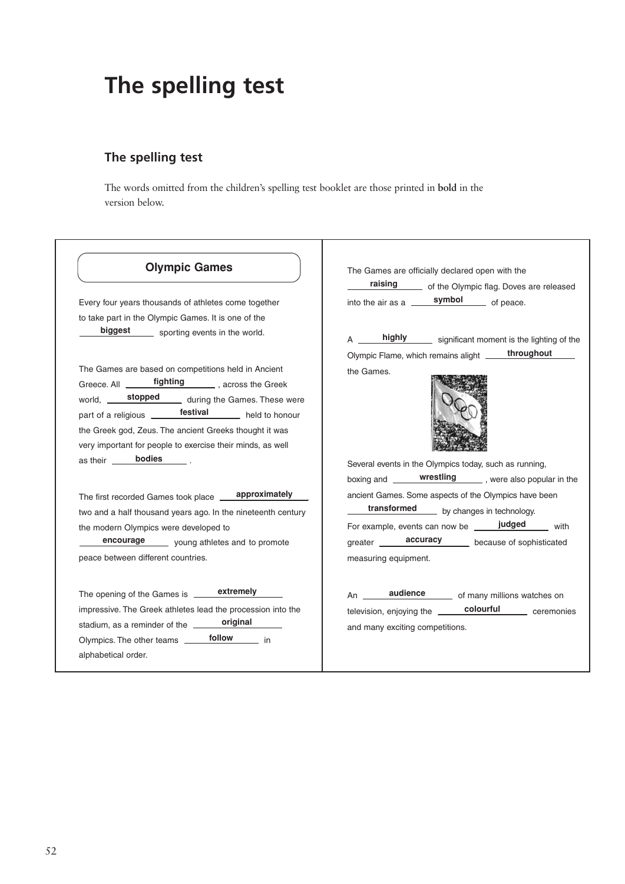# The spelling test

## The spelling test

The words omitted from the children's spelling test booklet are those printed in **bold** in the version below.

### Olympic Games

Every four years thousands of athletes come together to take part in the Olympic Games. It is one of the **biggest** sporting events in the world.

The Games are based on competitions held in Ancient Greece. All **fighting**, across the Greek world, **stopped** during the Games. These were part of a religious **festival** held to honour the Greek god, Zeus. The ancient Greeks thought it was very important for people to exercise their minds, as well as their **bodies**.

The first recorded Games took place **approximately** two and a half thousand years ago. In the nineteenth century the modern Olympics were developed to **encourage** young athletes and to promote peace between different countries.

The opening of the Games is **extremely** impressive. The Greek athletes lead the procession into the stadium, as a reminder of the **original** Olympics. The other teams **follow** in alphabetical order.

The Games are officially declared open with the **raising** of the Olympic flag. Doves are released into the air as a **symbol** of peace.

A **highly** significant moment is the lighting of the Olympic Flame, which remains alight **throughout** the Games.

Several events in the Olympics today, such as running, boxing and **wrestling**, were also popular in the ancient Games. Some aspects of the Olympics have been **transformed** by changes in technology. For example, events can now be **judged** with greater **accuracy** because of sophisticated measuring equipment.

An **audience** of many millions watches on television, enjoying the **colourful** ceremonies and many exciting competitions.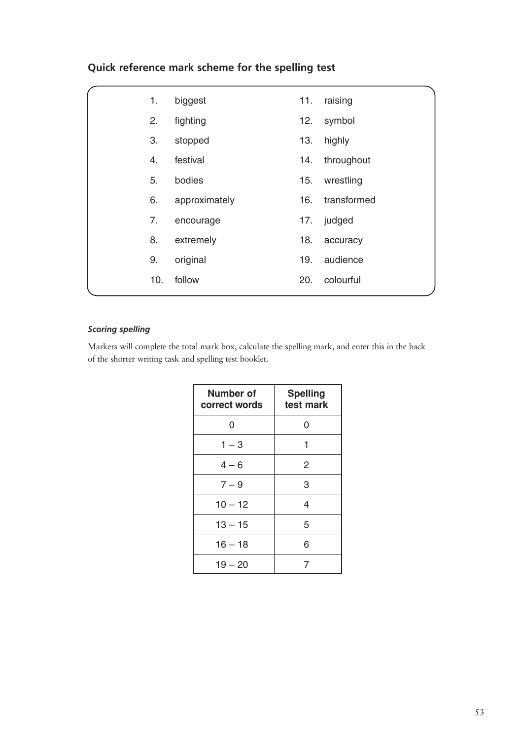## Quick reference mark scheme for the spelling test

1. biggest
2. fighting
3. stopped
4. festival
5. bodies
6. approximately
7. encourage
8. extremely
9. original
10. follow
11. raising
12. symbol
13. highly
14. throughout
15. wrestling
16. transformed
17. judged
18. accuracy
19. audience
20. colourful

***Scoring spelling***

Markers will complete the total mark box, calculate the spelling mark, and enter this in the back of the shorter writing task and spelling test booklet.

| Number of correct words | Spelling test mark |
|---|---|
| 0 | 0 |
| 1 – 3 | 1 |
| 4 – 6 | 2 |
| 7 – 9 | 3 |
| 10 – 12 | 4 |
| 13 – 15 | 5 |
| 16 – 18 | 6 |
| 19 – 20 | 7 |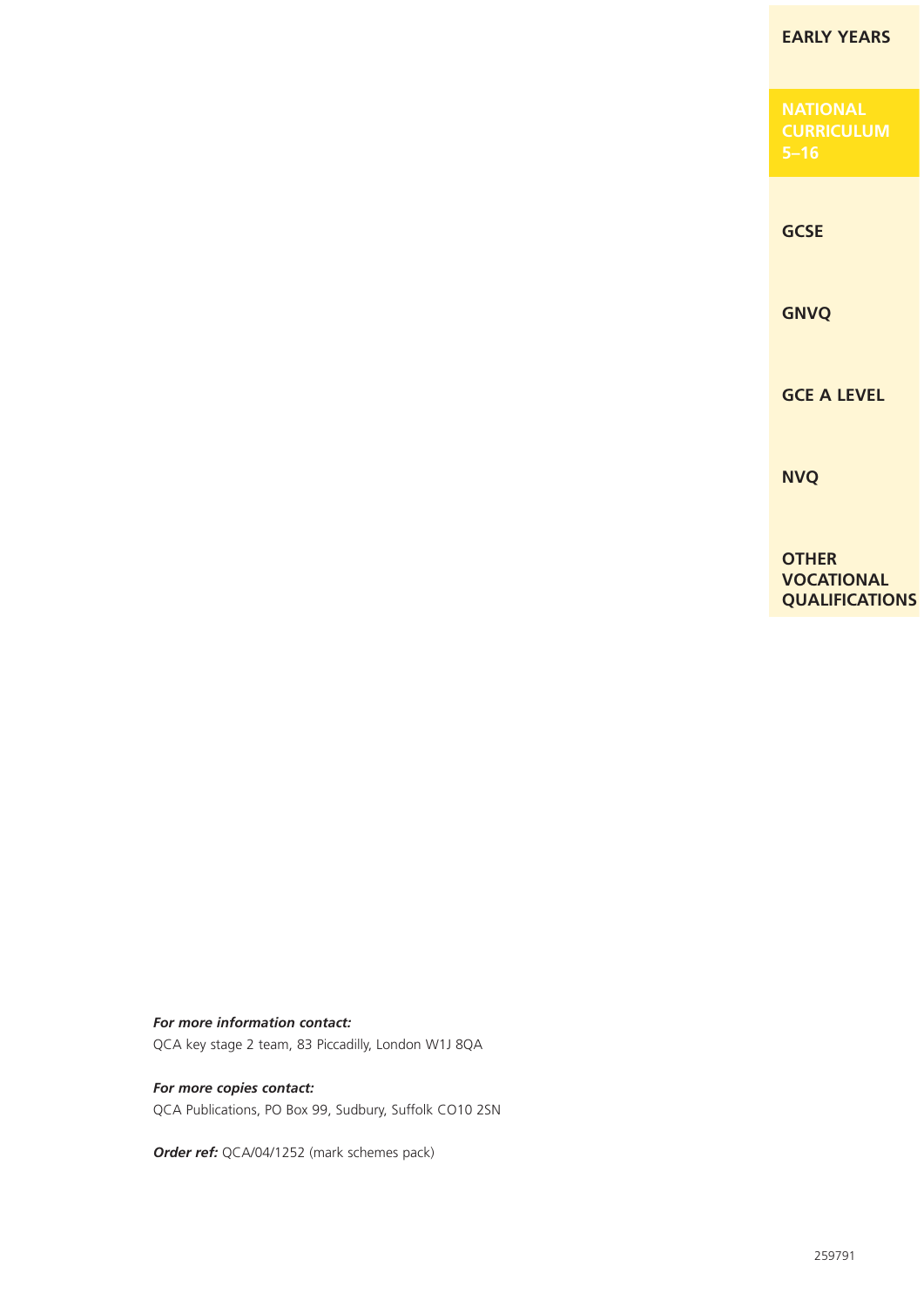EARLY YEARS

NATIONAL CURRICULUM 5–16

GCSE

GNVQ

GCE A LEVEL

NVQ

OTHER VOCATIONAL QUALIFICATIONS

***For more information contact:***
QCA key stage 2 team, 83 Piccadilly, London W1J 8QA

***For more copies contact:***
QCA Publications, PO Box 99, Sudbury, Suffolk CO10 2SN

***Order ref:*** QCA/04/1252 (mark schemes pack)

259791